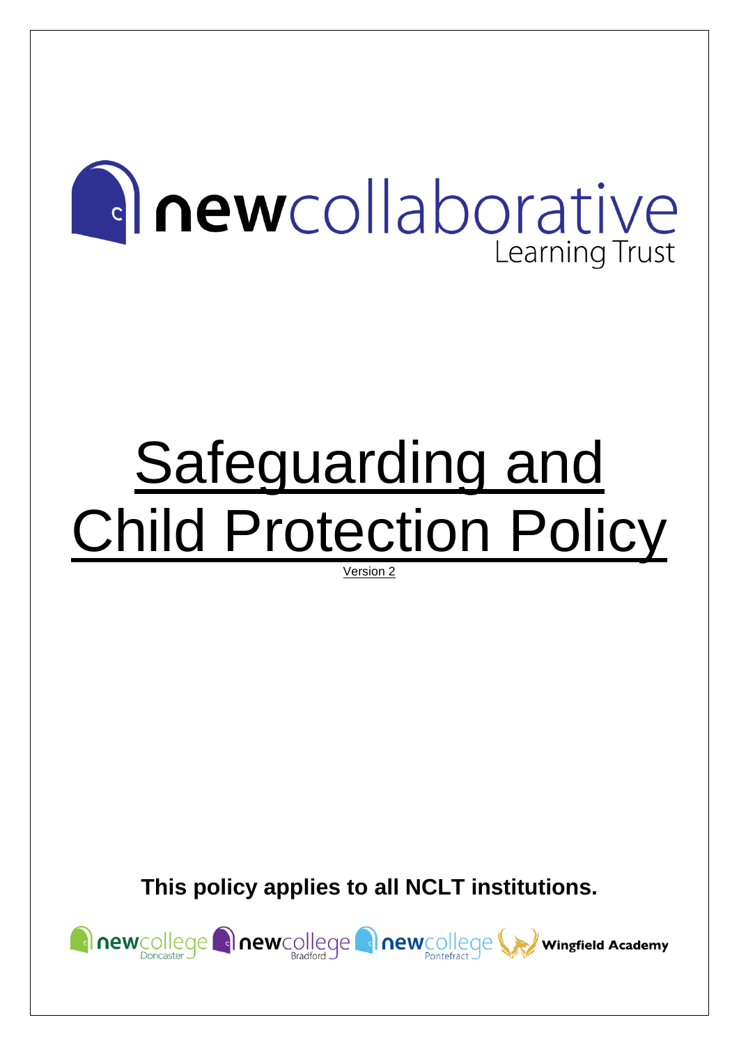newcollaborative
Learning Trust

# Safeguarding and Child Protection Policy

Version 2

**This policy applies to all NCLT institutions.**

newcollege Doncaster newcollege Bradford newcollege Pontefract Wingfield Academy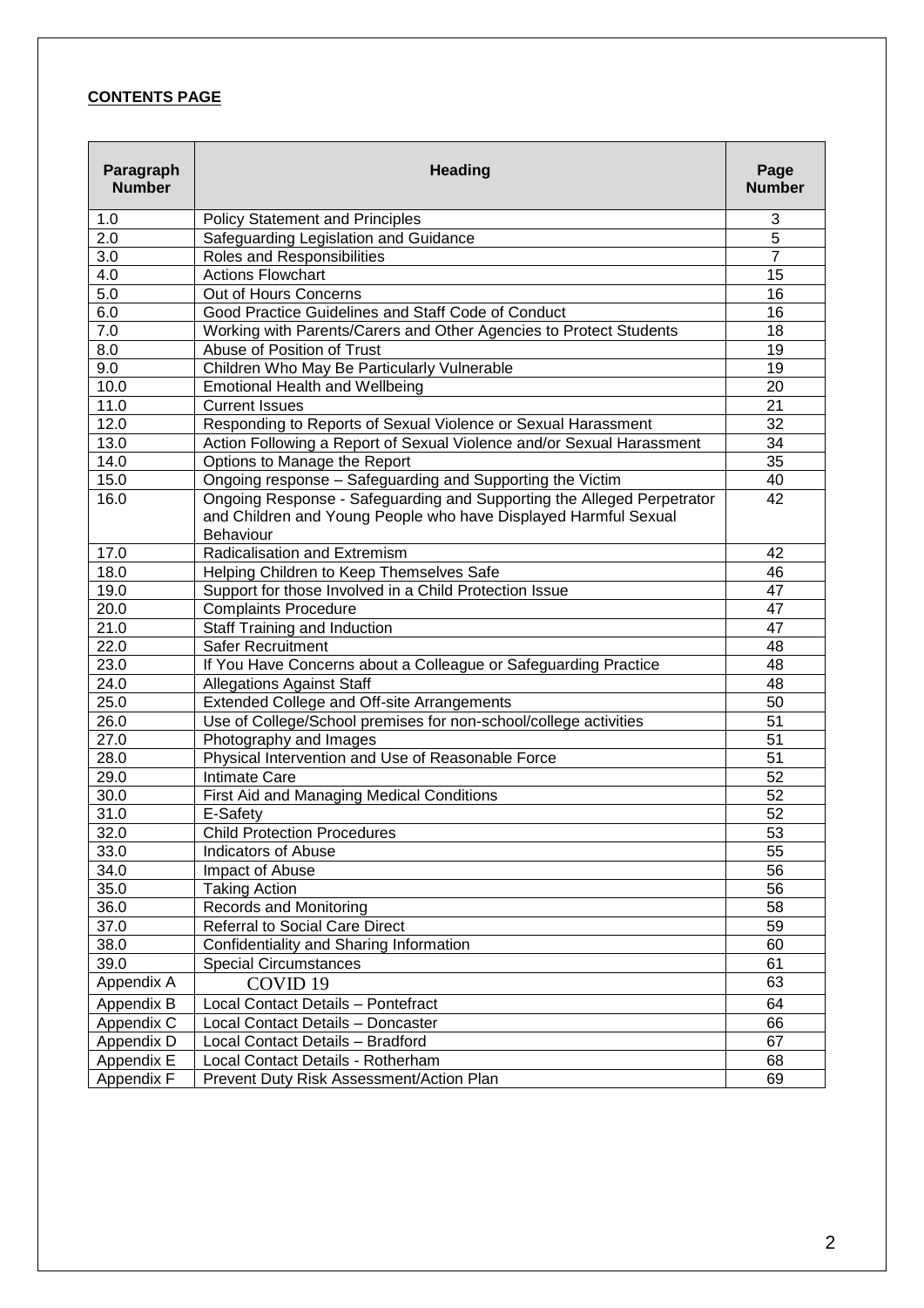**CONTENTS PAGE**

| Paragraph Number | Heading | Page Number |
|---|---|---|
| 1.0 | Policy Statement and Principles | 3 |
| 2.0 | Safeguarding Legislation and Guidance | 5 |
| 3.0 | Roles and Responsibilities | 7 |
| 4.0 | Actions Flowchart | 15 |
| 5.0 | Out of Hours Concerns | 16 |
| 6.0 | Good Practice Guidelines and Staff Code of Conduct | 16 |
| 7.0 | Working with Parents/Carers and Other Agencies to Protect Students | 18 |
| 8.0 | Abuse of Position of Trust | 19 |
| 9.0 | Children Who May Be Particularly Vulnerable | 19 |
| 10.0 | Emotional Health and Wellbeing | 20 |
| 11.0 | Current Issues | 21 |
| 12.0 | Responding to Reports of Sexual Violence or Sexual Harassment | 32 |
| 13.0 | Action Following a Report of Sexual Violence and/or Sexual Harassment | 34 |
| 14.0 | Options to Manage the Report | 35 |
| 15.0 | Ongoing response – Safeguarding and Supporting the Victim | 40 |
| 16.0 | Ongoing Response - Safeguarding and Supporting the Alleged Perpetrator and Children and Young People who have Displayed Harmful Sexual Behaviour | 42 |
| 17.0 | Radicalisation and Extremism | 42 |
| 18.0 | Helping Children to Keep Themselves Safe | 46 |
| 19.0 | Support for those Involved in a Child Protection Issue | 47 |
| 20.0 | Complaints Procedure | 47 |
| 21.0 | Staff Training and Induction | 47 |
| 22.0 | Safer Recruitment | 48 |
| 23.0 | If You Have Concerns about a Colleague or Safeguarding Practice | 48 |
| 24.0 | Allegations Against Staff | 48 |
| 25.0 | Extended College and Off-site Arrangements | 50 |
| 26.0 | Use of College/School premises for non-school/college activities | 51 |
| 27.0 | Photography and Images | 51 |
| 28.0 | Physical Intervention and Use of Reasonable Force | 51 |
| 29.0 | Intimate Care | 52 |
| 30.0 | First Aid and Managing Medical Conditions | 52 |
| 31.0 | E-Safety | 52 |
| 32.0 | Child Protection Procedures | 53 |
| 33.0 | Indicators of Abuse | 55 |
| 34.0 | Impact of Abuse | 56 |
| 35.0 | Taking Action | 56 |
| 36.0 | Records and Monitoring | 58 |
| 37.0 | Referral to Social Care Direct | 59 |
| 38.0 | Confidentiality and Sharing Information | 60 |
| 39.0 | Special Circumstances | 61 |
| Appendix A | COVID 19 | 63 |
| Appendix B | Local Contact Details – Pontefract | 64 |
| Appendix C | Local Contact Details – Doncaster | 66 |
| Appendix D | Local Contact Details – Bradford | 67 |
| Appendix E | Local Contact Details - Rotherham | 68 |
| Appendix F | Prevent Duty Risk Assessment/Action Plan | 69 |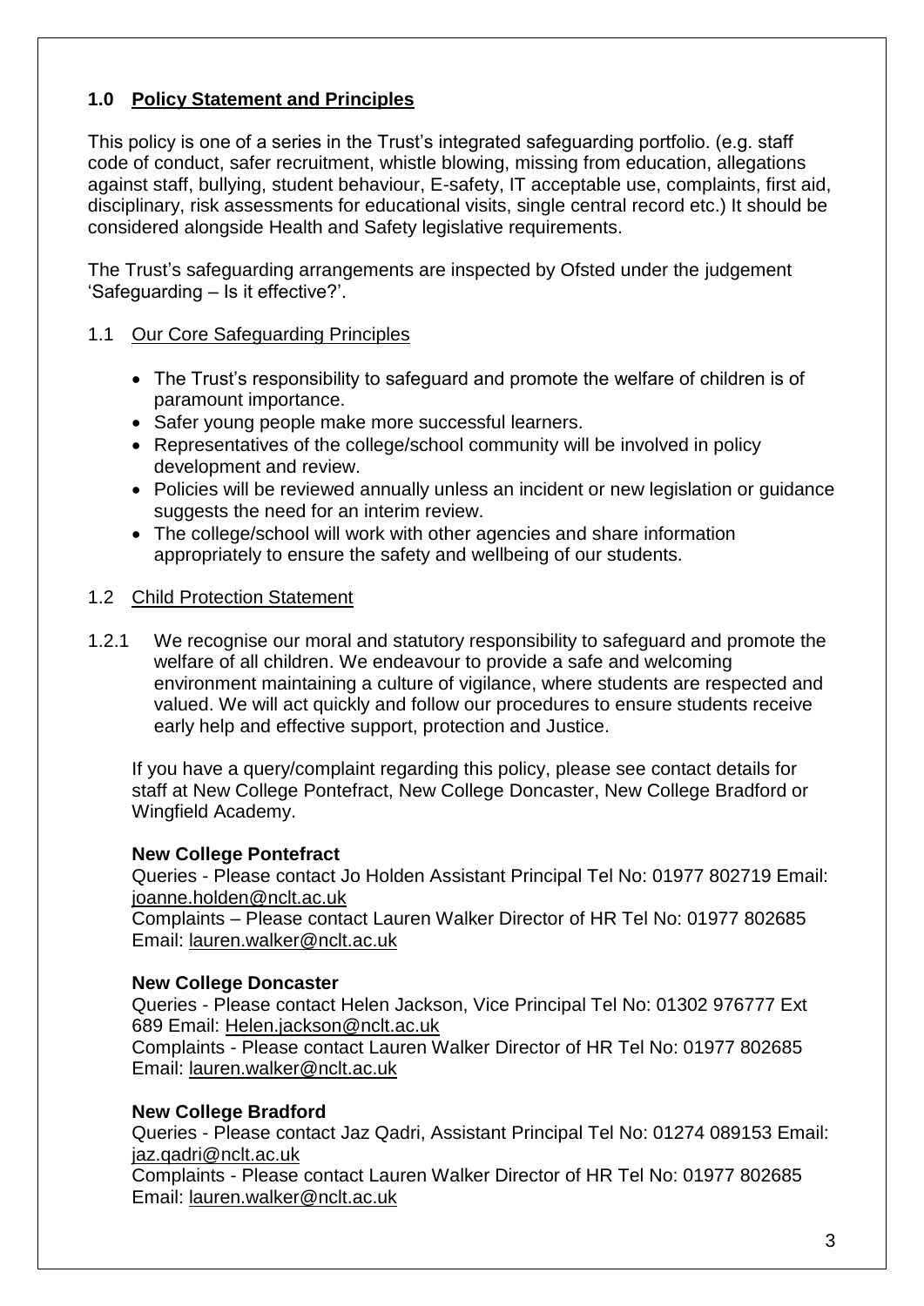## 1.0 Policy Statement and Principles

This policy is one of a series in the Trust's integrated safeguarding portfolio. (e.g. staff code of conduct, safer recruitment, whistle blowing, missing from education, allegations against staff, bullying, student behaviour, E-safety, IT acceptable use, complaints, first aid, disciplinary, risk assessments for educational visits, single central record etc.) It should be considered alongside Health and Safety legislative requirements.

The Trust's safeguarding arrangements are inspected by Ofsted under the judgement 'Safeguarding – Is it effective?'.

### 1.1 Our Core Safeguarding Principles

- The Trust's responsibility to safeguard and promote the welfare of children is of paramount importance.
- Safer young people make more successful learners.
- Representatives of the college/school community will be involved in policy development and review.
- Policies will be reviewed annually unless an incident or new legislation or guidance suggests the need for an interim review.
- The college/school will work with other agencies and share information appropriately to ensure the safety and wellbeing of our students.

### 1.2 Child Protection Statement

1.2.1 We recognise our moral and statutory responsibility to safeguard and promote the welfare of all children. We endeavour to provide a safe and welcoming environment maintaining a culture of vigilance, where students are respected and valued. We will act quickly and follow our procedures to ensure students receive early help and effective support, protection and Justice.

If you have a query/complaint regarding this policy, please see contact details for staff at New College Pontefract, New College Doncaster, New College Bradford or Wingfield Academy.

**New College Pontefract**
Queries - Please contact Jo Holden Assistant Principal Tel No: 01977 802719 Email: joanne.holden@nclt.ac.uk
Complaints – Please contact Lauren Walker Director of HR Tel No: 01977 802685 Email: lauren.walker@nclt.ac.uk

**New College Doncaster**
Queries - Please contact Helen Jackson, Vice Principal Tel No: 01302 976777 Ext 689 Email: Helen.jackson@nclt.ac.uk
Complaints - Please contact Lauren Walker Director of HR Tel No: 01977 802685 Email: lauren.walker@nclt.ac.uk

**New College Bradford**
Queries - Please contact Jaz Qadri, Assistant Principal Tel No: 01274 089153 Email: jaz.qadri@nclt.ac.uk
Complaints - Please contact Lauren Walker Director of HR Tel No: 01977 802685 Email: lauren.walker@nclt.ac.uk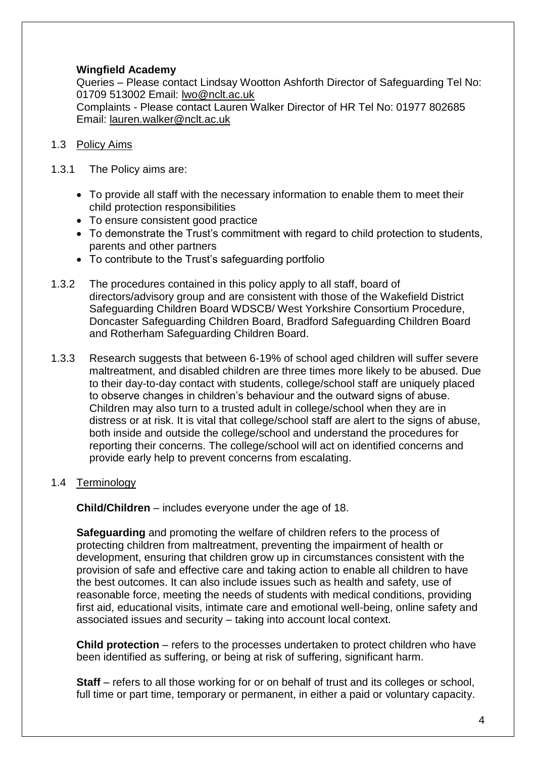**Wingfield Academy**

Queries – Please contact Lindsay Wootton Ashforth Director of Safeguarding Tel No: 01709 513002 Email: lwo@nclt.ac.uk

Complaints - Please contact Lauren Walker Director of HR Tel No: 01977 802685 Email: lauren.walker@nclt.ac.uk

1.3 Policy Aims

1.3.1 The Policy aims are:

- To provide all staff with the necessary information to enable them to meet their child protection responsibilities
- To ensure consistent good practice
- To demonstrate the Trust's commitment with regard to child protection to students, parents and other partners
- To contribute to the Trust's safeguarding portfolio

1.3.2 The procedures contained in this policy apply to all staff, board of directors/advisory group and are consistent with those of the Wakefield District Safeguarding Children Board WDSCB/ West Yorkshire Consortium Procedure, Doncaster Safeguarding Children Board, Bradford Safeguarding Children Board and Rotherham Safeguarding Children Board.

1.3.3 Research suggests that between 6-19% of school aged children will suffer severe maltreatment, and disabled children are three times more likely to be abused. Due to their day-to-day contact with students, college/school staff are uniquely placed to observe changes in children's behaviour and the outward signs of abuse. Children may also turn to a trusted adult in college/school when they are in distress or at risk. It is vital that college/school staff are alert to the signs of abuse, both inside and outside the college/school and understand the procedures for reporting their concerns. The college/school will act on identified concerns and provide early help to prevent concerns from escalating.

1.4 Terminology

**Child/Children** – includes everyone under the age of 18.

**Safeguarding** and promoting the welfare of children refers to the process of protecting children from maltreatment, preventing the impairment of health or development, ensuring that children grow up in circumstances consistent with the provision of safe and effective care and taking action to enable all children to have the best outcomes. It can also include issues such as health and safety, use of reasonable force, meeting the needs of students with medical conditions, providing first aid, educational visits, intimate care and emotional well-being, online safety and associated issues and security – taking into account local context.

**Child protection** – refers to the processes undertaken to protect children who have been identified as suffering, or being at risk of suffering, significant harm.

**Staff** – refers to all those working for or on behalf of trust and its colleges or school, full time or part time, temporary or permanent, in either a paid or voluntary capacity.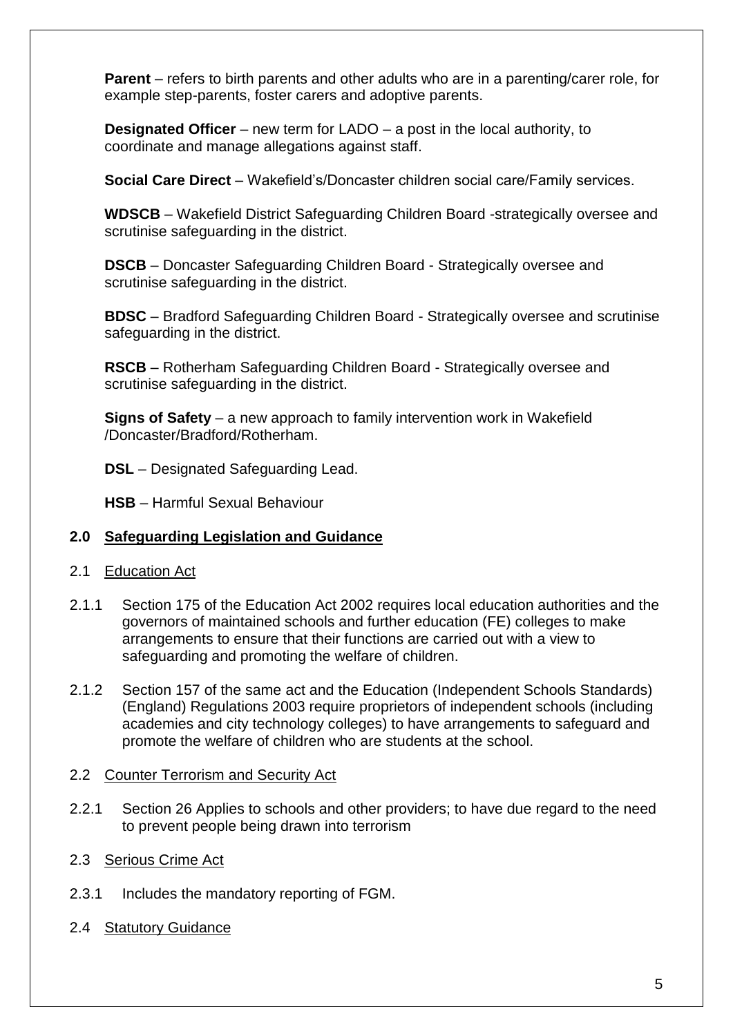**Parent** – refers to birth parents and other adults who are in a parenting/carer role, for example step-parents, foster carers and adoptive parents.

**Designated Officer** – new term for LADO – a post in the local authority, to coordinate and manage allegations against staff.

**Social Care Direct** – Wakefield's/Doncaster children social care/Family services.

**WDSCB** – Wakefield District Safeguarding Children Board -strategically oversee and scrutinise safeguarding in the district.

**DSCB** – Doncaster Safeguarding Children Board - Strategically oversee and scrutinise safeguarding in the district.

**BDSC** – Bradford Safeguarding Children Board - Strategically oversee and scrutinise safeguarding in the district.

**RSCB** – Rotherham Safeguarding Children Board - Strategically oversee and scrutinise safeguarding in the district.

**Signs of Safety** – a new approach to family intervention work in Wakefield /Doncaster/Bradford/Rotherham.

**DSL** – Designated Safeguarding Lead.

**HSB** – Harmful Sexual Behaviour

## 2.0 Safeguarding Legislation and Guidance

### 2.1 Education Act

2.1.1 Section 175 of the Education Act 2002 requires local education authorities and the governors of maintained schools and further education (FE) colleges to make arrangements to ensure that their functions are carried out with a view to safeguarding and promoting the welfare of children.

2.1.2 Section 157 of the same act and the Education (Independent Schools Standards) (England) Regulations 2003 require proprietors of independent schools (including academies and city technology colleges) to have arrangements to safeguard and promote the welfare of children who are students at the school.

### 2.2 Counter Terrorism and Security Act

2.2.1 Section 26 Applies to schools and other providers; to have due regard to the need to prevent people being drawn into terrorism

### 2.3 Serious Crime Act

2.3.1 Includes the mandatory reporting of FGM.

### 2.4 Statutory Guidance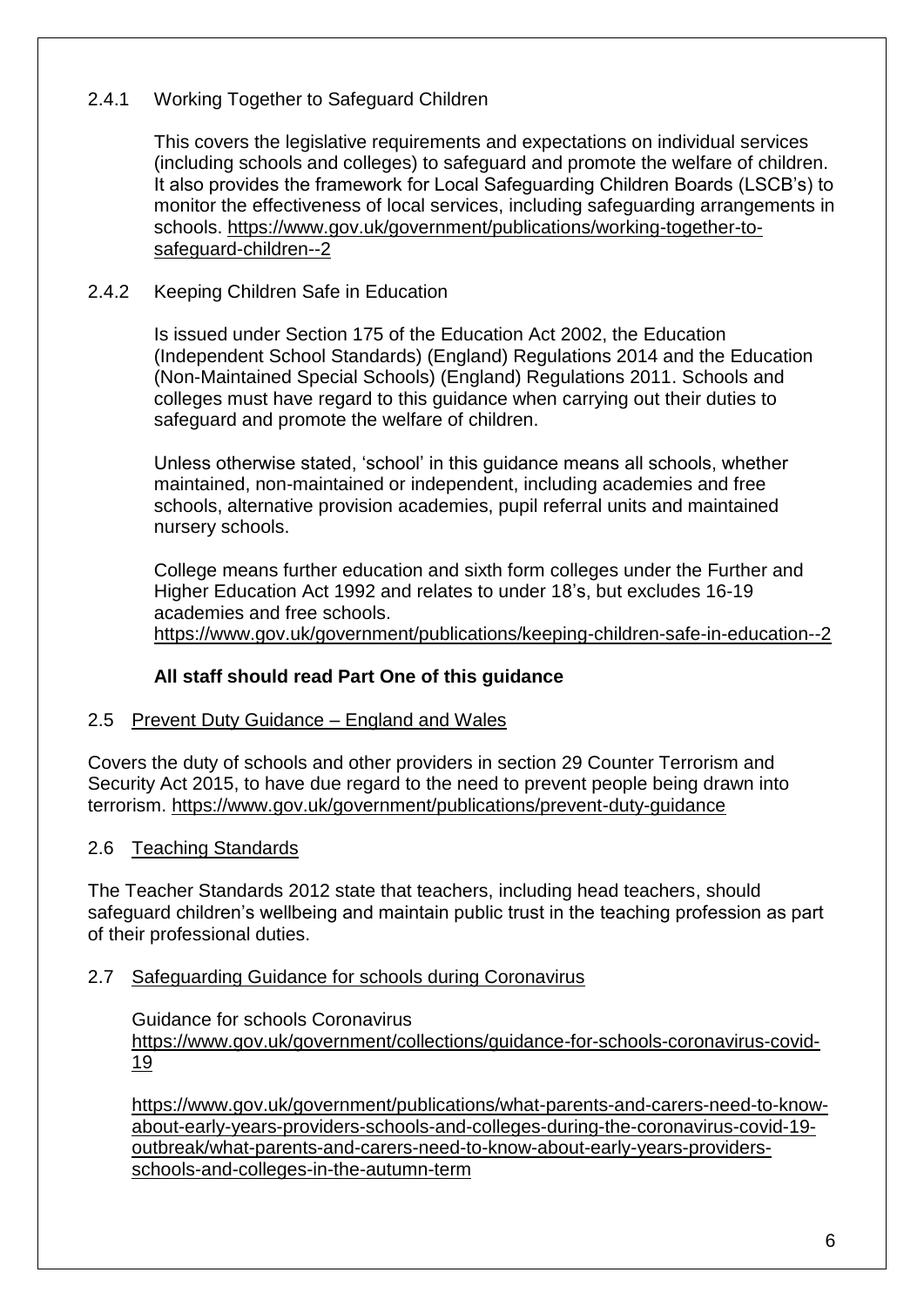### 2.4.1 Working Together to Safeguard Children

This covers the legislative requirements and expectations on individual services (including schools and colleges) to safeguard and promote the welfare of children. It also provides the framework for Local Safeguarding Children Boards (LSCB's) to monitor the effectiveness of local services, including safeguarding arrangements in schools. https://www.gov.uk/government/publications/working-together-to-safeguard-children--2

### 2.4.2 Keeping Children Safe in Education

Is issued under Section 175 of the Education Act 2002, the Education (Independent School Standards) (England) Regulations 2014 and the Education (Non-Maintained Special Schools) (England) Regulations 2011. Schools and colleges must have regard to this guidance when carrying out their duties to safeguard and promote the welfare of children.

Unless otherwise stated, 'school' in this guidance means all schools, whether maintained, non-maintained or independent, including academies and free schools, alternative provision academies, pupil referral units and maintained nursery schools.

College means further education and sixth form colleges under the Further and Higher Education Act 1992 and relates to under 18's, but excludes 16-19 academies and free schools.
https://www.gov.uk/government/publications/keeping-children-safe-in-education--2

**All staff should read Part One of this guidance**

## 2.5 Prevent Duty Guidance – England and Wales

Covers the duty of schools and other providers in section 29 Counter Terrorism and Security Act 2015, to have due regard to the need to prevent people being drawn into terrorism. https://www.gov.uk/government/publications/prevent-duty-guidance

## 2.6 Teaching Standards

The Teacher Standards 2012 state that teachers, including head teachers, should safeguard children's wellbeing and maintain public trust in the teaching profession as part of their professional duties.

## 2.7 Safeguarding Guidance for schools during Coronavirus

Guidance for schools Coronavirus
https://www.gov.uk/government/collections/guidance-for-schools-coronavirus-covid-19

https://www.gov.uk/government/publications/what-parents-and-carers-need-to-know-about-early-years-providers-schools-and-colleges-during-the-coronavirus-covid-19-outbreak/what-parents-and-carers-need-to-know-about-early-years-providers-schools-and-colleges-in-the-autumn-term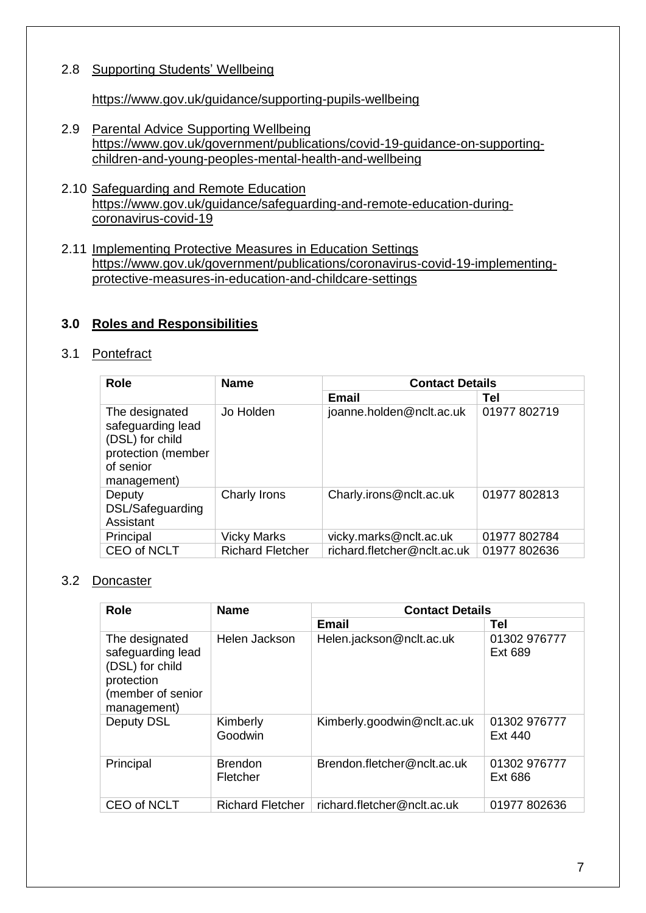2.8 Supporting Students' Wellbeing

https://www.gov.uk/guidance/supporting-pupils-wellbeing

2.9 Parental Advice Supporting Wellbeing
https://www.gov.uk/government/publications/covid-19-guidance-on-supporting-children-and-young-peoples-mental-health-and-wellbeing

2.10 Safeguarding and Remote Education
https://www.gov.uk/guidance/safeguarding-and-remote-education-during-coronavirus-covid-19

2.11 Implementing Protective Measures in Education Settings
https://www.gov.uk/government/publications/coronavirus-covid-19-implementing-protective-measures-in-education-and-childcare-settings

## 3.0 Roles and Responsibilities

3.1 Pontefract

| Role | Name | Contact Details | |
|---|---|---|---|
| | | **Email** | **Tel** |
| The designated safeguarding lead (DSL) for child protection (member of senior management) | Jo Holden | joanne.holden@nclt.ac.uk | 01977 802719 |
| Deputy DSL/Safeguarding Assistant | Charly Irons | Charly.irons@nclt.ac.uk | 01977 802813 |
| Principal | Vicky Marks | vicky.marks@nclt.ac.uk | 01977 802784 |
| CEO of NCLT | Richard Fletcher | richard.fletcher@nclt.ac.uk | 01977 802636 |

3.2 Doncaster

| Role | Name | Contact Details | |
|---|---|---|---|
| | | **Email** | **Tel** |
| The designated safeguarding lead (DSL) for child protection (member of senior management) | Helen Jackson | Helen.jackson@nclt.ac.uk | 01302 976777 Ext 689 |
| Deputy DSL | Kimberly Goodwin | Kimberly.goodwin@nclt.ac.uk | 01302 976777 Ext 440 |
| Principal | Brendon Fletcher | Brendon.fletcher@nclt.ac.uk | 01302 976777 Ext 686 |
| CEO of NCLT | Richard Fletcher | richard.fletcher@nclt.ac.uk | 01977 802636 |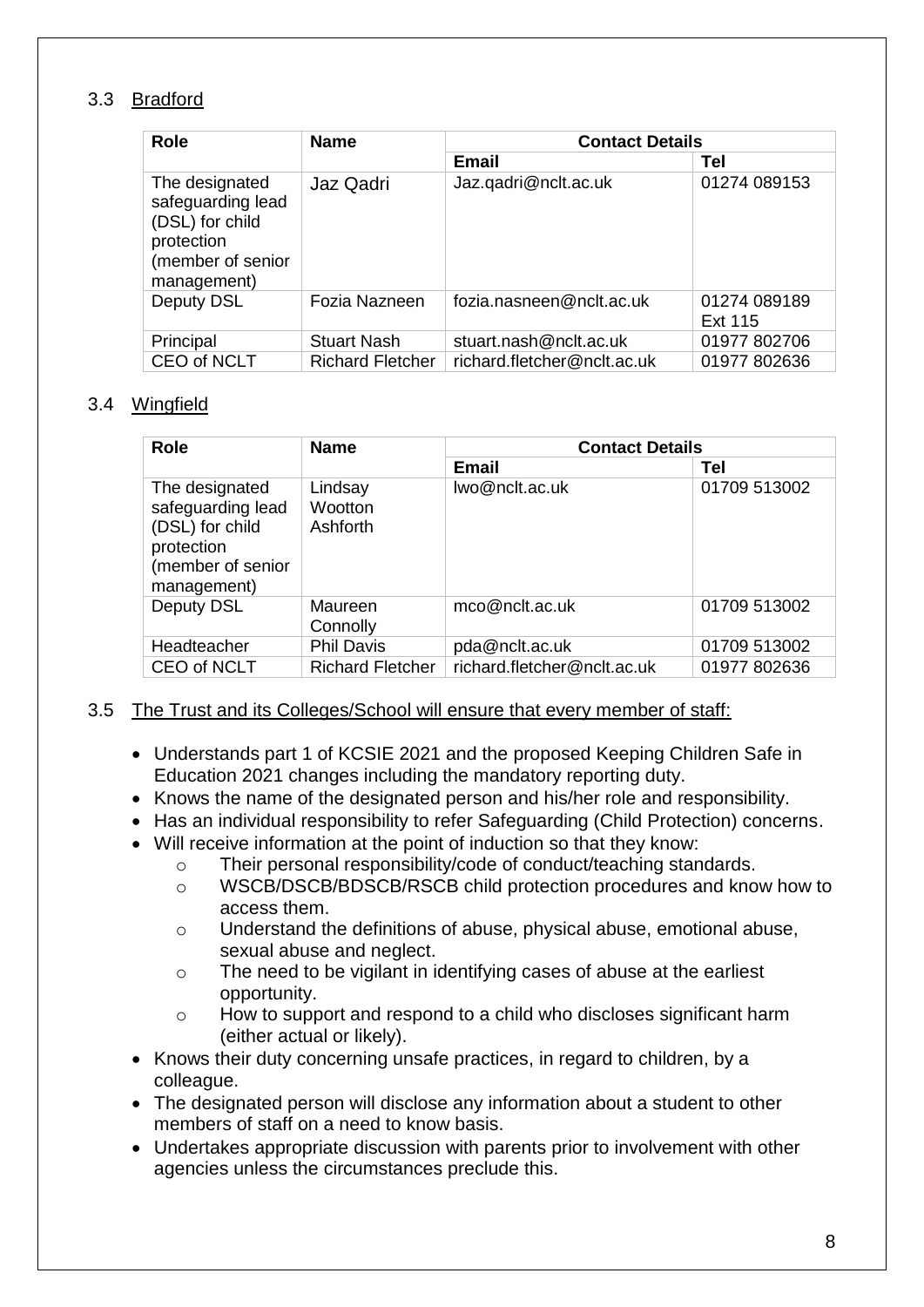### 3.3 Bradford

| Role | Name | Contact Details | |
|---|---|---|---|
| | | **Email** | **Tel** |
| The designated safeguarding lead (DSL) for child protection (member of senior management) | Jaz Qadri | Jaz.qadri@nclt.ac.uk | 01274 089153 |
| Deputy DSL | Fozia Nazneen | fozia.nasneen@nclt.ac.uk | 01274 089189 Ext 115 |
| Principal | Stuart Nash | stuart.nash@nclt.ac.uk | 01977 802706 |
| CEO of NCLT | Richard Fletcher | richard.fletcher@nclt.ac.uk | 01977 802636 |

### 3.4 Wingfield

| Role | Name | Contact Details | |
|---|---|---|---|
| | | **Email** | **Tel** |
| The designated safeguarding lead (DSL) for child protection (member of senior management) | Lindsay Wootton Ashforth | lwo@nclt.ac.uk | 01709 513002 |
| Deputy DSL | Maureen Connolly | mco@nclt.ac.uk | 01709 513002 |
| Headteacher | Phil Davis | pda@nclt.ac.uk | 01709 513002 |
| CEO of NCLT | Richard Fletcher | richard.fletcher@nclt.ac.uk | 01977 802636 |

### 3.5 The Trust and its Colleges/School will ensure that every member of staff:

- Understands part 1 of KCSIE 2021 and the proposed Keeping Children Safe in Education 2021 changes including the mandatory reporting duty.
- Knows the name of the designated person and his/her role and responsibility.
- Has an individual responsibility to refer Safeguarding (Child Protection) concerns.
- Will receive information at the point of induction so that they know:
  - Their personal responsibility/code of conduct/teaching standards.
  - WSCB/DSCB/BDSCB/RSCB child protection procedures and know how to access them.
  - Understand the definitions of abuse, physical abuse, emotional abuse, sexual abuse and neglect.
  - The need to be vigilant in identifying cases of abuse at the earliest opportunity.
  - How to support and respond to a child who discloses significant harm (either actual or likely).
- Knows their duty concerning unsafe practices, in regard to children, by a colleague.
- The designated person will disclose any information about a student to other members of staff on a need to know basis.
- Undertakes appropriate discussion with parents prior to involvement with other agencies unless the circumstances preclude this.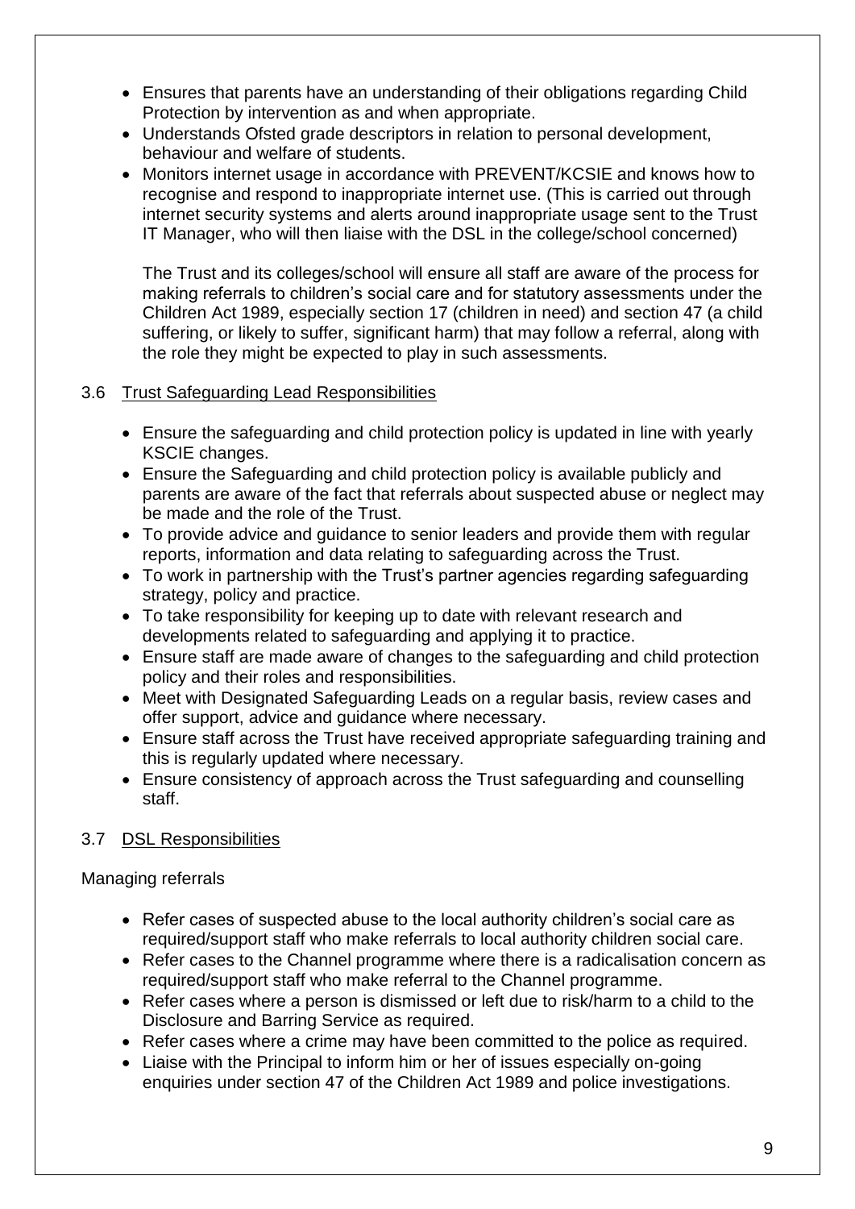- Ensures that parents have an understanding of their obligations regarding Child Protection by intervention as and when appropriate.
- Understands Ofsted grade descriptors in relation to personal development, behaviour and welfare of students.
- Monitors internet usage in accordance with PREVENT/KCSIE and knows how to recognise and respond to inappropriate internet use. (This is carried out through internet security systems and alerts around inappropriate usage sent to the Trust IT Manager, who will then liaise with the DSL in the college/school concerned)

  The Trust and its colleges/school will ensure all staff are aware of the process for making referrals to children's social care and for statutory assessments under the Children Act 1989, especially section 17 (children in need) and section 47 (a child suffering, or likely to suffer, significant harm) that may follow a referral, along with the role they might be expected to play in such assessments.

### 3.6 Trust Safeguarding Lead Responsibilities

- Ensure the safeguarding and child protection policy is updated in line with yearly KSCIE changes.
- Ensure the Safeguarding and child protection policy is available publicly and parents are aware of the fact that referrals about suspected abuse or neglect may be made and the role of the Trust.
- To provide advice and guidance to senior leaders and provide them with regular reports, information and data relating to safeguarding across the Trust.
- To work in partnership with the Trust's partner agencies regarding safeguarding strategy, policy and practice.
- To take responsibility for keeping up to date with relevant research and developments related to safeguarding and applying it to practice.
- Ensure staff are made aware of changes to the safeguarding and child protection policy and their roles and responsibilities.
- Meet with Designated Safeguarding Leads on a regular basis, review cases and offer support, advice and guidance where necessary.
- Ensure staff across the Trust have received appropriate safeguarding training and this is regularly updated where necessary.
- Ensure consistency of approach across the Trust safeguarding and counselling staff.

### 3.7 DSL Responsibilities

Managing referrals

- Refer cases of suspected abuse to the local authority children's social care as required/support staff who make referrals to local authority children social care.
- Refer cases to the Channel programme where there is a radicalisation concern as required/support staff who make referral to the Channel programme.
- Refer cases where a person is dismissed or left due to risk/harm to a child to the Disclosure and Barring Service as required.
- Refer cases where a crime may have been committed to the police as required.
- Liaise with the Principal to inform him or her of issues especially on-going enquiries under section 47 of the Children Act 1989 and police investigations.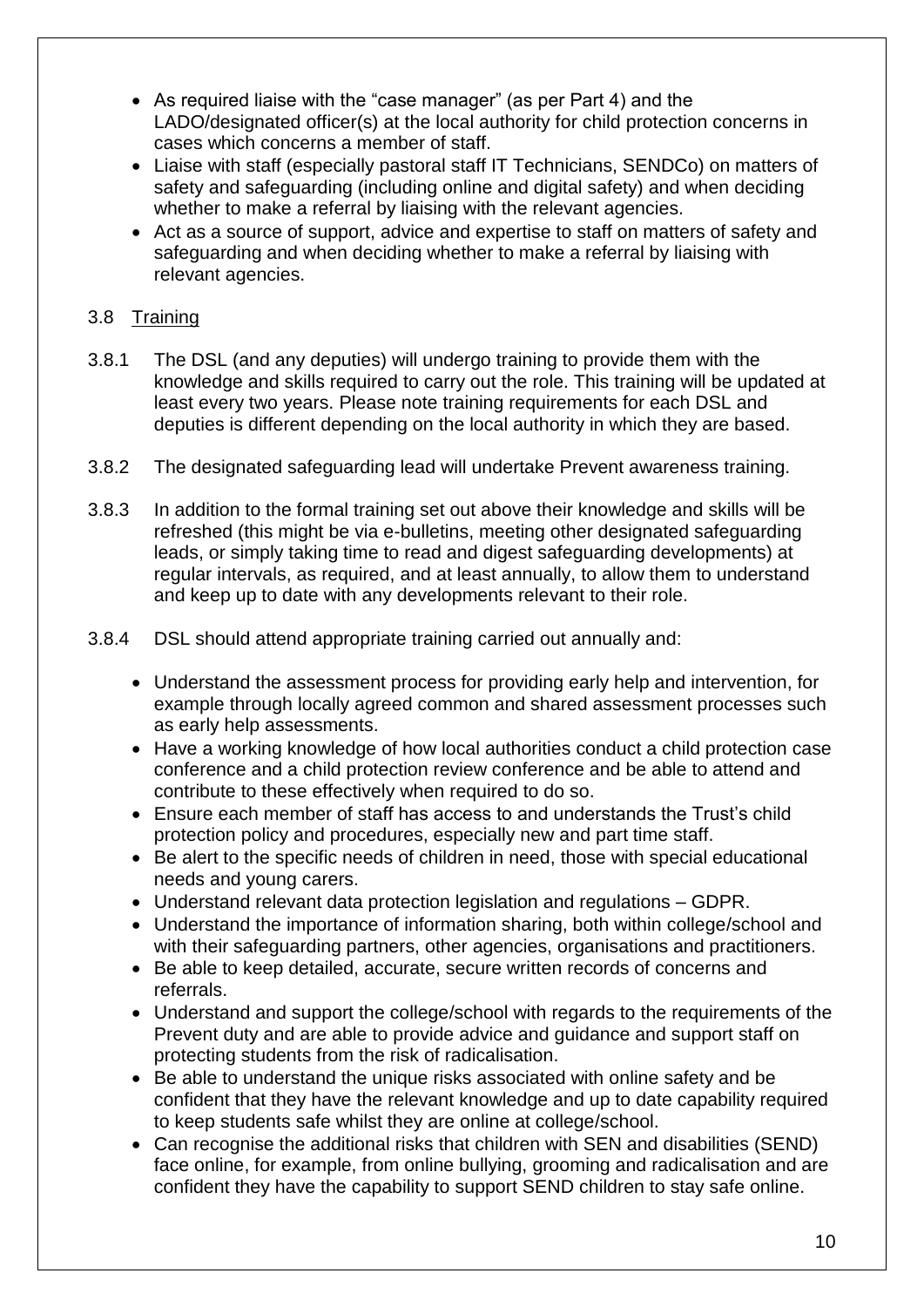- As required liaise with the "case manager" (as per Part 4) and the LADO/designated officer(s) at the local authority for child protection concerns in cases which concerns a member of staff.
- Liaise with staff (especially pastoral staff IT Technicians, SENDCo) on matters of safety and safeguarding (including online and digital safety) and when deciding whether to make a referral by liaising with the relevant agencies.
- Act as a source of support, advice and expertise to staff on matters of safety and safeguarding and when deciding whether to make a referral by liaising with relevant agencies.

3.8 Training

3.8.1 The DSL (and any deputies) will undergo training to provide them with the knowledge and skills required to carry out the role. This training will be updated at least every two years. Please note training requirements for each DSL and deputies is different depending on the local authority in which they are based.

3.8.2 The designated safeguarding lead will undertake Prevent awareness training.

3.8.3 In addition to the formal training set out above their knowledge and skills will be refreshed (this might be via e-bulletins, meeting other designated safeguarding leads, or simply taking time to read and digest safeguarding developments) at regular intervals, as required, and at least annually, to allow them to understand and keep up to date with any developments relevant to their role.

3.8.4 DSL should attend appropriate training carried out annually and:

- Understand the assessment process for providing early help and intervention, for example through locally agreed common and shared assessment processes such as early help assessments.
- Have a working knowledge of how local authorities conduct a child protection case conference and a child protection review conference and be able to attend and contribute to these effectively when required to do so.
- Ensure each member of staff has access to and understands the Trust's child protection policy and procedures, especially new and part time staff.
- Be alert to the specific needs of children in need, those with special educational needs and young carers.
- Understand relevant data protection legislation and regulations – GDPR.
- Understand the importance of information sharing, both within college/school and with their safeguarding partners, other agencies, organisations and practitioners.
- Be able to keep detailed, accurate, secure written records of concerns and referrals.
- Understand and support the college/school with regards to the requirements of the Prevent duty and are able to provide advice and guidance and support staff on protecting students from the risk of radicalisation.
- Be able to understand the unique risks associated with online safety and be confident that they have the relevant knowledge and up to date capability required to keep students safe whilst they are online at college/school.
- Can recognise the additional risks that children with SEN and disabilities (SEND) face online, for example, from online bullying, grooming and radicalisation and are confident they have the capability to support SEND children to stay safe online.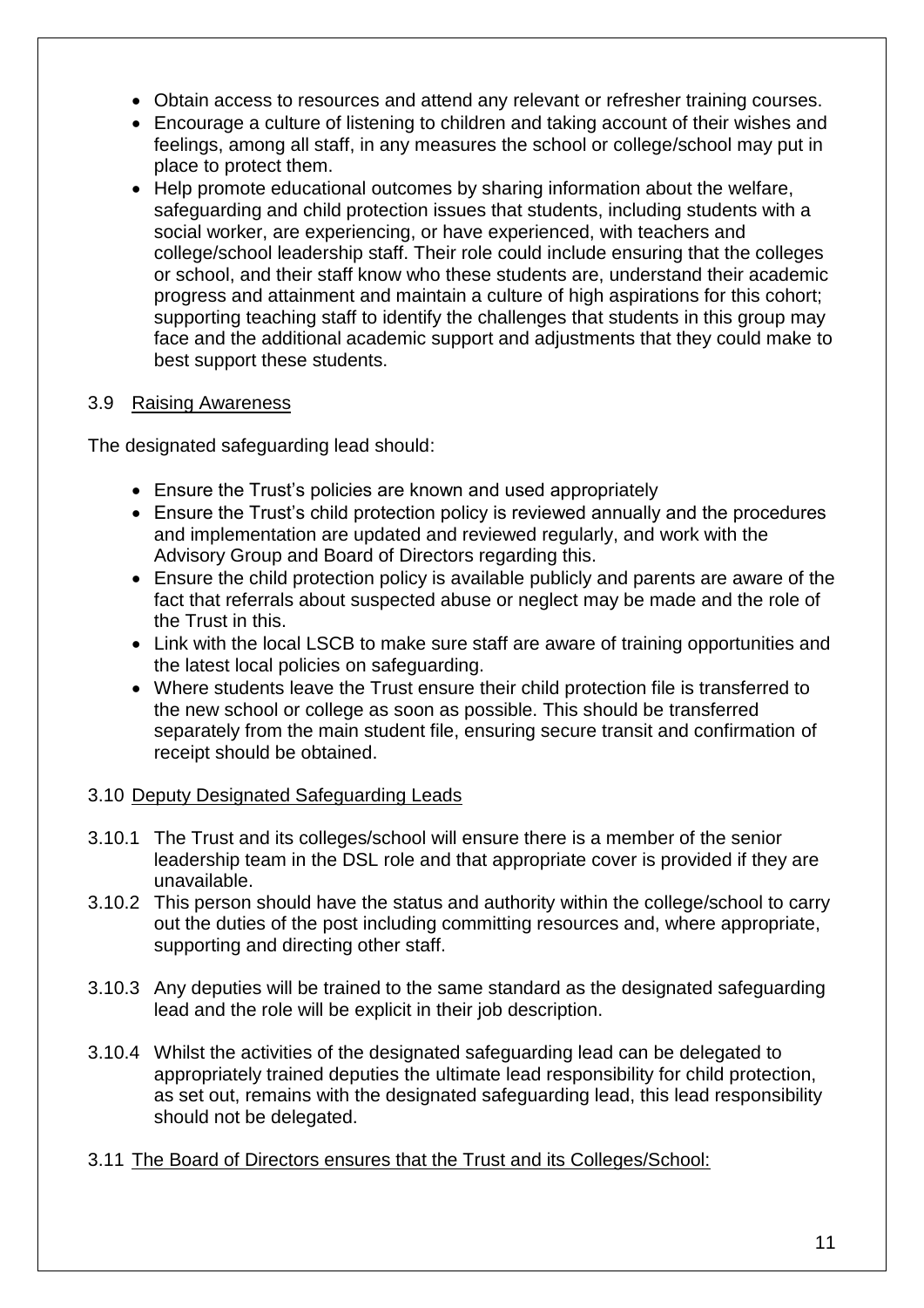- Obtain access to resources and attend any relevant or refresher training courses.
- Encourage a culture of listening to children and taking account of their wishes and feelings, among all staff, in any measures the school or college/school may put in place to protect them.
- Help promote educational outcomes by sharing information about the welfare, safeguarding and child protection issues that students, including students with a social worker, are experiencing, or have experienced, with teachers and college/school leadership staff. Their role could include ensuring that the colleges or school, and their staff know who these students are, understand their academic progress and attainment and maintain a culture of high aspirations for this cohort; supporting teaching staff to identify the challenges that students in this group may face and the additional academic support and adjustments that they could make to best support these students.

### 3.9 Raising Awareness

The designated safeguarding lead should:

- Ensure the Trust's policies are known and used appropriately
- Ensure the Trust's child protection policy is reviewed annually and the procedures and implementation are updated and reviewed regularly, and work with the Advisory Group and Board of Directors regarding this.
- Ensure the child protection policy is available publicly and parents are aware of the fact that referrals about suspected abuse or neglect may be made and the role of the Trust in this.
- Link with the local LSCB to make sure staff are aware of training opportunities and the latest local policies on safeguarding.
- Where students leave the Trust ensure their child protection file is transferred to the new school or college as soon as possible. This should be transferred separately from the main student file, ensuring secure transit and confirmation of receipt should be obtained.

### 3.10 Deputy Designated Safeguarding Leads

3.10.1 The Trust and its colleges/school will ensure there is a member of the senior leadership team in the DSL role and that appropriate cover is provided if they are unavailable.

3.10.2 This person should have the status and authority within the college/school to carry out the duties of the post including committing resources and, where appropriate, supporting and directing other staff.

3.10.3 Any deputies will be trained to the same standard as the designated safeguarding lead and the role will be explicit in their job description.

3.10.4 Whilst the activities of the designated safeguarding lead can be delegated to appropriately trained deputies the ultimate lead responsibility for child protection, as set out, remains with the designated safeguarding lead, this lead responsibility should not be delegated.

### 3.11 The Board of Directors ensures that the Trust and its Colleges/School: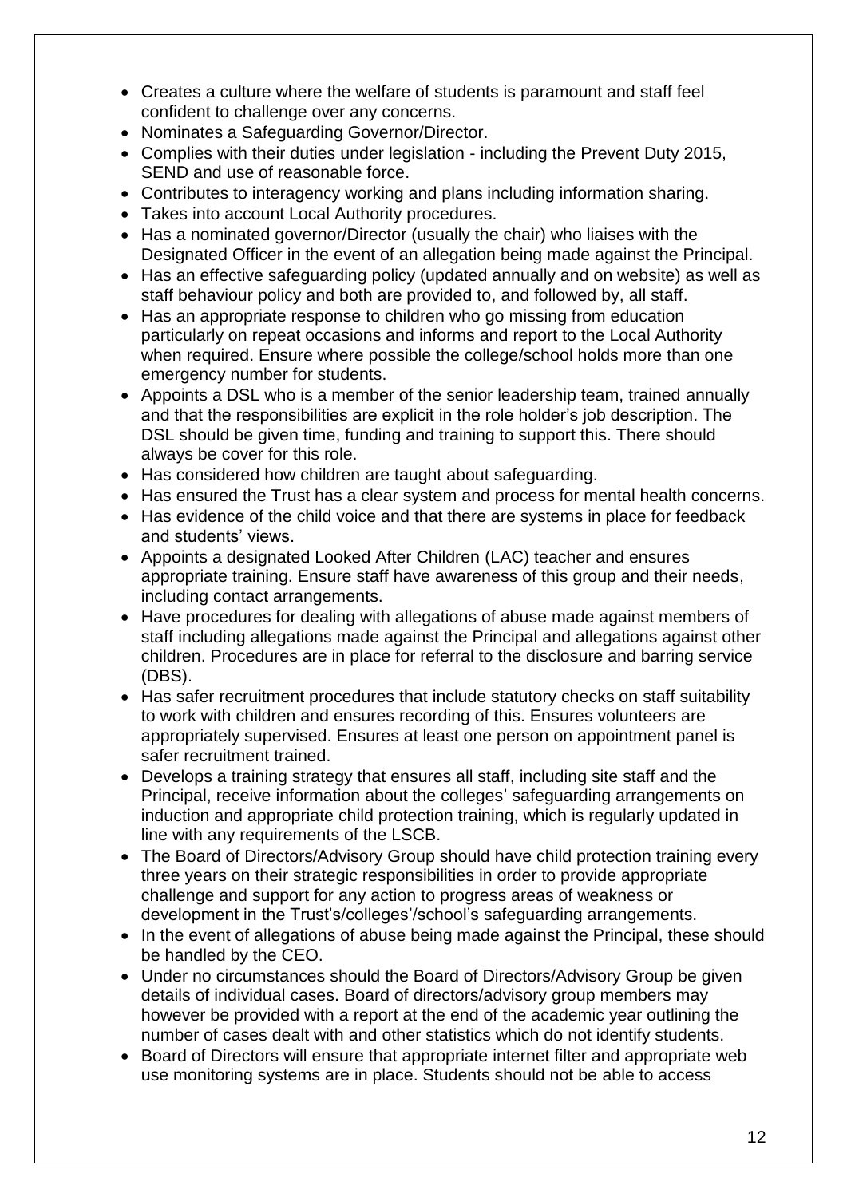- Creates a culture where the welfare of students is paramount and staff feel confident to challenge over any concerns.
- Nominates a Safeguarding Governor/Director.
- Complies with their duties under legislation - including the Prevent Duty 2015, SEND and use of reasonable force.
- Contributes to interagency working and plans including information sharing.
- Takes into account Local Authority procedures.
- Has a nominated governor/Director (usually the chair) who liaises with the Designated Officer in the event of an allegation being made against the Principal.
- Has an effective safeguarding policy (updated annually and on website) as well as staff behaviour policy and both are provided to, and followed by, all staff.
- Has an appropriate response to children who go missing from education particularly on repeat occasions and informs and report to the Local Authority when required. Ensure where possible the college/school holds more than one emergency number for students.
- Appoints a DSL who is a member of the senior leadership team, trained annually and that the responsibilities are explicit in the role holder's job description. The DSL should be given time, funding and training to support this. There should always be cover for this role.
- Has considered how children are taught about safeguarding.
- Has ensured the Trust has a clear system and process for mental health concerns.
- Has evidence of the child voice and that there are systems in place for feedback and students' views.
- Appoints a designated Looked After Children (LAC) teacher and ensures appropriate training. Ensure staff have awareness of this group and their needs, including contact arrangements.
- Have procedures for dealing with allegations of abuse made against members of staff including allegations made against the Principal and allegations against other children. Procedures are in place for referral to the disclosure and barring service (DBS).
- Has safer recruitment procedures that include statutory checks on staff suitability to work with children and ensures recording of this. Ensures volunteers are appropriately supervised. Ensures at least one person on appointment panel is safer recruitment trained.
- Develops a training strategy that ensures all staff, including site staff and the Principal, receive information about the colleges' safeguarding arrangements on induction and appropriate child protection training, which is regularly updated in line with any requirements of the LSCB.
- The Board of Directors/Advisory Group should have child protection training every three years on their strategic responsibilities in order to provide appropriate challenge and support for any action to progress areas of weakness or development in the Trust's/colleges'/school's safeguarding arrangements.
- In the event of allegations of abuse being made against the Principal, these should be handled by the CEO.
- Under no circumstances should the Board of Directors/Advisory Group be given details of individual cases. Board of directors/advisory group members may however be provided with a report at the end of the academic year outlining the number of cases dealt with and other statistics which do not identify students.
- Board of Directors will ensure that appropriate internet filter and appropriate web use monitoring systems are in place. Students should not be able to access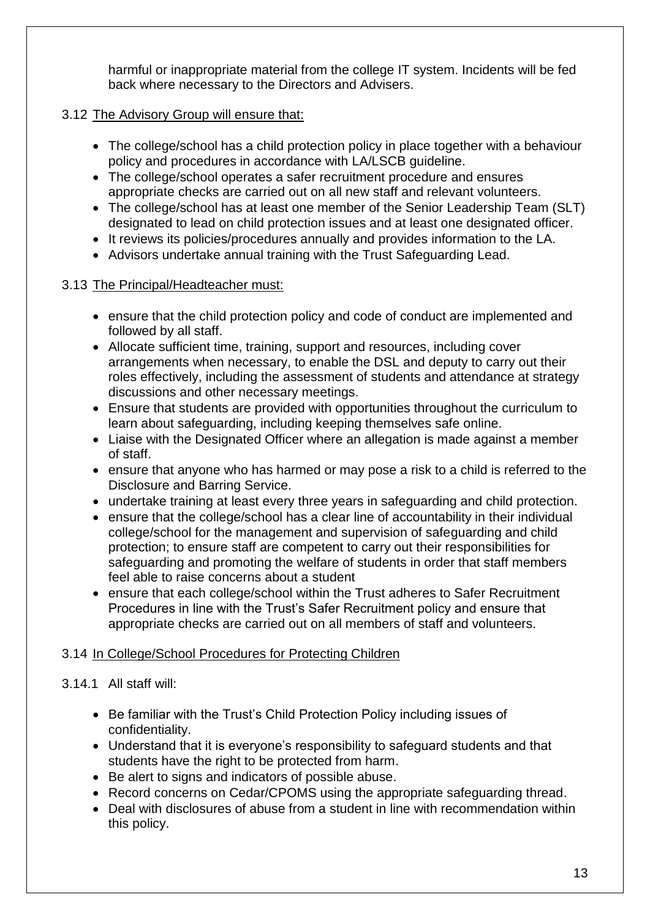harmful or inappropriate material from the college IT system. Incidents will be fed back where necessary to the Directors and Advisers.

3.12 The Advisory Group will ensure that:

- The college/school has a child protection policy in place together with a behaviour policy and procedures in accordance with LA/LSCB guideline.
- The college/school operates a safer recruitment procedure and ensures appropriate checks are carried out on all new staff and relevant volunteers.
- The college/school has at least one member of the Senior Leadership Team (SLT) designated to lead on child protection issues and at least one designated officer.
- It reviews its policies/procedures annually and provides information to the LA.
- Advisors undertake annual training with the Trust Safeguarding Lead.

3.13 The Principal/Headteacher must:

- ensure that the child protection policy and code of conduct are implemented and followed by all staff.
- Allocate sufficient time, training, support and resources, including cover arrangements when necessary, to enable the DSL and deputy to carry out their roles effectively, including the assessment of students and attendance at strategy discussions and other necessary meetings.
- Ensure that students are provided with opportunities throughout the curriculum to learn about safeguarding, including keeping themselves safe online.
- Liaise with the Designated Officer where an allegation is made against a member of staff.
- ensure that anyone who has harmed or may pose a risk to a child is referred to the Disclosure and Barring Service.
- undertake training at least every three years in safeguarding and child protection.
- ensure that the college/school has a clear line of accountability in their individual college/school for the management and supervision of safeguarding and child protection; to ensure staff are competent to carry out their responsibilities for safeguarding and promoting the welfare of students in order that staff members feel able to raise concerns about a student
- ensure that each college/school within the Trust adheres to Safer Recruitment Procedures in line with the Trust's Safer Recruitment policy and ensure that appropriate checks are carried out on all members of staff and volunteers.

3.14 In College/School Procedures for Protecting Children

3.14.1 All staff will:

- Be familiar with the Trust's Child Protection Policy including issues of confidentiality.
- Understand that it is everyone's responsibility to safeguard students and that students have the right to be protected from harm.
- Be alert to signs and indicators of possible abuse.
- Record concerns on Cedar/CPOMS using the appropriate safeguarding thread.
- Deal with disclosures of abuse from a student in line with recommendation within this policy.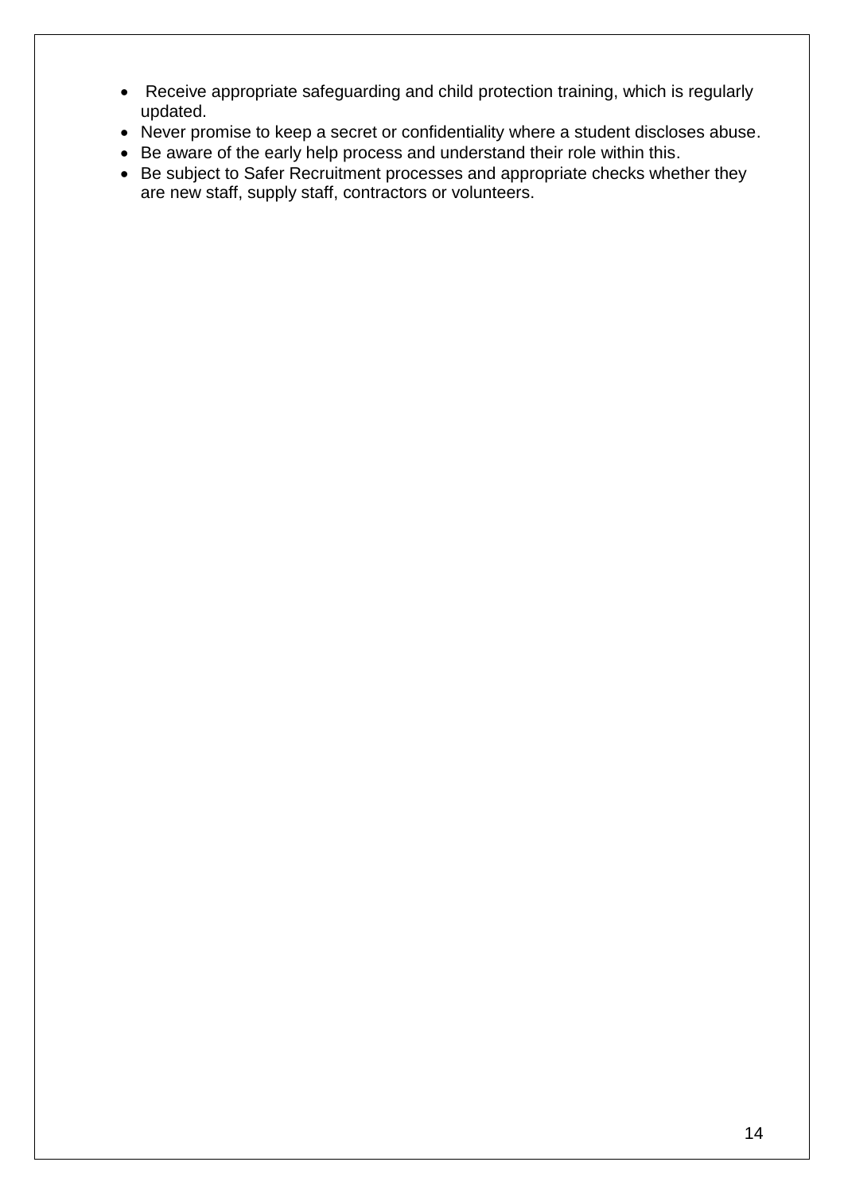- Receive appropriate safeguarding and child protection training, which is regularly updated.
- Never promise to keep a secret or confidentiality where a student discloses abuse.
- Be aware of the early help process and understand their role within this.
- Be subject to Safer Recruitment processes and appropriate checks whether they are new staff, supply staff, contractors or volunteers.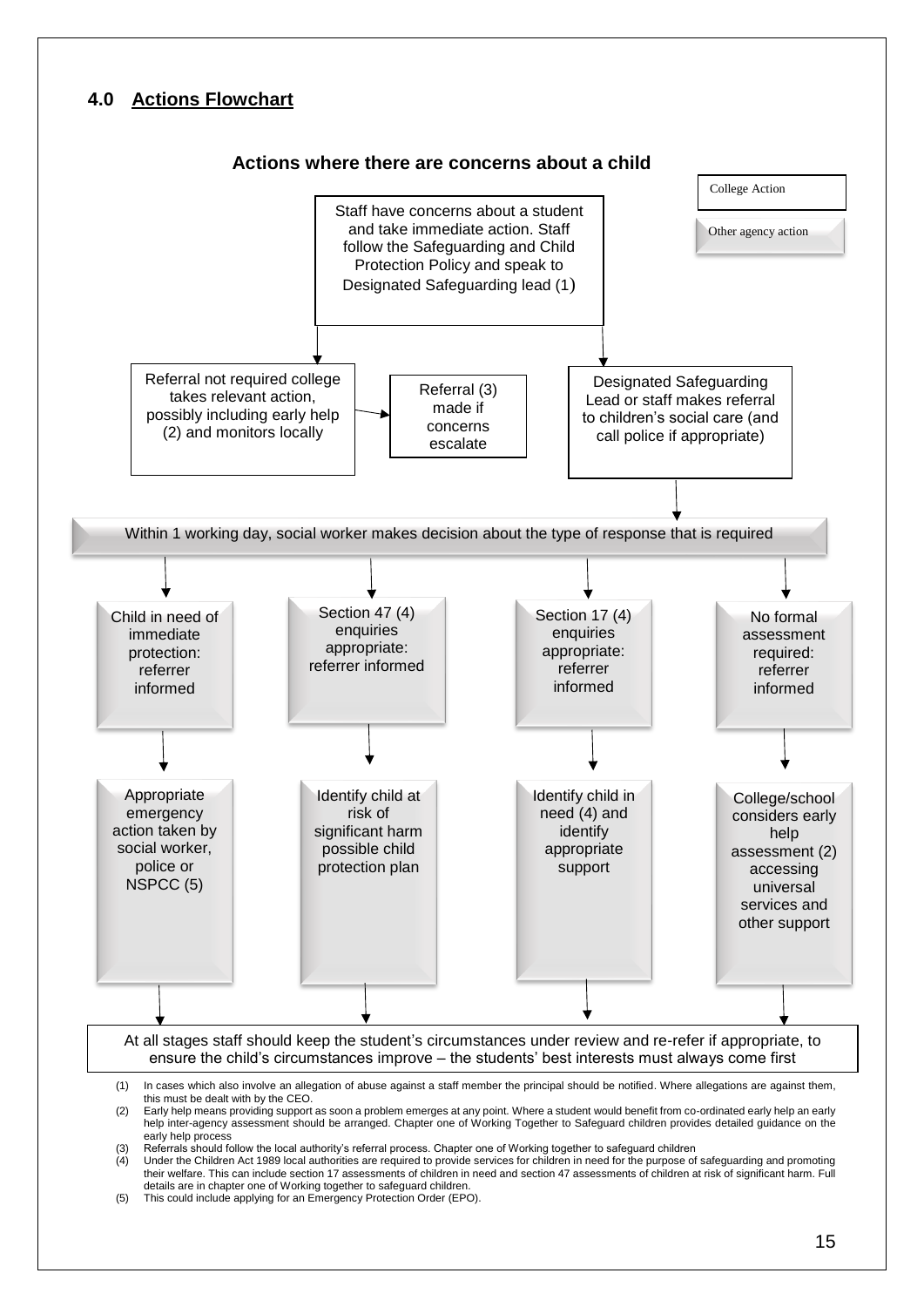## 4.0 Actions Flowchart

### Actions where there are concerns about a child

College Action

Other agency action

Staff have concerns about a student and take immediate action. Staff follow the Safeguarding and Child Protection Policy and speak to Designated Safeguarding lead (1)

Referral not required college takes relevant action, possibly including early help (2) and monitors locally

Referral (3) made if concerns escalate

Designated Safeguarding Lead or staff makes referral to children's social care (and call police if appropriate)

Within 1 working day, social worker makes decision about the type of response that is required

| Child in need of immediate protection: referrer informed | Section 47 (4) enquiries appropriate: referrer informed | Section 17 (4) enquiries appropriate: referrer informed | No formal assessment required: referrer informed |
|---|---|---|---|
| Appropriate emergency action taken by social worker, police or NSPCC (5) | Identify child at risk of significant harm possible child protection plan | Identify child in need (4) and identify appropriate support | College/school considers early help assessment (2) accessing universal services and other support |

At all stages staff should keep the student's circumstances under review and re-refer if appropriate, to ensure the child's circumstances improve – the students' best interests must always come first

(1) In cases which also involve an allegation of abuse against a staff member the principal should be notified. Where allegations are against them, this must be dealt with by the CEO.
(2) Early help means providing support as soon a problem emerges at any point. Where a student would benefit from co-ordinated early help an early help inter-agency assessment should be arranged. Chapter one of Working Together to Safeguard children provides detailed guidance on the early help process
(3) Referrals should follow the local authority's referral process. Chapter one of Working together to safeguard children
(4) Under the Children Act 1989 local authorities are required to provide services for children in need for the purpose of safeguarding and promoting their welfare. This can include section 17 assessments of children in need and section 47 assessments of children at risk of significant harm. Full details are in chapter one of Working together to safeguard children.
(5) This could include applying for an Emergency Protection Order (EPO).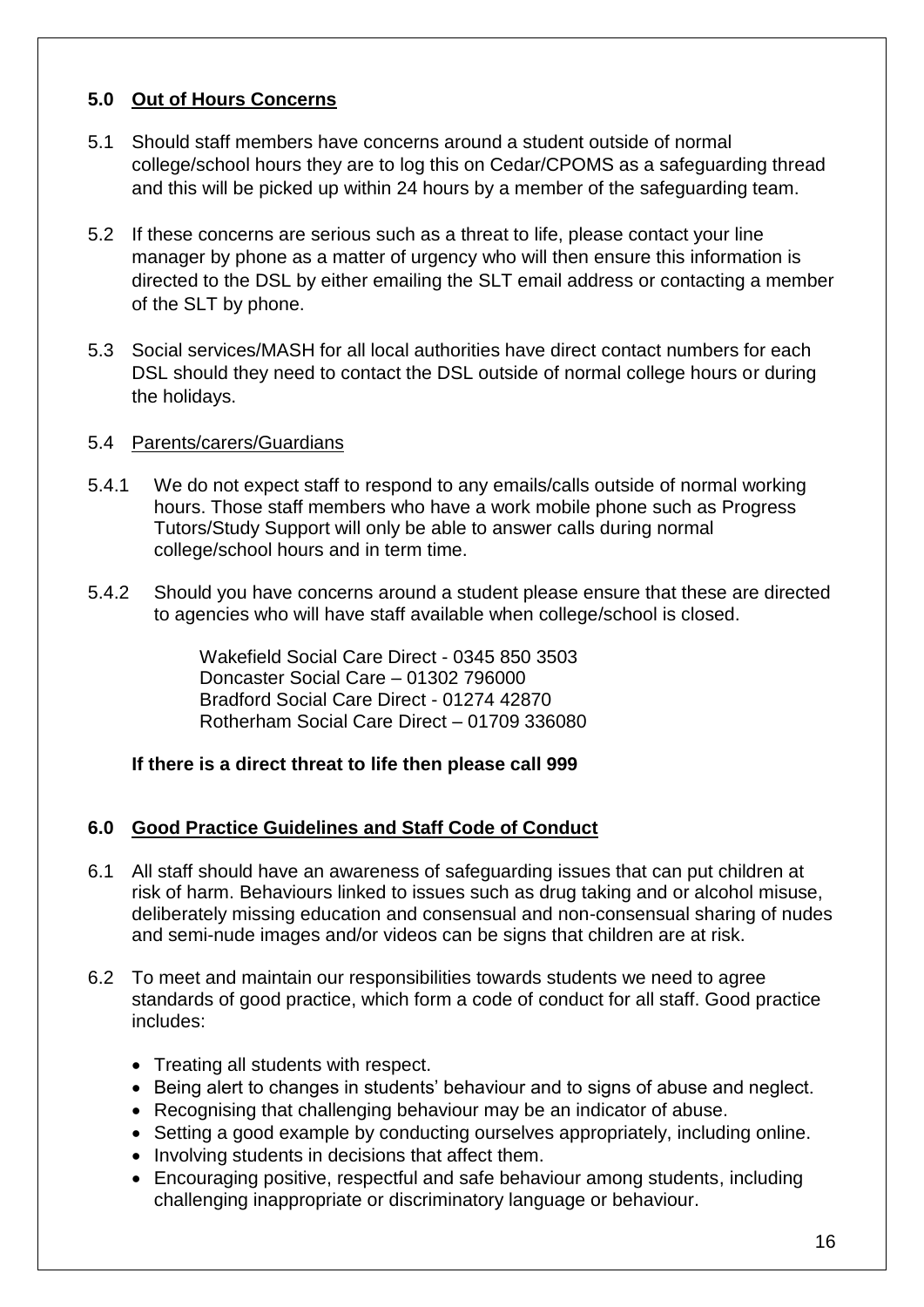## 5.0 Out of Hours Concerns

5.1 Should staff members have concerns around a student outside of normal college/school hours they are to log this on Cedar/CPOMS as a safeguarding thread and this will be picked up within 24 hours by a member of the safeguarding team.

5.2 If these concerns are serious such as a threat to life, please contact your line manager by phone as a matter of urgency who will then ensure this information is directed to the DSL by either emailing the SLT email address or contacting a member of the SLT by phone.

5.3 Social services/MASH for all local authorities have direct contact numbers for each DSL should they need to contact the DSL outside of normal college hours or during the holidays.

5.4 Parents/carers/Guardians

5.4.1 We do not expect staff to respond to any emails/calls outside of normal working hours. Those staff members who have a work mobile phone such as Progress Tutors/Study Support will only be able to answer calls during normal college/school hours and in term time.

5.4.2 Should you have concerns around a student please ensure that these are directed to agencies who will have staff available when college/school is closed.

Wakefield Social Care Direct - 0345 850 3503
Doncaster Social Care – 01302 796000
Bradford Social Care Direct - 01274 42870
Rotherham Social Care Direct – 01709 336080

**If there is a direct threat to life then please call 999**

## 6.0 Good Practice Guidelines and Staff Code of Conduct

6.1 All staff should have an awareness of safeguarding issues that can put children at risk of harm. Behaviours linked to issues such as drug taking and or alcohol misuse, deliberately missing education and consensual and non-consensual sharing of nudes and semi-nude images and/or videos can be signs that children are at risk.

6.2 To meet and maintain our responsibilities towards students we need to agree standards of good practice, which form a code of conduct for all staff. Good practice includes:

- Treating all students with respect.
- Being alert to changes in students' behaviour and to signs of abuse and neglect.
- Recognising that challenging behaviour may be an indicator of abuse.
- Setting a good example by conducting ourselves appropriately, including online.
- Involving students in decisions that affect them.
- Encouraging positive, respectful and safe behaviour among students, including challenging inappropriate or discriminatory language or behaviour.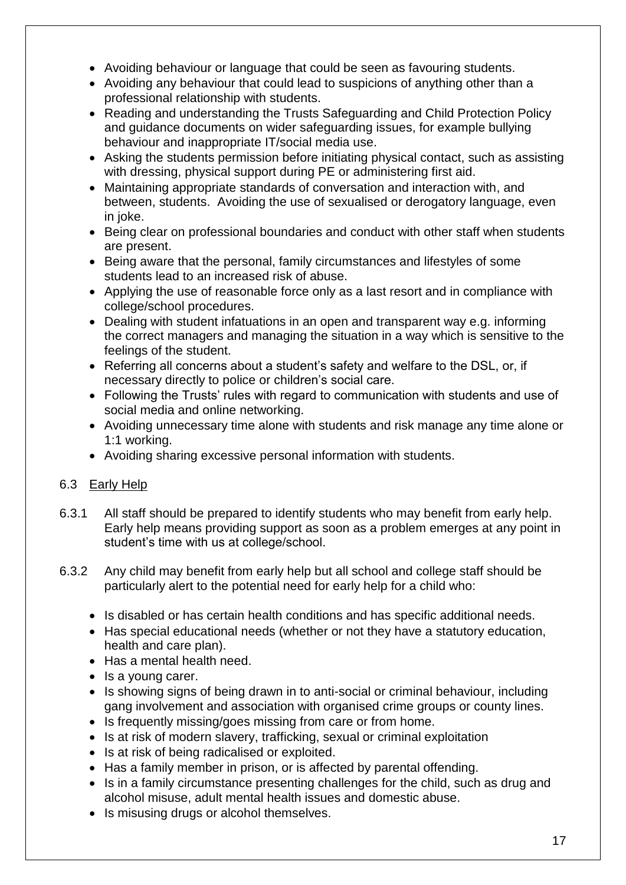- Avoiding behaviour or language that could be seen as favouring students.
- Avoiding any behaviour that could lead to suspicions of anything other than a professional relationship with students.
- Reading and understanding the Trusts Safeguarding and Child Protection Policy and guidance documents on wider safeguarding issues, for example bullying behaviour and inappropriate IT/social media use.
- Asking the students permission before initiating physical contact, such as assisting with dressing, physical support during PE or administering first aid.
- Maintaining appropriate standards of conversation and interaction with, and between, students. Avoiding the use of sexualised or derogatory language, even in joke.
- Being clear on professional boundaries and conduct with other staff when students are present.
- Being aware that the personal, family circumstances and lifestyles of some students lead to an increased risk of abuse.
- Applying the use of reasonable force only as a last resort and in compliance with college/school procedures.
- Dealing with student infatuations in an open and transparent way e.g. informing the correct managers and managing the situation in a way which is sensitive to the feelings of the student.
- Referring all concerns about a student's safety and welfare to the DSL, or, if necessary directly to police or children's social care.
- Following the Trusts' rules with regard to communication with students and use of social media and online networking.
- Avoiding unnecessary time alone with students and risk manage any time alone or 1:1 working.
- Avoiding sharing excessive personal information with students.

## 6.3 Early Help

6.3.1 All staff should be prepared to identify students who may benefit from early help. Early help means providing support as soon as a problem emerges at any point in student's time with us at college/school.

6.3.2 Any child may benefit from early help but all school and college staff should be particularly alert to the potential need for early help for a child who:

- Is disabled or has certain health conditions and has specific additional needs.
- Has special educational needs (whether or not they have a statutory education, health and care plan).
- Has a mental health need.
- Is a young carer.
- Is showing signs of being drawn in to anti-social or criminal behaviour, including gang involvement and association with organised crime groups or county lines.
- Is frequently missing/goes missing from care or from home.
- Is at risk of modern slavery, trafficking, sexual or criminal exploitation
- Is at risk of being radicalised or exploited.
- Has a family member in prison, or is affected by parental offending.
- Is in a family circumstance presenting challenges for the child, such as drug and alcohol misuse, adult mental health issues and domestic abuse.
- Is misusing drugs or alcohol themselves.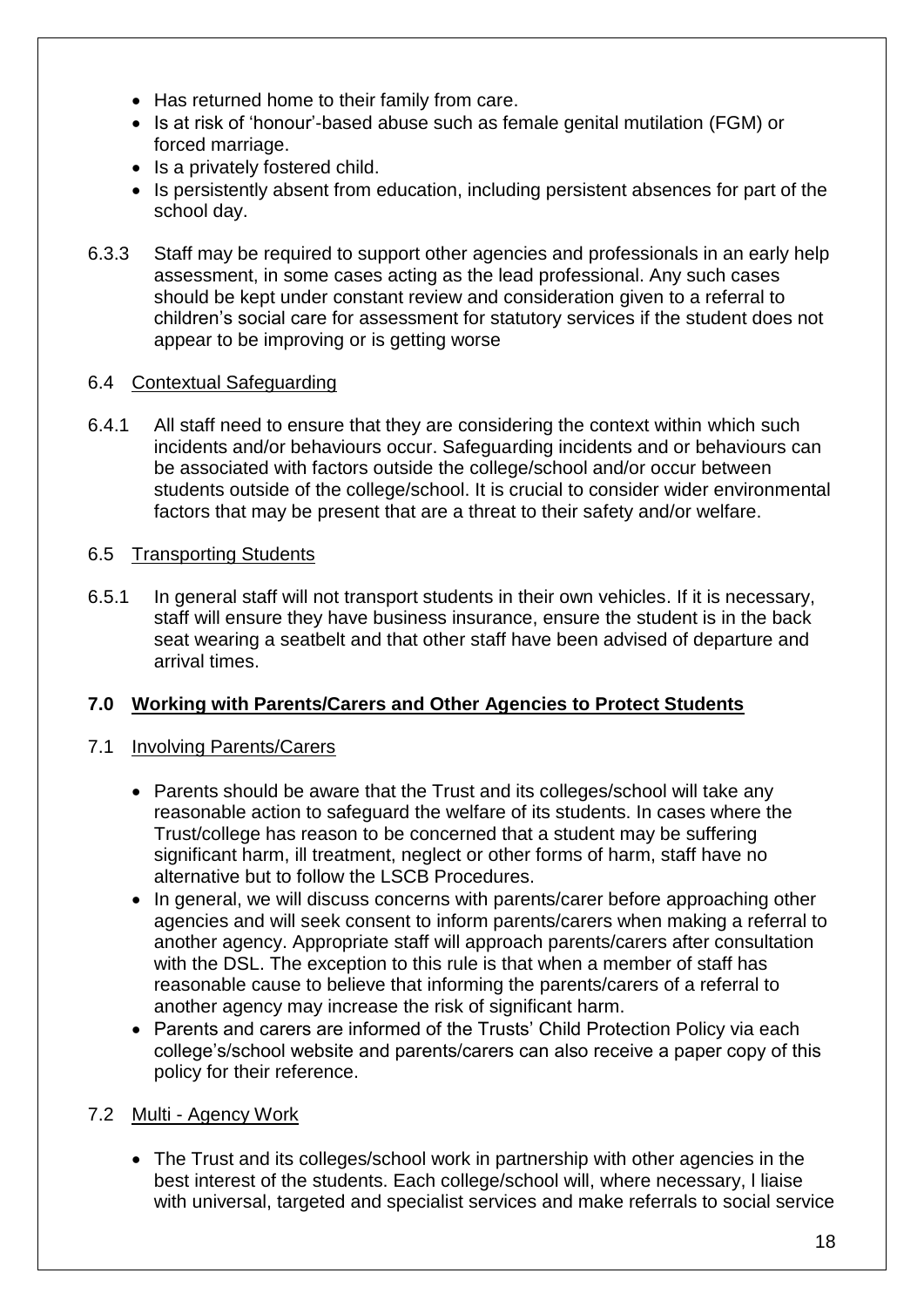- Has returned home to their family from care.
- Is at risk of 'honour'-based abuse such as female genital mutilation (FGM) or forced marriage.
- Is a privately fostered child.
- Is persistently absent from education, including persistent absences for part of the school day.

6.3.3 Staff may be required to support other agencies and professionals in an early help assessment, in some cases acting as the lead professional. Any such cases should be kept under constant review and consideration given to a referral to children's social care for assessment for statutory services if the student does not appear to be improving or is getting worse

6.4 Contextual Safeguarding

6.4.1 All staff need to ensure that they are considering the context within which such incidents and/or behaviours occur. Safeguarding incidents and or behaviours can be associated with factors outside the college/school and/or occur between students outside of the college/school. It is crucial to consider wider environmental factors that may be present that are a threat to their safety and/or welfare.

6.5 Transporting Students

6.5.1 In general staff will not transport students in their own vehicles. If it is necessary, staff will ensure they have business insurance, ensure the student is in the back seat wearing a seatbelt and that other staff have been advised of departure and arrival times.

## 7.0 Working with Parents/Carers and Other Agencies to Protect Students

7.1 Involving Parents/Carers

- Parents should be aware that the Trust and its colleges/school will take any reasonable action to safeguard the welfare of its students. In cases where the Trust/college has reason to be concerned that a student may be suffering significant harm, ill treatment, neglect or other forms of harm, staff have no alternative but to follow the LSCB Procedures.
- In general, we will discuss concerns with parents/carer before approaching other agencies and will seek consent to inform parents/carers when making a referral to another agency. Appropriate staff will approach parents/carers after consultation with the DSL. The exception to this rule is that when a member of staff has reasonable cause to believe that informing the parents/carers of a referral to another agency may increase the risk of significant harm.
- Parents and carers are informed of the Trusts' Child Protection Policy via each college's/school website and parents/carers can also receive a paper copy of this policy for their reference.

7.2 Multi - Agency Work

- The Trust and its colleges/school work in partnership with other agencies in the best interest of the students. Each college/school will, where necessary, l liaise with universal, targeted and specialist services and make referrals to social service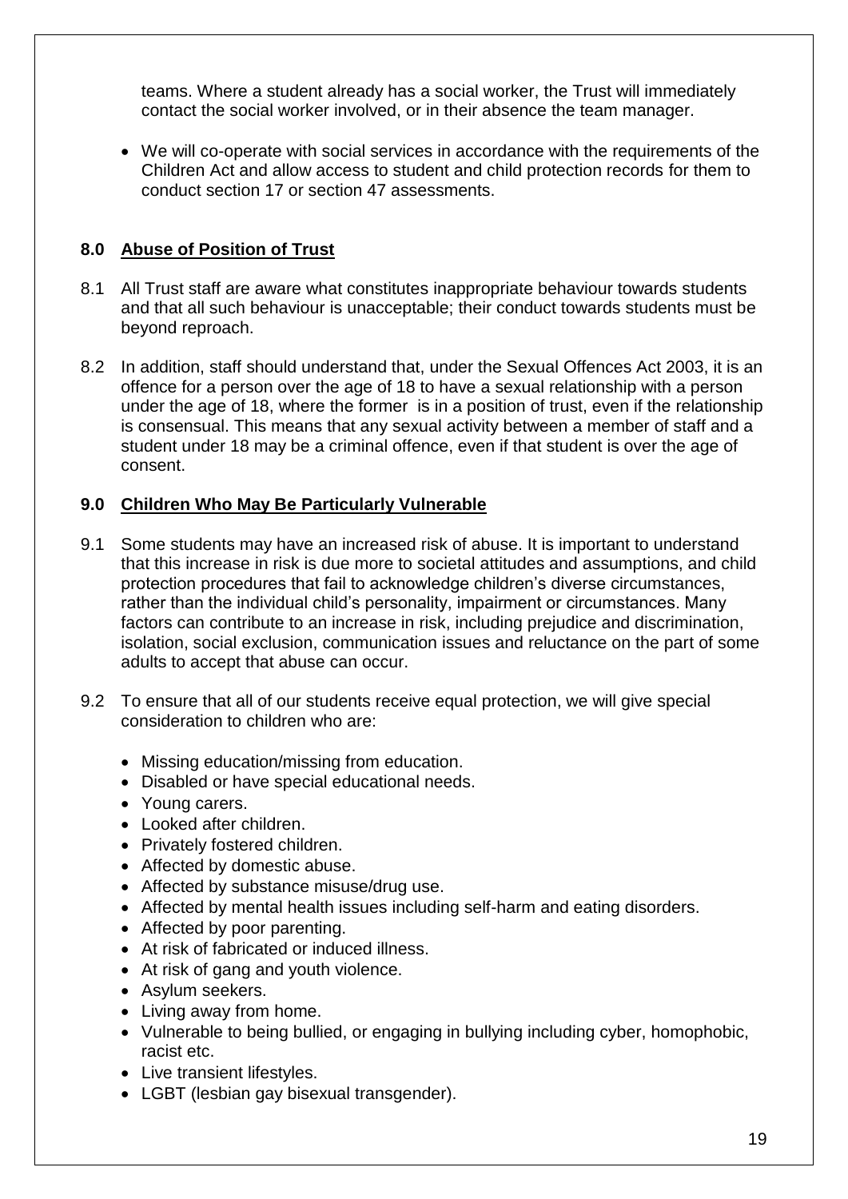teams. Where a student already has a social worker, the Trust will immediately contact the social worker involved, or in their absence the team manager.

- We will co-operate with social services in accordance with the requirements of the Children Act and allow access to student and child protection records for them to conduct section 17 or section 47 assessments.

## 8.0 Abuse of Position of Trust

8.1 All Trust staff are aware what constitutes inappropriate behaviour towards students and that all such behaviour is unacceptable; their conduct towards students must be beyond reproach.

8.2 In addition, staff should understand that, under the Sexual Offences Act 2003, it is an offence for a person over the age of 18 to have a sexual relationship with a person under the age of 18, where the former is in a position of trust, even if the relationship is consensual. This means that any sexual activity between a member of staff and a student under 18 may be a criminal offence, even if that student is over the age of consent.

## 9.0 Children Who May Be Particularly Vulnerable

9.1 Some students may have an increased risk of abuse. It is important to understand that this increase in risk is due more to societal attitudes and assumptions, and child protection procedures that fail to acknowledge children's diverse circumstances, rather than the individual child's personality, impairment or circumstances. Many factors can contribute to an increase in risk, including prejudice and discrimination, isolation, social exclusion, communication issues and reluctance on the part of some adults to accept that abuse can occur.

9.2 To ensure that all of our students receive equal protection, we will give special consideration to children who are:

- Missing education/missing from education.
- Disabled or have special educational needs.
- Young carers.
- Looked after children.
- Privately fostered children.
- Affected by domestic abuse.
- Affected by substance misuse/drug use.
- Affected by mental health issues including self-harm and eating disorders.
- Affected by poor parenting.
- At risk of fabricated or induced illness.
- At risk of gang and youth violence.
- Asylum seekers.
- Living away from home.
- Vulnerable to being bullied, or engaging in bullying including cyber, homophobic, racist etc.
- Live transient lifestyles.
- LGBT (lesbian gay bisexual transgender).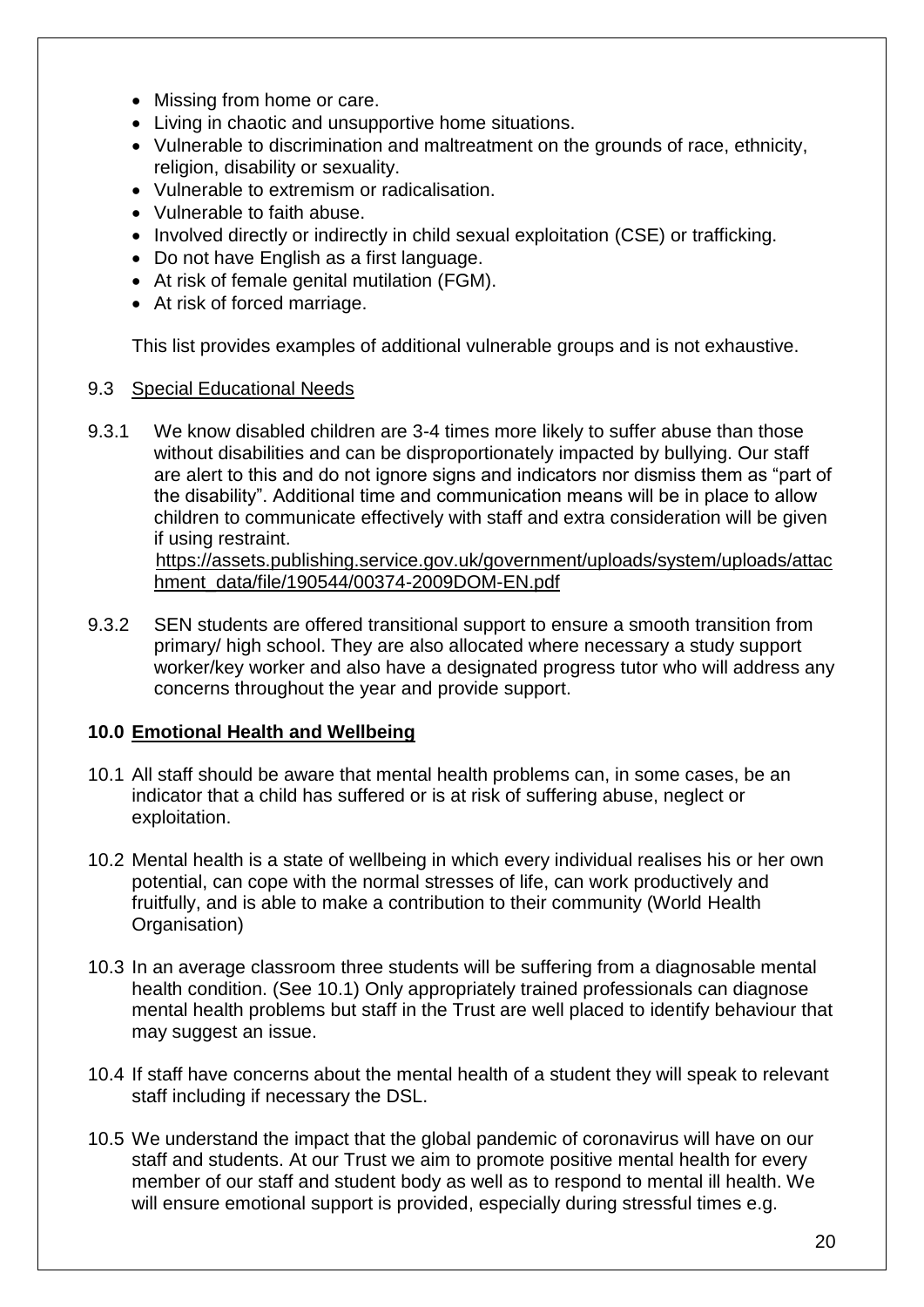- Missing from home or care.
- Living in chaotic and unsupportive home situations.
- Vulnerable to discrimination and maltreatment on the grounds of race, ethnicity, religion, disability or sexuality.
- Vulnerable to extremism or radicalisation.
- Vulnerable to faith abuse.
- Involved directly or indirectly in child sexual exploitation (CSE) or trafficking.
- Do not have English as a first language.
- At risk of female genital mutilation (FGM).
- At risk of forced marriage.

This list provides examples of additional vulnerable groups and is not exhaustive.

9.3 Special Educational Needs

9.3.1 We know disabled children are 3-4 times more likely to suffer abuse than those without disabilities and can be disproportionately impacted by bullying. Our staff are alert to this and do not ignore signs and indicators nor dismiss them as "part of the disability". Additional time and communication means will be in place to allow children to communicate effectively with staff and extra consideration will be given if using restraint.
https://assets.publishing.service.gov.uk/government/uploads/system/uploads/attachment_data/file/190544/00374-2009DOM-EN.pdf

9.3.2 SEN students are offered transitional support to ensure a smooth transition from primary/ high school. They are also allocated where necessary a study support worker/key worker and also have a designated progress tutor who will address any concerns throughout the year and provide support.

## 10.0 Emotional Health and Wellbeing

10.1 All staff should be aware that mental health problems can, in some cases, be an indicator that a child has suffered or is at risk of suffering abuse, neglect or exploitation.

10.2 Mental health is a state of wellbeing in which every individual realises his or her own potential, can cope with the normal stresses of life, can work productively and fruitfully, and is able to make a contribution to their community (World Health Organisation)

10.3 In an average classroom three students will be suffering from a diagnosable mental health condition. (See 10.1) Only appropriately trained professionals can diagnose mental health problems but staff in the Trust are well placed to identify behaviour that may suggest an issue.

10.4 If staff have concerns about the mental health of a student they will speak to relevant staff including if necessary the DSL.

10.5 We understand the impact that the global pandemic of coronavirus will have on our staff and students. At our Trust we aim to promote positive mental health for every member of our staff and student body as well as to respond to mental ill health. We will ensure emotional support is provided, especially during stressful times e.g.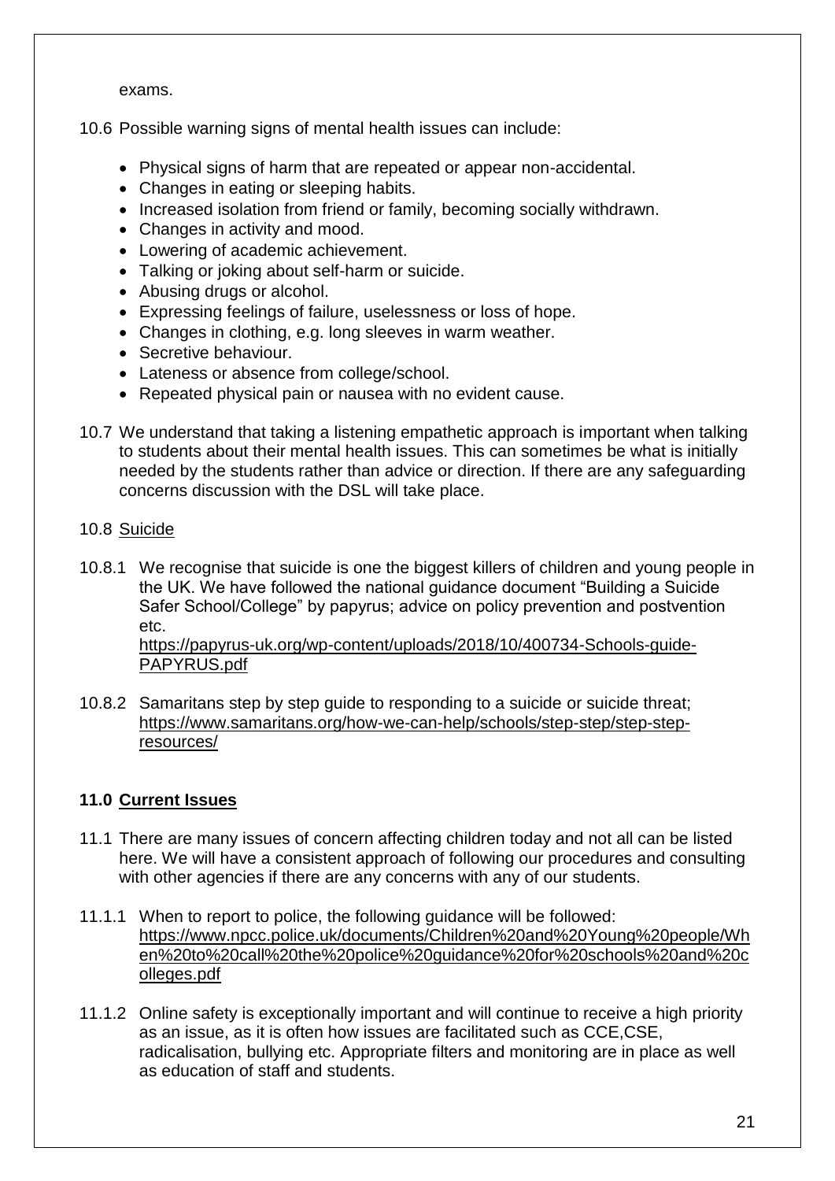exams.

10.6 Possible warning signs of mental health issues can include:

- Physical signs of harm that are repeated or appear non-accidental.
- Changes in eating or sleeping habits.
- Increased isolation from friend or family, becoming socially withdrawn.
- Changes in activity and mood.
- Lowering of academic achievement.
- Talking or joking about self-harm or suicide.
- Abusing drugs or alcohol.
- Expressing feelings of failure, uselessness or loss of hope.
- Changes in clothing, e.g. long sleeves in warm weather.
- Secretive behaviour.
- Lateness or absence from college/school.
- Repeated physical pain or nausea with no evident cause.

10.7 We understand that taking a listening empathetic approach is important when talking to students about their mental health issues. This can sometimes be what is initially needed by the students rather than advice or direction. If there are any safeguarding concerns discussion with the DSL will take place.

10.8 Suicide

10.8.1 We recognise that suicide is one the biggest killers of children and young people in the UK. We have followed the national guidance document "Building a Suicide Safer School/College" by papyrus; advice on policy prevention and postvention etc.
https://papyrus-uk.org/wp-content/uploads/2018/10/400734-Schools-guide-PAPYRUS.pdf

10.8.2 Samaritans step by step guide to responding to a suicide or suicide threat; https://www.samaritans.org/how-we-can-help/schools/step-step/step-step-resources/

## 11.0 Current Issues

11.1 There are many issues of concern affecting children today and not all can be listed here. We will have a consistent approach of following our procedures and consulting with other agencies if there are any concerns with any of our students.

11.1.1 When to report to police, the following guidance will be followed:
https://www.npcc.police.uk/documents/Children%20and%20Young%20people/When%20to%20call%20the%20police%20guidance%20for%20schools%20and%20colleges.pdf

11.1.2 Online safety is exceptionally important and will continue to receive a high priority as an issue, as it is often how issues are facilitated such as CCE,CSE, radicalisation, bullying etc. Appropriate filters and monitoring are in place as well as education of staff and students.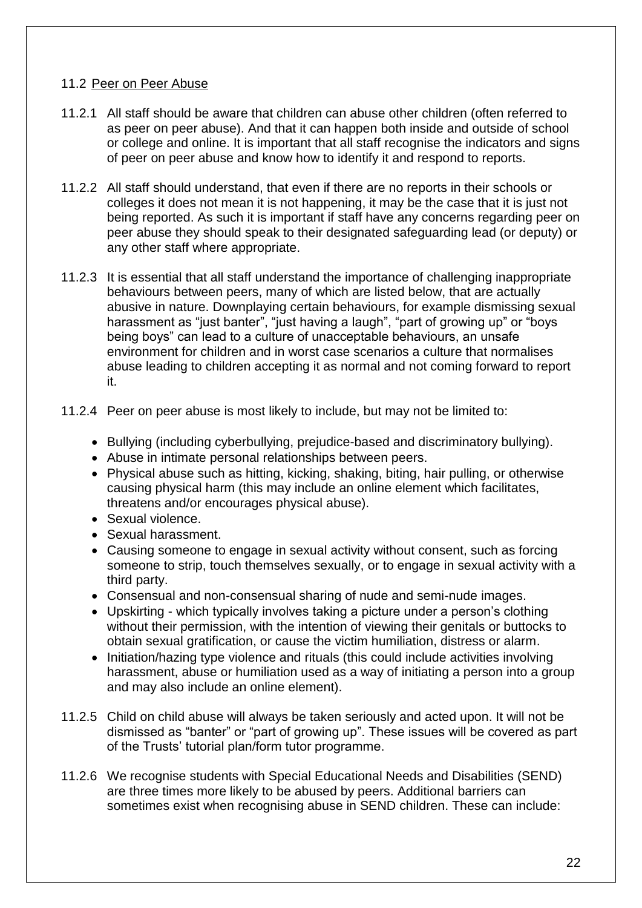### 11.2 <u>Peer on Peer Abuse</u>

11.2.1 All staff should be aware that children can abuse other children (often referred to as peer on peer abuse). And that it can happen both inside and outside of school or college and online. It is important that all staff recognise the indicators and signs of peer on peer abuse and know how to identify it and respond to reports.

11.2.2 All staff should understand, that even if there are no reports in their schools or colleges it does not mean it is not happening, it may be the case that it is just not being reported. As such it is important if staff have any concerns regarding peer on peer abuse they should speak to their designated safeguarding lead (or deputy) or any other staff where appropriate.

11.2.3 It is essential that all staff understand the importance of challenging inappropriate behaviours between peers, many of which are listed below, that are actually abusive in nature. Downplaying certain behaviours, for example dismissing sexual harassment as "just banter", "just having a laugh", "part of growing up" or "boys being boys" can lead to a culture of unacceptable behaviours, an unsafe environment for children and in worst case scenarios a culture that normalises abuse leading to children accepting it as normal and not coming forward to report it.

11.2.4 Peer on peer abuse is most likely to include, but may not be limited to:

- Bullying (including cyberbullying, prejudice-based and discriminatory bullying).
- Abuse in intimate personal relationships between peers.
- Physical abuse such as hitting, kicking, shaking, biting, hair pulling, or otherwise causing physical harm (this may include an online element which facilitates, threatens and/or encourages physical abuse).
- Sexual violence.
- Sexual harassment.
- Causing someone to engage in sexual activity without consent, such as forcing someone to strip, touch themselves sexually, or to engage in sexual activity with a third party.
- Consensual and non-consensual sharing of nude and semi-nude images.
- Upskirting - which typically involves taking a picture under a person's clothing without their permission, with the intention of viewing their genitals or buttocks to obtain sexual gratification, or cause the victim humiliation, distress or alarm.
- Initiation/hazing type violence and rituals (this could include activities involving harassment, abuse or humiliation used as a way of initiating a person into a group and may also include an online element).

11.2.5 Child on child abuse will always be taken seriously and acted upon. It will not be dismissed as "banter" or "part of growing up". These issues will be covered as part of the Trusts' tutorial plan/form tutor programme.

11.2.6 We recognise students with Special Educational Needs and Disabilities (SEND) are three times more likely to be abused by peers. Additional barriers can sometimes exist when recognising abuse in SEND children. These can include: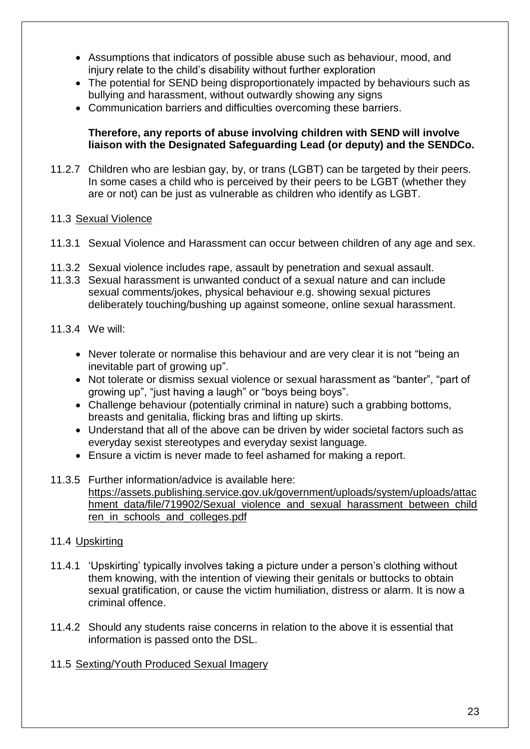- Assumptions that indicators of possible abuse such as behaviour, mood, and injury relate to the child's disability without further exploration
- The potential for SEND being disproportionately impacted by behaviours such as bullying and harassment, without outwardly showing any signs
- Communication barriers and difficulties overcoming these barriers.

**Therefore, any reports of abuse involving children with SEND will involve liaison with the Designated Safeguarding Lead (or deputy) and the SENDCo.**

11.2.7 Children who are lesbian gay, by, or trans (LGBT) can be targeted by their peers. In some cases a child who is perceived by their peers to be LGBT (whether they are or not) can be just as vulnerable as children who identify as LGBT.

11.3 Sexual Violence

11.3.1 Sexual Violence and Harassment can occur between children of any age and sex.

11.3.2 Sexual violence includes rape, assault by penetration and sexual assault.

11.3.3 Sexual harassment is unwanted conduct of a sexual nature and can include sexual comments/jokes, physical behaviour e.g. showing sexual pictures deliberately touching/bushing up against someone, online sexual harassment.

11.3.4 We will:

- Never tolerate or normalise this behaviour and are very clear it is not "being an inevitable part of growing up".
- Not tolerate or dismiss sexual violence or sexual harassment as "banter", "part of growing up", "just having a laugh" or "boys being boys".
- Challenge behaviour (potentially criminal in nature) such a grabbing bottoms, breasts and genitalia, flicking bras and lifting up skirts.
- Understand that all of the above can be driven by wider societal factors such as everyday sexist stereotypes and everyday sexist language.
- Ensure a victim is never made to feel ashamed for making a report.

11.3.5 Further information/advice is available here: https://assets.publishing.service.gov.uk/government/uploads/system/uploads/attachment_data/file/719902/Sexual_violence_and_sexual_harassment_between_children_in_schools_and_colleges.pdf

11.4 Upskirting

11.4.1 'Upskirting' typically involves taking a picture under a person's clothing without them knowing, with the intention of viewing their genitals or buttocks to obtain sexual gratification, or cause the victim humiliation, distress or alarm. It is now a criminal offence.

11.4.2 Should any students raise concerns in relation to the above it is essential that information is passed onto the DSL.

11.5 Sexting/Youth Produced Sexual Imagery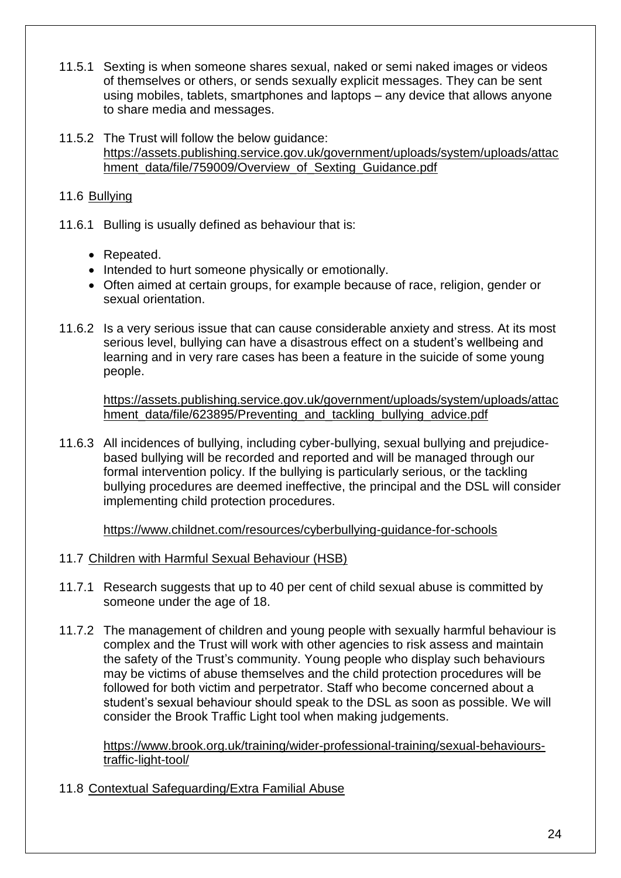11.5.1 Sexting is when someone shares sexual, naked or semi naked images or videos of themselves or others, or sends sexually explicit messages. They can be sent using mobiles, tablets, smartphones and laptops – any device that allows anyone to share media and messages.

11.5.2 The Trust will follow the below guidance: https://assets.publishing.service.gov.uk/government/uploads/system/uploads/attachment_data/file/759009/Overview_of_Sexting_Guidance.pdf

11.6 Bullying

11.6.1 Bulling is usually defined as behaviour that is:

- Repeated.
- Intended to hurt someone physically or emotionally.
- Often aimed at certain groups, for example because of race, religion, gender or sexual orientation.

11.6.2 Is a very serious issue that can cause considerable anxiety and stress. At its most serious level, bullying can have a disastrous effect on a student's wellbeing and learning and in very rare cases has been a feature in the suicide of some young people.

https://assets.publishing.service.gov.uk/government/uploads/system/uploads/attachment_data/file/623895/Preventing_and_tackling_bullying_advice.pdf

11.6.3 All incidences of bullying, including cyber-bullying, sexual bullying and prejudice-based bullying will be recorded and reported and will be managed through our formal intervention policy. If the bullying is particularly serious, or the tackling bullying procedures are deemed ineffective, the principal and the DSL will consider implementing child protection procedures.

https://www.childnet.com/resources/cyberbullying-guidance-for-schools

11.7 Children with Harmful Sexual Behaviour (HSB)

11.7.1 Research suggests that up to 40 per cent of child sexual abuse is committed by someone under the age of 18.

11.7.2 The management of children and young people with sexually harmful behaviour is complex and the Trust will work with other agencies to risk assess and maintain the safety of the Trust's community. Young people who display such behaviours may be victims of abuse themselves and the child protection procedures will be followed for both victim and perpetrator. Staff who become concerned about a student's sexual behaviour should speak to the DSL as soon as possible. We will consider the Brook Traffic Light tool when making judgements.

https://www.brook.org.uk/training/wider-professional-training/sexual-behaviours-traffic-light-tool/

11.8 Contextual Safeguarding/Extra Familial Abuse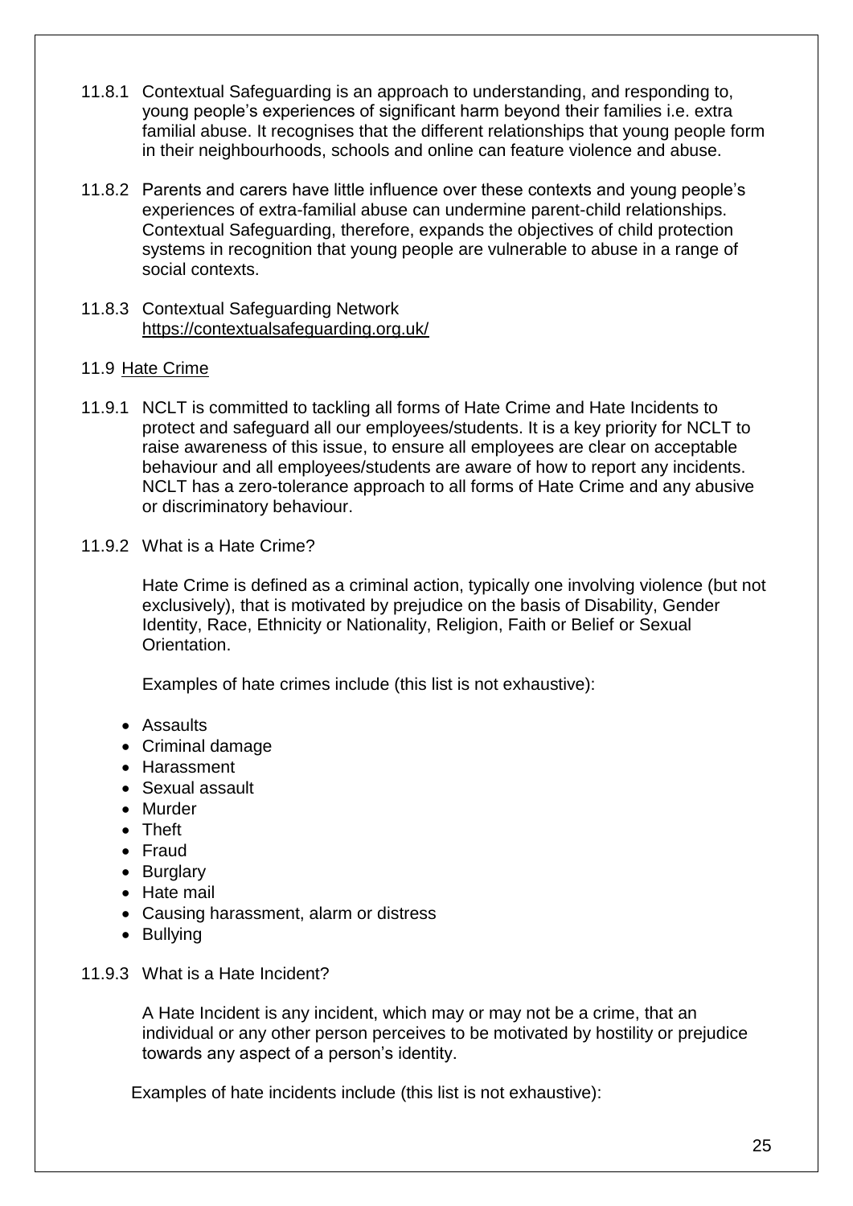11.8.1 Contextual Safeguarding is an approach to understanding, and responding to, young people's experiences of significant harm beyond their families i.e. extra familial abuse. It recognises that the different relationships that young people form in their neighbourhoods, schools and online can feature violence and abuse.

11.8.2 Parents and carers have little influence over these contexts and young people's experiences of extra-familial abuse can undermine parent-child relationships. Contextual Safeguarding, therefore, expands the objectives of child protection systems in recognition that young people are vulnerable to abuse in a range of social contexts.

11.8.3 Contextual Safeguarding Network
https://contextualsafeguarding.org.uk/

### 11.9 Hate Crime

11.9.1 NCLT is committed to tackling all forms of Hate Crime and Hate Incidents to protect and safeguard all our employees/students. It is a key priority for NCLT to raise awareness of this issue, to ensure all employees are clear on acceptable behaviour and all employees/students are aware of how to report any incidents. NCLT has a zero-tolerance approach to all forms of Hate Crime and any abusive or discriminatory behaviour.

11.9.2 What is a Hate Crime?

Hate Crime is defined as a criminal action, typically one involving violence (but not exclusively), that is motivated by prejudice on the basis of Disability, Gender Identity, Race, Ethnicity or Nationality, Religion, Faith or Belief or Sexual Orientation.

Examples of hate crimes include (this list is not exhaustive):

- Assaults
- Criminal damage
- Harassment
- Sexual assault
- Murder
- Theft
- Fraud
- Burglary
- Hate mail
- Causing harassment, alarm or distress
- Bullying

11.9.3 What is a Hate Incident?

A Hate Incident is any incident, which may or may not be a crime, that an individual or any other person perceives to be motivated by hostility or prejudice towards any aspect of a person's identity.

Examples of hate incidents include (this list is not exhaustive):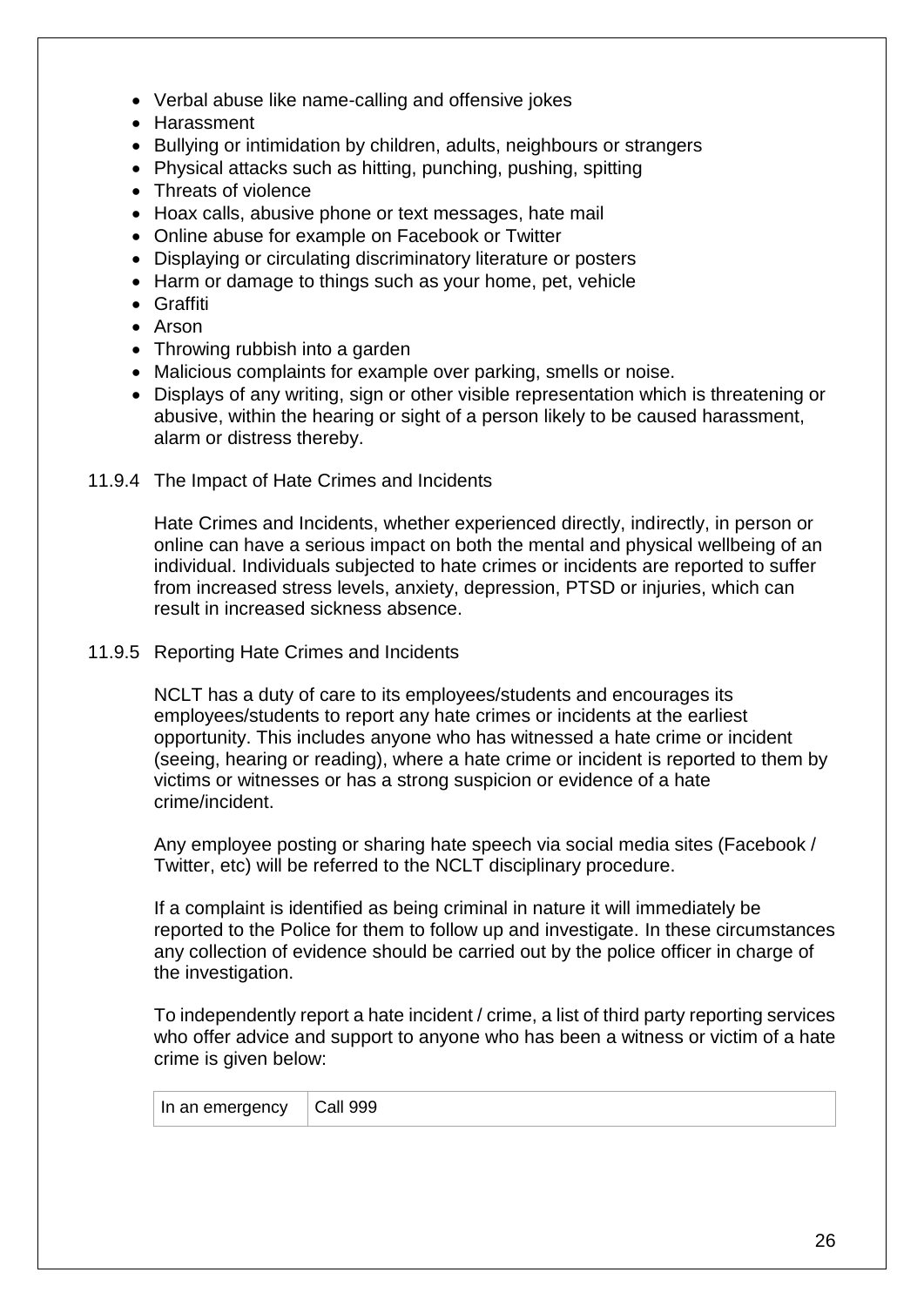- Verbal abuse like name-calling and offensive jokes
- Harassment
- Bullying or intimidation by children, adults, neighbours or strangers
- Physical attacks such as hitting, punching, pushing, spitting
- Threats of violence
- Hoax calls, abusive phone or text messages, hate mail
- Online abuse for example on Facebook or Twitter
- Displaying or circulating discriminatory literature or posters
- Harm or damage to things such as your home, pet, vehicle
- Graffiti
- Arson
- Throwing rubbish into a garden
- Malicious complaints for example over parking, smells or noise.
- Displays of any writing, sign or other visible representation which is threatening or abusive, within the hearing or sight of a person likely to be caused harassment, alarm or distress thereby.

### 11.9.4 The Impact of Hate Crimes and Incidents

Hate Crimes and Incidents, whether experienced directly, indirectly, in person or online can have a serious impact on both the mental and physical wellbeing of an individual. Individuals subjected to hate crimes or incidents are reported to suffer from increased stress levels, anxiety, depression, PTSD or injuries, which can result in increased sickness absence.

### 11.9.5 Reporting Hate Crimes and Incidents

NCLT has a duty of care to its employees/students and encourages its employees/students to report any hate crimes or incidents at the earliest opportunity. This includes anyone who has witnessed a hate crime or incident (seeing, hearing or reading), where a hate crime or incident is reported to them by victims or witnesses or has a strong suspicion or evidence of a hate crime/incident.

Any employee posting or sharing hate speech via social media sites (Facebook / Twitter, etc) will be referred to the NCLT disciplinary procedure.

If a complaint is identified as being criminal in nature it will immediately be reported to the Police for them to follow up and investigate. In these circumstances any collection of evidence should be carried out by the police officer in charge of the investigation.

To independently report a hate incident / crime, a list of third party reporting services who offer advice and support to anyone who has been a witness or victim of a hate crime is given below:

| In an emergency | Call 999 |
|---|---|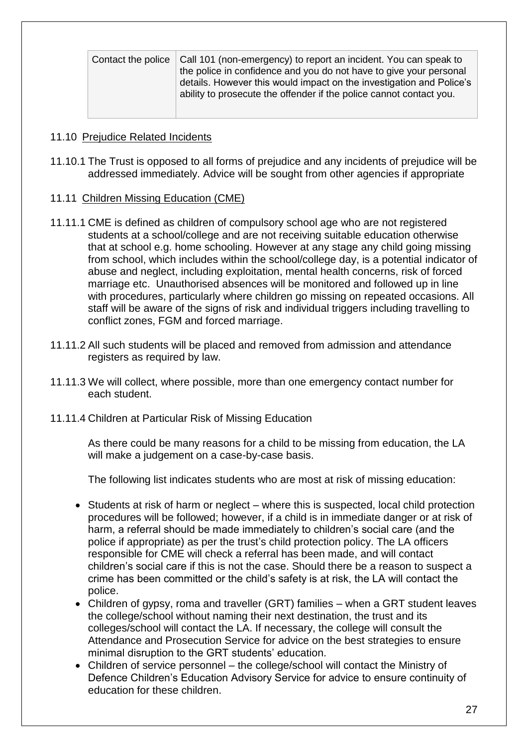| Contact the police | Call 101 (non-emergency) to report an incident. You can speak to the police in confidence and you do not have to give your personal details. However this would impact on the investigation and Police's ability to prosecute the offender if the police cannot contact you. |
|---|---|

### 11.10 Prejudice Related Incidents

11.10.1 The Trust is opposed to all forms of prejudice and any incidents of prejudice will be addressed immediately. Advice will be sought from other agencies if appropriate

### 11.11 Children Missing Education (CME)

11.11.1 CME is defined as children of compulsory school age who are not registered students at a school/college and are not receiving suitable education otherwise that at school e.g. home schooling. However at any stage any child going missing from school, which includes within the school/college day, is a potential indicator of abuse and neglect, including exploitation, mental health concerns, risk of forced marriage etc. Unauthorised absences will be monitored and followed up in line with procedures, particularly where children go missing on repeated occasions. All staff will be aware of the signs of risk and individual triggers including travelling to conflict zones, FGM and forced marriage.

11.11.2 All such students will be placed and removed from admission and attendance registers as required by law.

11.11.3 We will collect, where possible, more than one emergency contact number for each student.

11.11.4 Children at Particular Risk of Missing Education

As there could be many reasons for a child to be missing from education, the LA will make a judgement on a case-by-case basis.

The following list indicates students who are most at risk of missing education:

- Students at risk of harm or neglect – where this is suspected, local child protection procedures will be followed; however, if a child is in immediate danger or at risk of harm, a referral should be made immediately to children's social care (and the police if appropriate) as per the trust's child protection policy. The LA officers responsible for CME will check a referral has been made, and will contact children's social care if this is not the case. Should there be a reason to suspect a crime has been committed or the child's safety is at risk, the LA will contact the police.
- Children of gypsy, roma and traveller (GRT) families – when a GRT student leaves the college/school without naming their next destination, the trust and its colleges/school will contact the LA. If necessary, the college will consult the Attendance and Prosecution Service for advice on the best strategies to ensure minimal disruption to the GRT students' education.
- Children of service personnel – the college/school will contact the Ministry of Defence Children's Education Advisory Service for advice to ensure continuity of education for these children.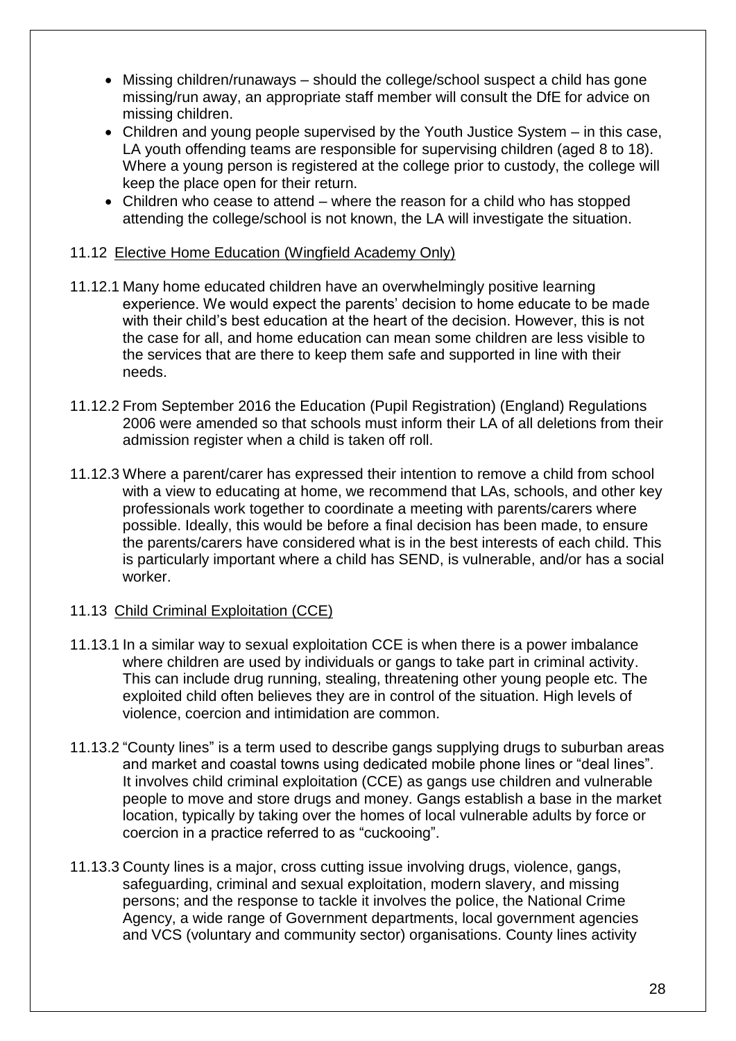- Missing children/runaways – should the college/school suspect a child has gone missing/run away, an appropriate staff member will consult the DfE for advice on missing children.
- Children and young people supervised by the Youth Justice System – in this case, LA youth offending teams are responsible for supervising children (aged 8 to 18). Where a young person is registered at the college prior to custody, the college will keep the place open for their return.
- Children who cease to attend – where the reason for a child who has stopped attending the college/school is not known, the LA will investigate the situation.

### 11.12 Elective Home Education (Wingfield Academy Only)

11.12.1 Many home educated children have an overwhelmingly positive learning experience. We would expect the parents' decision to home educate to be made with their child's best education at the heart of the decision. However, this is not the case for all, and home education can mean some children are less visible to the services that are there to keep them safe and supported in line with their needs.

11.12.2 From September 2016 the Education (Pupil Registration) (England) Regulations 2006 were amended so that schools must inform their LA of all deletions from their admission register when a child is taken off roll.

11.12.3 Where a parent/carer has expressed their intention to remove a child from school with a view to educating at home, we recommend that LAs, schools, and other key professionals work together to coordinate a meeting with parents/carers where possible. Ideally, this would be before a final decision has been made, to ensure the parents/carers have considered what is in the best interests of each child. This is particularly important where a child has SEND, is vulnerable, and/or has a social worker.

### 11.13 Child Criminal Exploitation (CCE)

11.13.1 In a similar way to sexual exploitation CCE is when there is a power imbalance where children are used by individuals or gangs to take part in criminal activity. This can include drug running, stealing, threatening other young people etc. The exploited child often believes they are in control of the situation. High levels of violence, coercion and intimidation are common.

11.13.2 "County lines" is a term used to describe gangs supplying drugs to suburban areas and market and coastal towns using dedicated mobile phone lines or "deal lines". It involves child criminal exploitation (CCE) as gangs use children and vulnerable people to move and store drugs and money. Gangs establish a base in the market location, typically by taking over the homes of local vulnerable adults by force or coercion in a practice referred to as "cuckooing".

11.13.3 County lines is a major, cross cutting issue involving drugs, violence, gangs, safeguarding, criminal and sexual exploitation, modern slavery, and missing persons; and the response to tackle it involves the police, the National Crime Agency, a wide range of Government departments, local government agencies and VCS (voluntary and community sector) organisations. County lines activity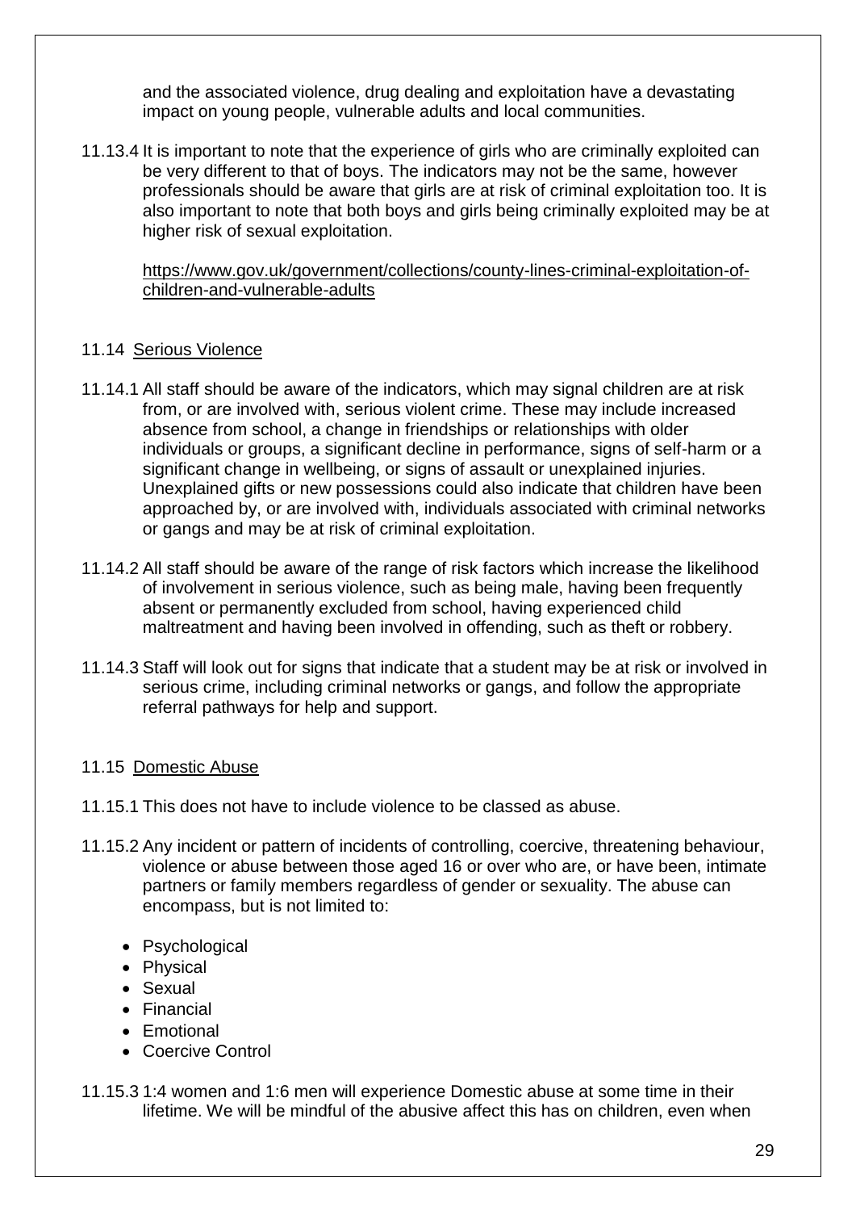and the associated violence, drug dealing and exploitation have a devastating impact on young people, vulnerable adults and local communities.

11.13.4 It is important to note that the experience of girls who are criminally exploited can be very different to that of boys. The indicators may not be the same, however professionals should be aware that girls are at risk of criminal exploitation too. It is also important to note that both boys and girls being criminally exploited may be at higher risk of sexual exploitation.

https://www.gov.uk/government/collections/county-lines-criminal-exploitation-of-children-and-vulnerable-adults

## 11.14 Serious Violence

11.14.1 All staff should be aware of the indicators, which may signal children are at risk from, or are involved with, serious violent crime. These may include increased absence from school, a change in friendships or relationships with older individuals or groups, a significant decline in performance, signs of self-harm or a significant change in wellbeing, or signs of assault or unexplained injuries. Unexplained gifts or new possessions could also indicate that children have been approached by, or are involved with, individuals associated with criminal networks or gangs and may be at risk of criminal exploitation.

11.14.2 All staff should be aware of the range of risk factors which increase the likelihood of involvement in serious violence, such as being male, having been frequently absent or permanently excluded from school, having experienced child maltreatment and having been involved in offending, such as theft or robbery.

11.14.3 Staff will look out for signs that indicate that a student may be at risk or involved in serious crime, including criminal networks or gangs, and follow the appropriate referral pathways for help and support.

## 11.15 Domestic Abuse

11.15.1 This does not have to include violence to be classed as abuse.

11.15.2 Any incident or pattern of incidents of controlling, coercive, threatening behaviour, violence or abuse between those aged 16 or over who are, or have been, intimate partners or family members regardless of gender or sexuality. The abuse can encompass, but is not limited to:

- Psychological
- Physical
- Sexual
- Financial
- Emotional
- Coercive Control

11.15.3 1:4 women and 1:6 men will experience Domestic abuse at some time in their lifetime. We will be mindful of the abusive affect this has on children, even when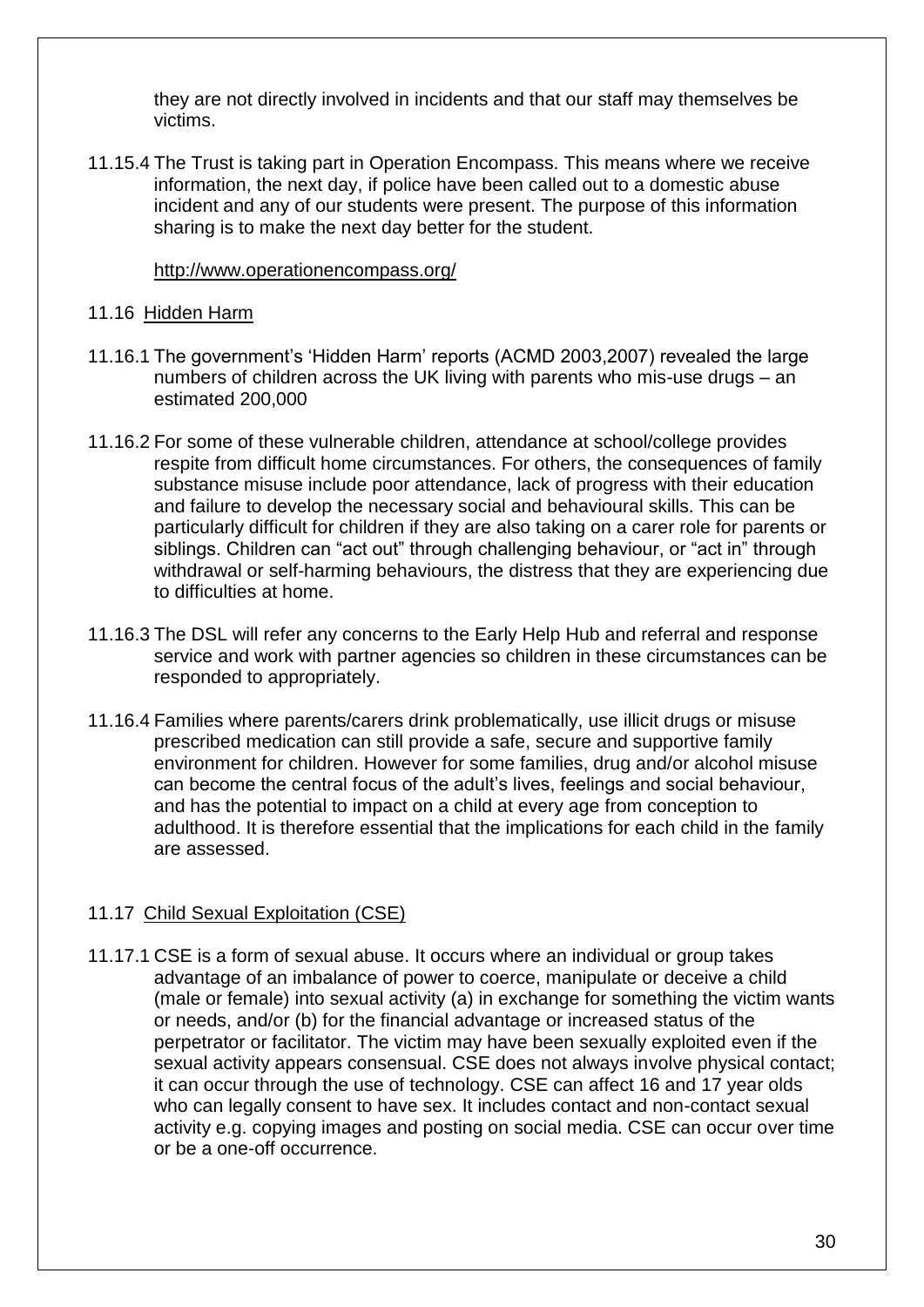they are not directly involved in incidents and that our staff may themselves be victims.

11.15.4 The Trust is taking part in Operation Encompass. This means where we receive information, the next day, if police have been called out to a domestic abuse incident and any of our students were present. The purpose of this information sharing is to make the next day better for the student.

http://www.operationencompass.org/

## 11.16 Hidden Harm

11.16.1 The government's 'Hidden Harm' reports (ACMD 2003,2007) revealed the large numbers of children across the UK living with parents who mis-use drugs – an estimated 200,000

11.16.2 For some of these vulnerable children, attendance at school/college provides respite from difficult home circumstances. For others, the consequences of family substance misuse include poor attendance, lack of progress with their education and failure to develop the necessary social and behavioural skills. This can be particularly difficult for children if they are also taking on a carer role for parents or siblings. Children can "act out" through challenging behaviour, or "act in" through withdrawal or self-harming behaviours, the distress that they are experiencing due to difficulties at home.

11.16.3 The DSL will refer any concerns to the Early Help Hub and referral and response service and work with partner agencies so children in these circumstances can be responded to appropriately.

11.16.4 Families where parents/carers drink problematically, use illicit drugs or misuse prescribed medication can still provide a safe, secure and supportive family environment for children. However for some families, drug and/or alcohol misuse can become the central focus of the adult's lives, feelings and social behaviour, and has the potential to impact on a child at every age from conception to adulthood. It is therefore essential that the implications for each child in the family are assessed.

## 11.17 Child Sexual Exploitation (CSE)

11.17.1 CSE is a form of sexual abuse. It occurs where an individual or group takes advantage of an imbalance of power to coerce, manipulate or deceive a child (male or female) into sexual activity (a) in exchange for something the victim wants or needs, and/or (b) for the financial advantage or increased status of the perpetrator or facilitator. The victim may have been sexually exploited even if the sexual activity appears consensual. CSE does not always involve physical contact; it can occur through the use of technology. CSE can affect 16 and 17 year olds who can legally consent to have sex. It includes contact and non-contact sexual activity e.g. copying images and posting on social media. CSE can occur over time or be a one-off occurrence.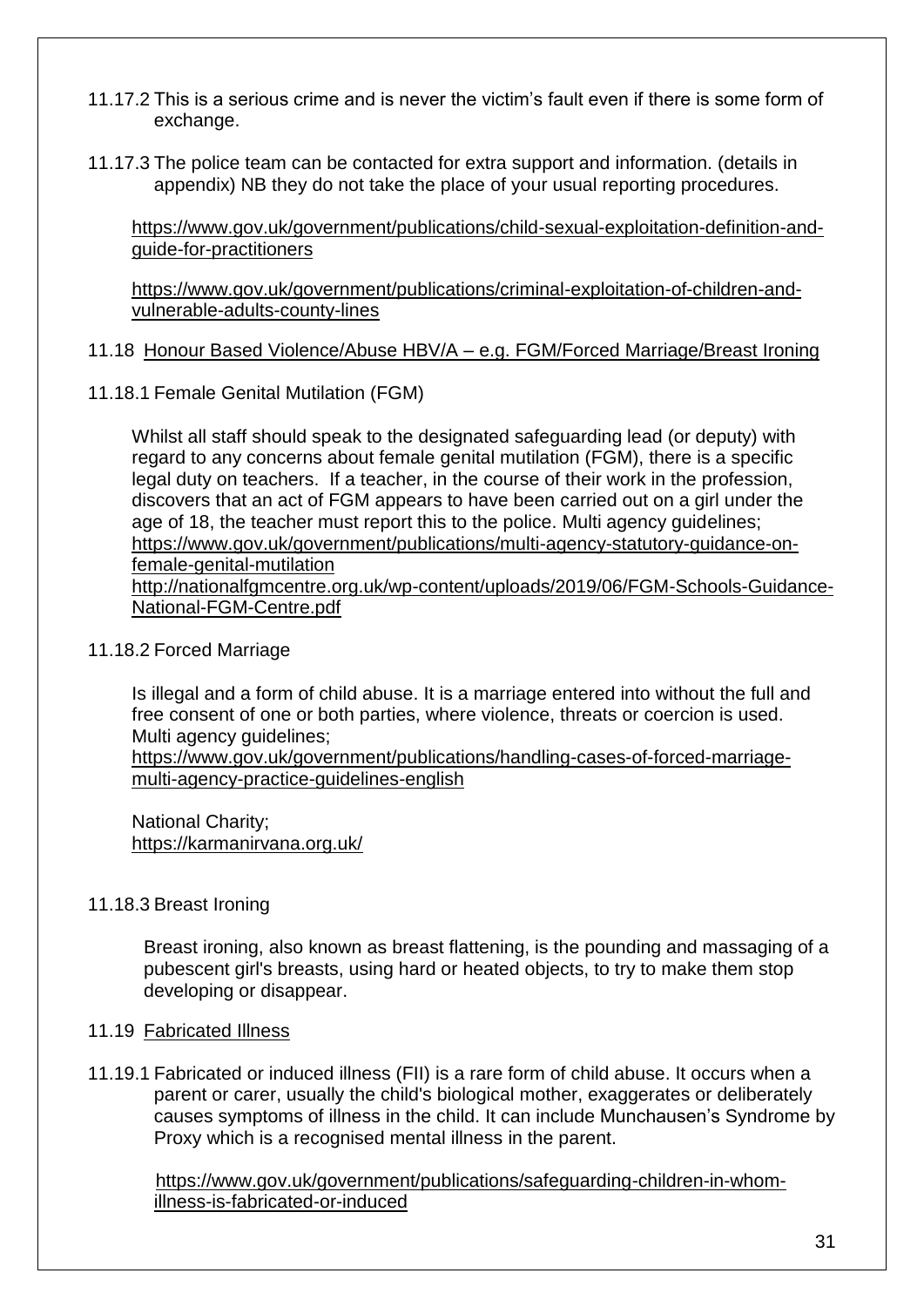11.17.2 This is a serious crime and is never the victim's fault even if there is some form of exchange.

11.17.3 The police team can be contacted for extra support and information. (details in appendix) NB they do not take the place of your usual reporting procedures.

https://www.gov.uk/government/publications/child-sexual-exploitation-definition-and-guide-for-practitioners

https://www.gov.uk/government/publications/criminal-exploitation-of-children-and-vulnerable-adults-county-lines

11.18 Honour Based Violence/Abuse HBV/A – e.g. FGM/Forced Marriage/Breast Ironing

11.18.1 Female Genital Mutilation (FGM)

Whilst all staff should speak to the designated safeguarding lead (or deputy) with regard to any concerns about female genital mutilation (FGM), there is a specific legal duty on teachers. If a teacher, in the course of their work in the profession, discovers that an act of FGM appears to have been carried out on a girl under the age of 18, the teacher must report this to the police. Multi agency guidelines; https://www.gov.uk/government/publications/multi-agency-statutory-guidance-on-female-genital-mutilation
http://nationalfgmcentre.org.uk/wp-content/uploads/2019/06/FGM-Schools-Guidance-National-FGM-Centre.pdf

11.18.2 Forced Marriage

Is illegal and a form of child abuse. It is a marriage entered into without the full and free consent of one or both parties, where violence, threats or coercion is used. Multi agency guidelines;
https://www.gov.uk/government/publications/handling-cases-of-forced-marriage-multi-agency-practice-guidelines-english

National Charity;
https://karmanirvana.org.uk/

11.18.3 Breast Ironing

Breast ironing, also known as breast flattening, is the pounding and massaging of a pubescent girl's breasts, using hard or heated objects, to try to make them stop developing or disappear.

11.19 Fabricated Illness

11.19.1 Fabricated or induced illness (FII) is a rare form of child abuse. It occurs when a parent or carer, usually the child's biological mother, exaggerates or deliberately causes symptoms of illness in the child. It can include Munchausen's Syndrome by Proxy which is a recognised mental illness in the parent.

https://www.gov.uk/government/publications/safeguarding-children-in-whom-illness-is-fabricated-or-induced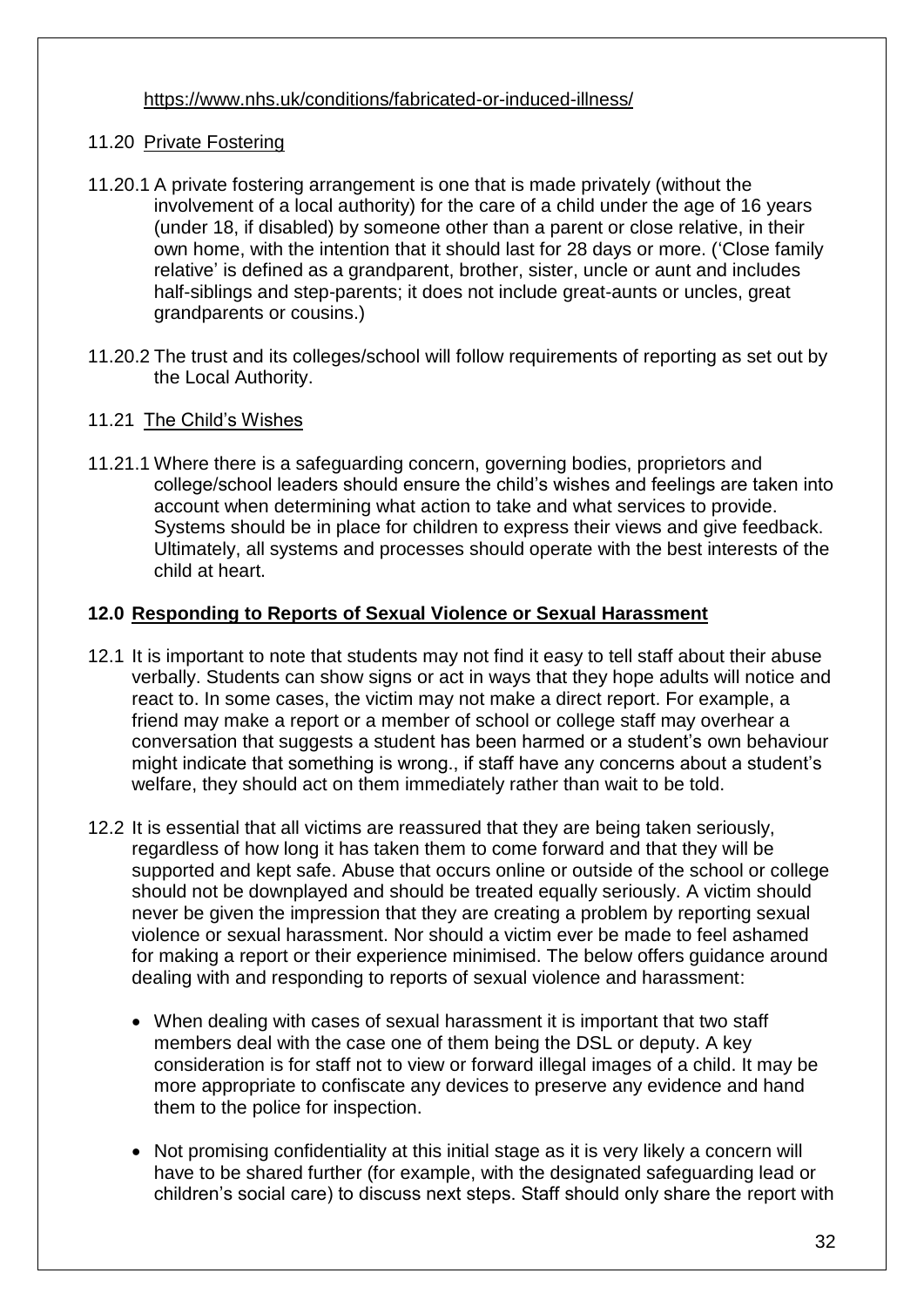https://www.nhs.uk/conditions/fabricated-or-induced-illness/

11.20 Private Fostering

11.20.1 A private fostering arrangement is one that is made privately (without the involvement of a local authority) for the care of a child under the age of 16 years (under 18, if disabled) by someone other than a parent or close relative, in their own home, with the intention that it should last for 28 days or more. ('Close family relative' is defined as a grandparent, brother, sister, uncle or aunt and includes half-siblings and step-parents; it does not include great-aunts or uncles, great grandparents or cousins.)

11.20.2 The trust and its colleges/school will follow requirements of reporting as set out by the Local Authority.

11.21 The Child's Wishes

11.21.1 Where there is a safeguarding concern, governing bodies, proprietors and college/school leaders should ensure the child's wishes and feelings are taken into account when determining what action to take and what services to provide. Systems should be in place for children to express their views and give feedback. Ultimately, all systems and processes should operate with the best interests of the child at heart.

## 12.0 Responding to Reports of Sexual Violence or Sexual Harassment

12.1 It is important to note that students may not find it easy to tell staff about their abuse verbally. Students can show signs or act in ways that they hope adults will notice and react to. In some cases, the victim may not make a direct report. For example, a friend may make a report or a member of school or college staff may overhear a conversation that suggests a student has been harmed or a student's own behaviour might indicate that something is wrong., if staff have any concerns about a student's welfare, they should act on them immediately rather than wait to be told.

12.2 It is essential that all victims are reassured that they are being taken seriously, regardless of how long it has taken them to come forward and that they will be supported and kept safe. Abuse that occurs online or outside of the school or college should not be downplayed and should be treated equally seriously. A victim should never be given the impression that they are creating a problem by reporting sexual violence or sexual harassment. Nor should a victim ever be made to feel ashamed for making a report or their experience minimised. The below offers guidance around dealing with and responding to reports of sexual violence and harassment:

- When dealing with cases of sexual harassment it is important that two staff members deal with the case one of them being the DSL or deputy. A key consideration is for staff not to view or forward illegal images of a child. It may be more appropriate to confiscate any devices to preserve any evidence and hand them to the police for inspection.

- Not promising confidentiality at this initial stage as it is very likely a concern will have to be shared further (for example, with the designated safeguarding lead or children's social care) to discuss next steps. Staff should only share the report with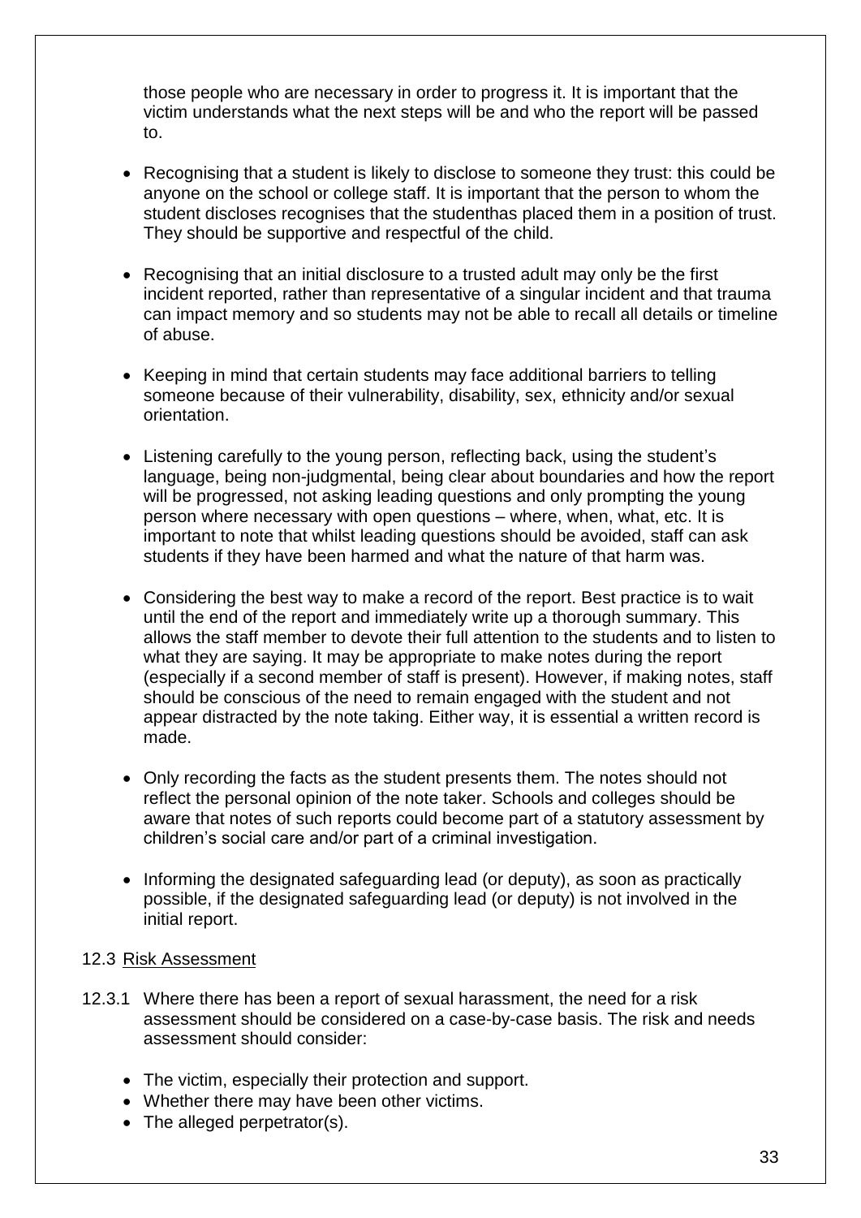those people who are necessary in order to progress it. It is important that the victim understands what the next steps will be and who the report will be passed to.

- Recognising that a student is likely to disclose to someone they trust: this could be anyone on the school or college staff. It is important that the person to whom the student discloses recognises that the studenthas placed them in a position of trust. They should be supportive and respectful of the child.

- Recognising that an initial disclosure to a trusted adult may only be the first incident reported, rather than representative of a singular incident and that trauma can impact memory and so students may not be able to recall all details or timeline of abuse.

- Keeping in mind that certain students may face additional barriers to telling someone because of their vulnerability, disability, sex, ethnicity and/or sexual orientation.

- Listening carefully to the young person, reflecting back, using the student's language, being non-judgmental, being clear about boundaries and how the report will be progressed, not asking leading questions and only prompting the young person where necessary with open questions – where, when, what, etc. It is important to note that whilst leading questions should be avoided, staff can ask students if they have been harmed and what the nature of that harm was.

- Considering the best way to make a record of the report. Best practice is to wait until the end of the report and immediately write up a thorough summary. This allows the staff member to devote their full attention to the students and to listen to what they are saying. It may be appropriate to make notes during the report (especially if a second member of staff is present). However, if making notes, staff should be conscious of the need to remain engaged with the student and not appear distracted by the note taking. Either way, it is essential a written record is made.

- Only recording the facts as the student presents them. The notes should not reflect the personal opinion of the note taker. Schools and colleges should be aware that notes of such reports could become part of a statutory assessment by children's social care and/or part of a criminal investigation.

- Informing the designated safeguarding lead (or deputy), as soon as practically possible, if the designated safeguarding lead (or deputy) is not involved in the initial report.

### 12.3 Risk Assessment

12.3.1 Where there has been a report of sexual harassment, the need for a risk assessment should be considered on a case-by-case basis. The risk and needs assessment should consider:

- The victim, especially their protection and support.
- Whether there may have been other victims.
- The alleged perpetrator(s).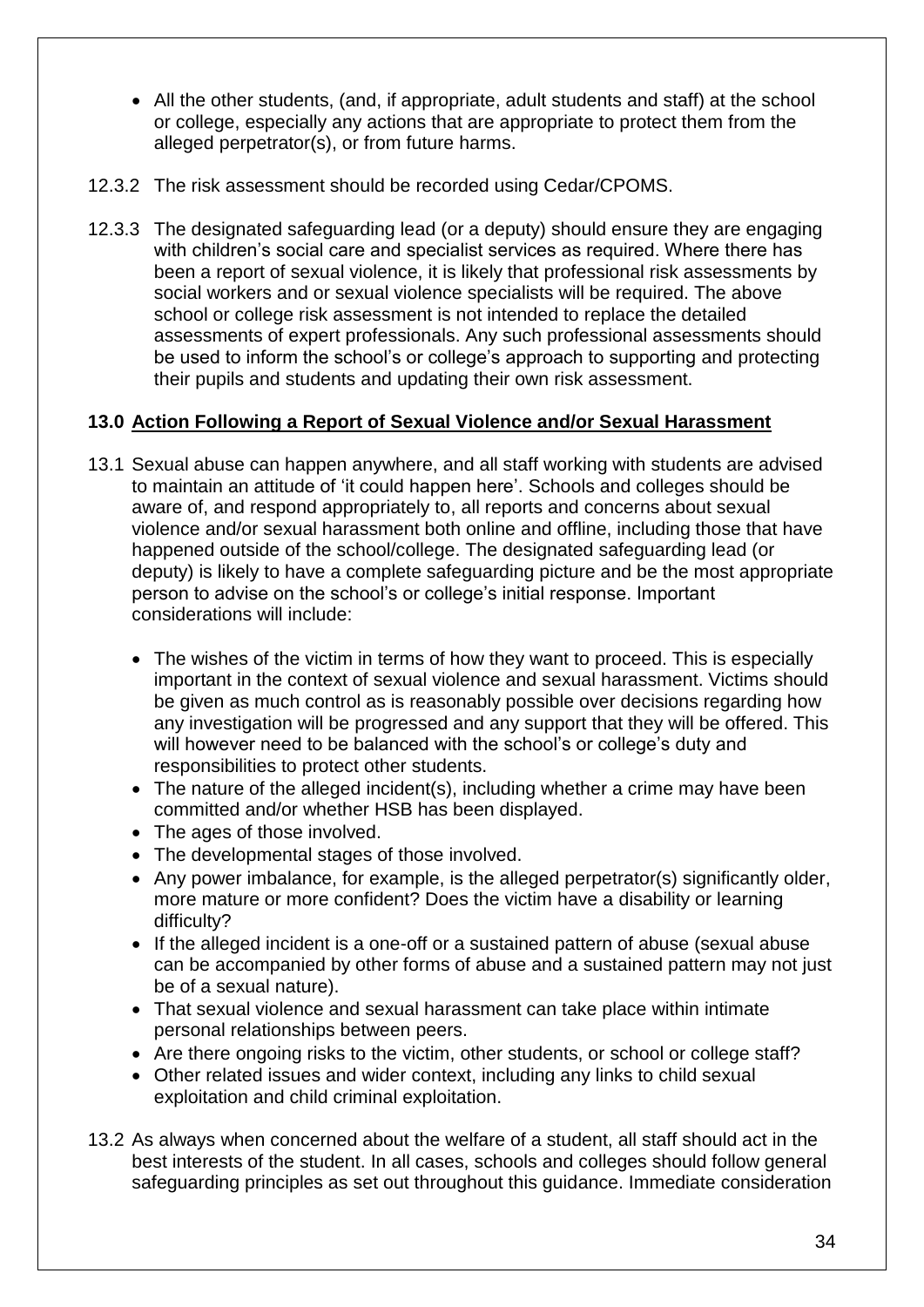- All the other students, (and, if appropriate, adult students and staff) at the school or college, especially any actions that are appropriate to protect them from the alleged perpetrator(s), or from future harms.

12.3.2 The risk assessment should be recorded using Cedar/CPOMS.

12.3.3 The designated safeguarding lead (or a deputy) should ensure they are engaging with children's social care and specialist services as required. Where there has been a report of sexual violence, it is likely that professional risk assessments by social workers and or sexual violence specialists will be required. The above school or college risk assessment is not intended to replace the detailed assessments of expert professionals. Any such professional assessments should be used to inform the school's or college's approach to supporting and protecting their pupils and students and updating their own risk assessment.

## 13.0 Action Following a Report of Sexual Violence and/or Sexual Harassment

13.1 Sexual abuse can happen anywhere, and all staff working with students are advised to maintain an attitude of 'it could happen here'. Schools and colleges should be aware of, and respond appropriately to, all reports and concerns about sexual violence and/or sexual harassment both online and offline, including those that have happened outside of the school/college. The designated safeguarding lead (or deputy) is likely to have a complete safeguarding picture and be the most appropriate person to advise on the school's or college's initial response. Important considerations will include:

- The wishes of the victim in terms of how they want to proceed. This is especially important in the context of sexual violence and sexual harassment. Victims should be given as much control as is reasonably possible over decisions regarding how any investigation will be progressed and any support that they will be offered. This will however need to be balanced with the school's or college's duty and responsibilities to protect other students.
- The nature of the alleged incident(s), including whether a crime may have been committed and/or whether HSB has been displayed.
- The ages of those involved.
- The developmental stages of those involved.
- Any power imbalance, for example, is the alleged perpetrator(s) significantly older, more mature or more confident? Does the victim have a disability or learning difficulty?
- If the alleged incident is a one-off or a sustained pattern of abuse (sexual abuse can be accompanied by other forms of abuse and a sustained pattern may not just be of a sexual nature).
- That sexual violence and sexual harassment can take place within intimate personal relationships between peers.
- Are there ongoing risks to the victim, other students, or school or college staff?
- Other related issues and wider context, including any links to child sexual exploitation and child criminal exploitation.

13.2 As always when concerned about the welfare of a student, all staff should act in the best interests of the student. In all cases, schools and colleges should follow general safeguarding principles as set out throughout this guidance. Immediate consideration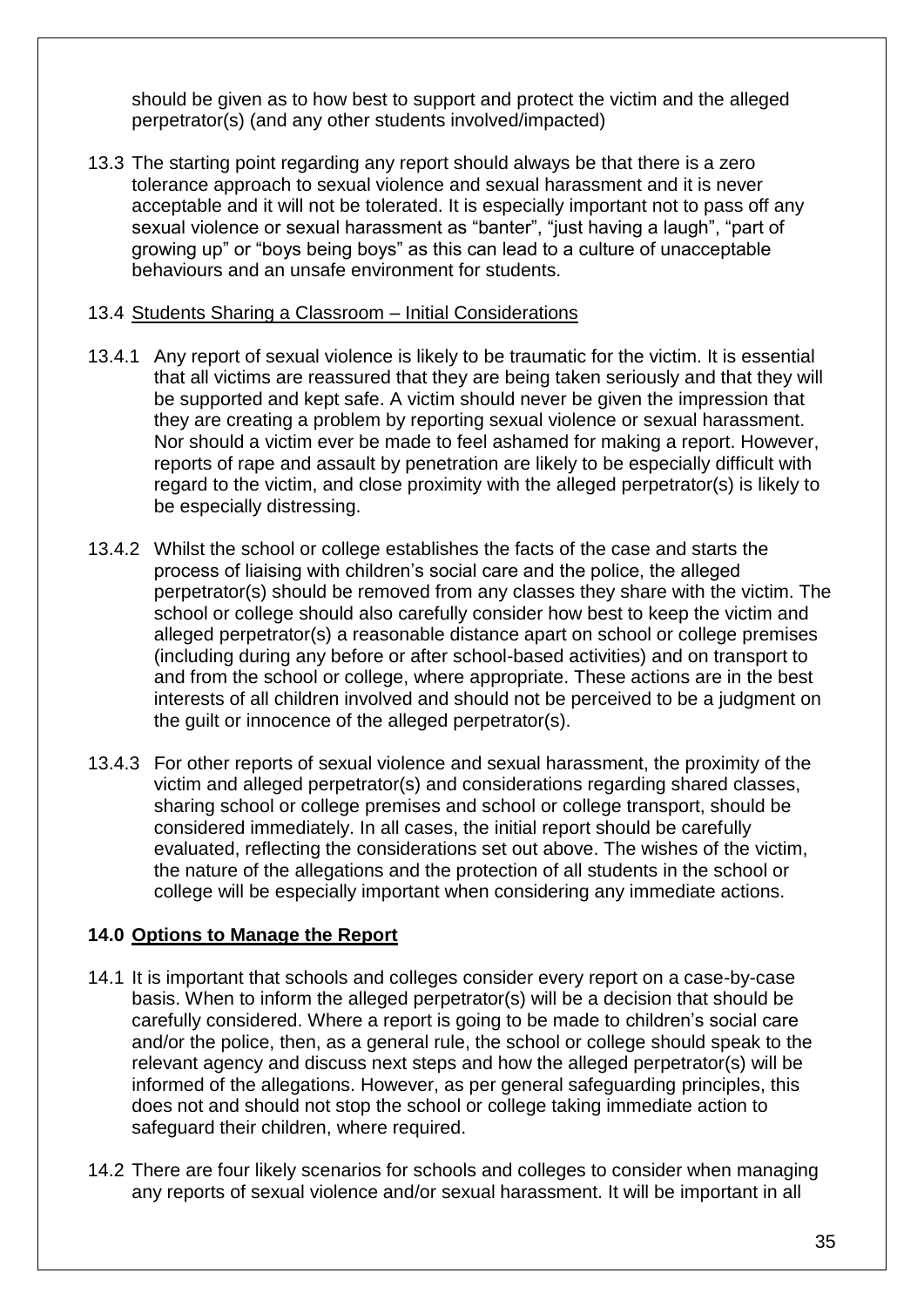should be given as to how best to support and protect the victim and the alleged perpetrator(s) (and any other students involved/impacted)

13.3 The starting point regarding any report should always be that there is a zero tolerance approach to sexual violence and sexual harassment and it is never acceptable and it will not be tolerated. It is especially important not to pass off any sexual violence or sexual harassment as "banter", "just having a laugh", "part of growing up" or "boys being boys" as this can lead to a culture of unacceptable behaviours and an unsafe environment for students.

13.4 <u>Students Sharing a Classroom – Initial Considerations</u>

13.4.1 Any report of sexual violence is likely to be traumatic for the victim. It is essential that all victims are reassured that they are being taken seriously and that they will be supported and kept safe. A victim should never be given the impression that they are creating a problem by reporting sexual violence or sexual harassment. Nor should a victim ever be made to feel ashamed for making a report. However, reports of rape and assault by penetration are likely to be especially difficult with regard to the victim, and close proximity with the alleged perpetrator(s) is likely to be especially distressing.

13.4.2 Whilst the school or college establishes the facts of the case and starts the process of liaising with children's social care and the police, the alleged perpetrator(s) should be removed from any classes they share with the victim. The school or college should also carefully consider how best to keep the victim and alleged perpetrator(s) a reasonable distance apart on school or college premises (including during any before or after school-based activities) and on transport to and from the school or college, where appropriate. These actions are in the best interests of all children involved and should not be perceived to be a judgment on the guilt or innocence of the alleged perpetrator(s).

13.4.3 For other reports of sexual violence and sexual harassment, the proximity of the victim and alleged perpetrator(s) and considerations regarding shared classes, sharing school or college premises and school or college transport, should be considered immediately. In all cases, the initial report should be carefully evaluated, reflecting the considerations set out above. The wishes of the victim, the nature of the allegations and the protection of all students in the school or college will be especially important when considering any immediate actions.

## 14.0 <u>Options to Manage the Report</u>

14.1 It is important that schools and colleges consider every report on a case-by-case basis. When to inform the alleged perpetrator(s) will be a decision that should be carefully considered. Where a report is going to be made to children's social care and/or the police, then, as a general rule, the school or college should speak to the relevant agency and discuss next steps and how the alleged perpetrator(s) will be informed of the allegations. However, as per general safeguarding principles, this does not and should not stop the school or college taking immediate action to safeguard their children, where required.

14.2 There are four likely scenarios for schools and colleges to consider when managing any reports of sexual violence and/or sexual harassment. It will be important in all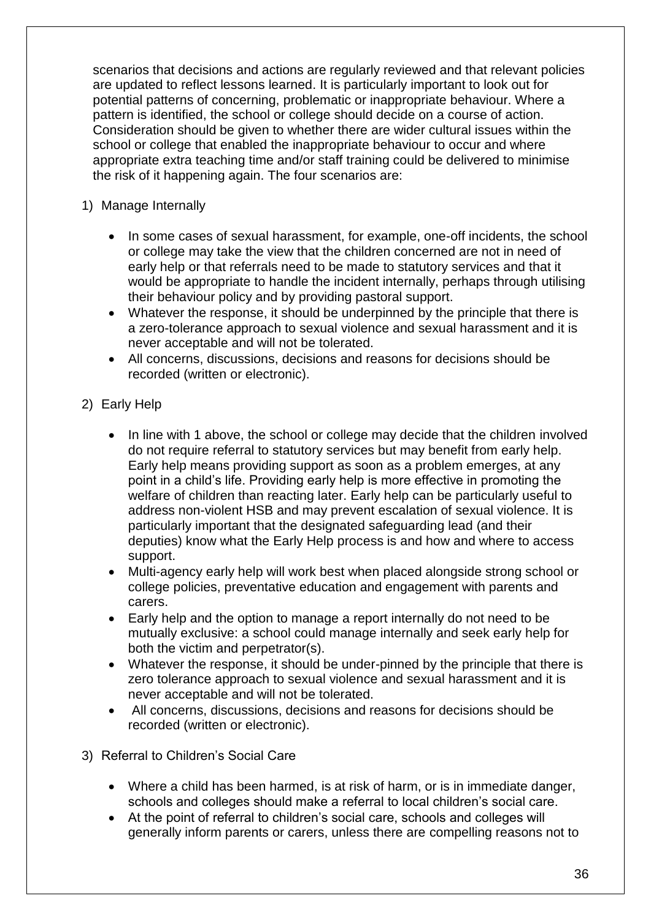scenarios that decisions and actions are regularly reviewed and that relevant policies are updated to reflect lessons learned. It is particularly important to look out for potential patterns of concerning, problematic or inappropriate behaviour. Where a pattern is identified, the school or college should decide on a course of action. Consideration should be given to whether there are wider cultural issues within the school or college that enabled the inappropriate behaviour to occur and where appropriate extra teaching time and/or staff training could be delivered to minimise the risk of it happening again. The four scenarios are:

1) Manage Internally

   - In some cases of sexual harassment, for example, one-off incidents, the school or college may take the view that the children concerned are not in need of early help or that referrals need to be made to statutory services and that it would be appropriate to handle the incident internally, perhaps through utilising their behaviour policy and by providing pastoral support.
   - Whatever the response, it should be underpinned by the principle that there is a zero-tolerance approach to sexual violence and sexual harassment and it is never acceptable and will not be tolerated.
   - All concerns, discussions, decisions and reasons for decisions should be recorded (written or electronic).

2) Early Help

   - In line with 1 above, the school or college may decide that the children involved do not require referral to statutory services but may benefit from early help. Early help means providing support as soon as a problem emerges, at any point in a child's life. Providing early help is more effective in promoting the welfare of children than reacting later. Early help can be particularly useful to address non-violent HSB and may prevent escalation of sexual violence. It is particularly important that the designated safeguarding lead (and their deputies) know what the Early Help process is and how and where to access support.
   - Multi-agency early help will work best when placed alongside strong school or college policies, preventative education and engagement with parents and carers.
   - Early help and the option to manage a report internally do not need to be mutually exclusive: a school could manage internally and seek early help for both the victim and perpetrator(s).
   - Whatever the response, it should be under-pinned by the principle that there is zero tolerance approach to sexual violence and sexual harassment and it is never acceptable and will not be tolerated.
   - All concerns, discussions, decisions and reasons for decisions should be recorded (written or electronic).

3) Referral to Children's Social Care

   - Where a child has been harmed, is at risk of harm, or is in immediate danger, schools and colleges should make a referral to local children's social care.
   - At the point of referral to children's social care, schools and colleges will generally inform parents or carers, unless there are compelling reasons not to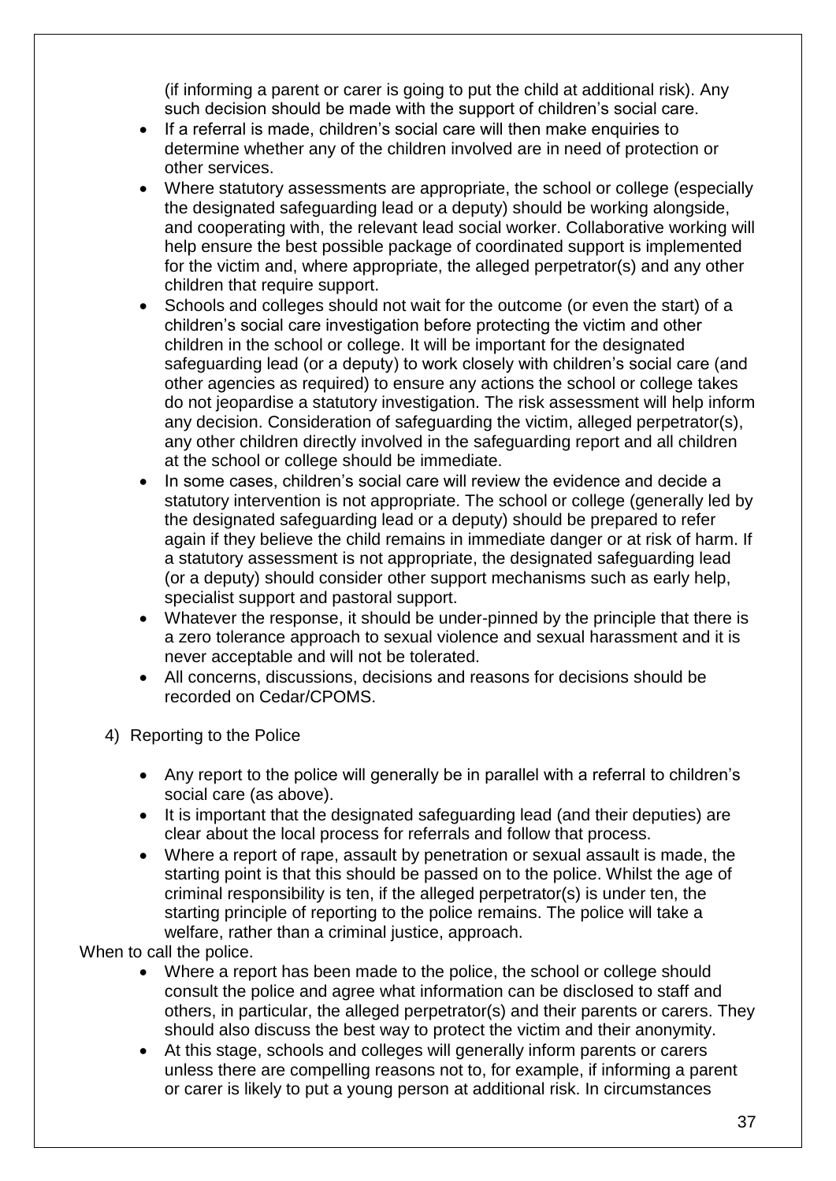(if informing a parent or carer is going to put the child at additional risk). Any such decision should be made with the support of children's social care.

- If a referral is made, children's social care will then make enquiries to determine whether any of the children involved are in need of protection or other services.
- Where statutory assessments are appropriate, the school or college (especially the designated safeguarding lead or a deputy) should be working alongside, and cooperating with, the relevant lead social worker. Collaborative working will help ensure the best possible package of coordinated support is implemented for the victim and, where appropriate, the alleged perpetrator(s) and any other children that require support.
- Schools and colleges should not wait for the outcome (or even the start) of a children's social care investigation before protecting the victim and other children in the school or college. It will be important for the designated safeguarding lead (or a deputy) to work closely with children's social care (and other agencies as required) to ensure any actions the school or college takes do not jeopardise a statutory investigation. The risk assessment will help inform any decision. Consideration of safeguarding the victim, alleged perpetrator(s), any other children directly involved in the safeguarding report and all children at the school or college should be immediate.
- In some cases, children's social care will review the evidence and decide a statutory intervention is not appropriate. The school or college (generally led by the designated safeguarding lead or a deputy) should be prepared to refer again if they believe the child remains in immediate danger or at risk of harm. If a statutory assessment is not appropriate, the designated safeguarding lead (or a deputy) should consider other support mechanisms such as early help, specialist support and pastoral support.
- Whatever the response, it should be under-pinned by the principle that there is a zero tolerance approach to sexual violence and sexual harassment and it is never acceptable and will not be tolerated.
- All concerns, discussions, decisions and reasons for decisions should be recorded on Cedar/CPOMS.

4) Reporting to the Police

- Any report to the police will generally be in parallel with a referral to children's social care (as above).
- It is important that the designated safeguarding lead (and their deputies) are clear about the local process for referrals and follow that process.
- Where a report of rape, assault by penetration or sexual assault is made, the starting point is that this should be passed on to the police. Whilst the age of criminal responsibility is ten, if the alleged perpetrator(s) is under ten, the starting principle of reporting to the police remains. The police will take a welfare, rather than a criminal justice, approach.

When to call the police.

- Where a report has been made to the police, the school or college should consult the police and agree what information can be disclosed to staff and others, in particular, the alleged perpetrator(s) and their parents or carers. They should also discuss the best way to protect the victim and their anonymity.
- At this stage, schools and colleges will generally inform parents or carers unless there are compelling reasons not to, for example, if informing a parent or carer is likely to put a young person at additional risk. In circumstances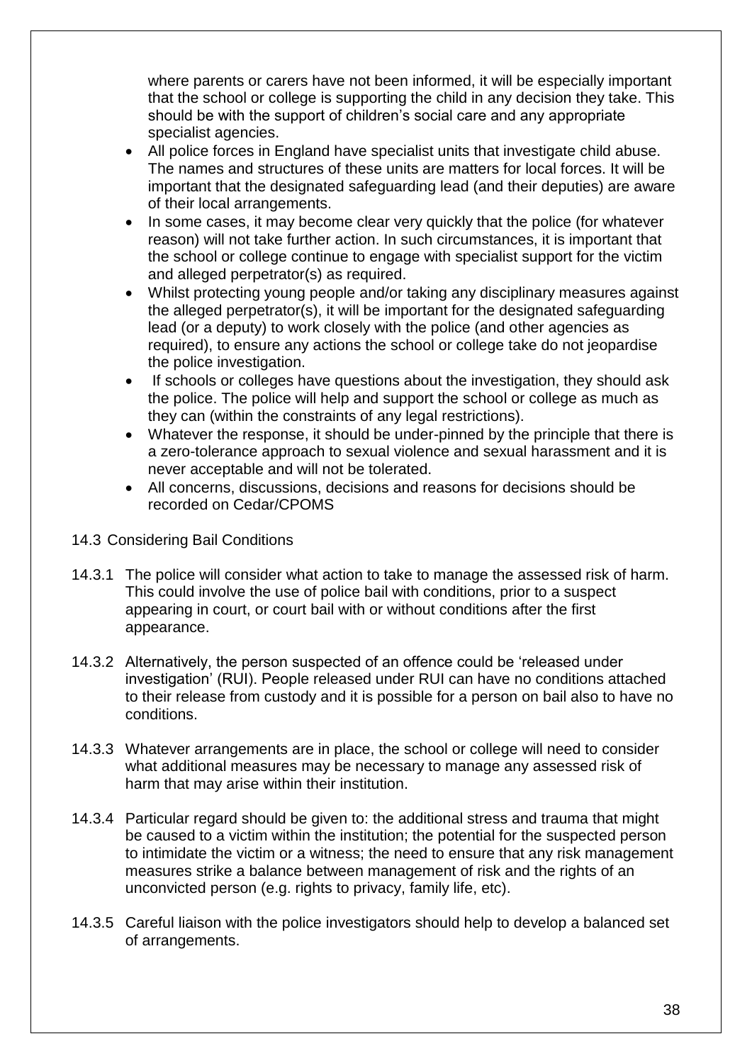where parents or carers have not been informed, it will be especially important that the school or college is supporting the child in any decision they take. This should be with the support of children's social care and any appropriate specialist agencies.

- All police forces in England have specialist units that investigate child abuse. The names and structures of these units are matters for local forces. It will be important that the designated safeguarding lead (and their deputies) are aware of their local arrangements.
- In some cases, it may become clear very quickly that the police (for whatever reason) will not take further action. In such circumstances, it is important that the school or college continue to engage with specialist support for the victim and alleged perpetrator(s) as required.
- Whilst protecting young people and/or taking any disciplinary measures against the alleged perpetrator(s), it will be important for the designated safeguarding lead (or a deputy) to work closely with the police (and other agencies as required), to ensure any actions the school or college take do not jeopardise the police investigation.
- If schools or colleges have questions about the investigation, they should ask the police. The police will help and support the school or college as much as they can (within the constraints of any legal restrictions).
- Whatever the response, it should be under-pinned by the principle that there is a zero-tolerance approach to sexual violence and sexual harassment and it is never acceptable and will not be tolerated.
- All concerns, discussions, decisions and reasons for decisions should be recorded on Cedar/CPOMS

14.3 Considering Bail Conditions

14.3.1 The police will consider what action to take to manage the assessed risk of harm. This could involve the use of police bail with conditions, prior to a suspect appearing in court, or court bail with or without conditions after the first appearance.

14.3.2 Alternatively, the person suspected of an offence could be 'released under investigation' (RUI). People released under RUI can have no conditions attached to their release from custody and it is possible for a person on bail also to have no conditions.

14.3.3 Whatever arrangements are in place, the school or college will need to consider what additional measures may be necessary to manage any assessed risk of harm that may arise within their institution.

14.3.4 Particular regard should be given to: the additional stress and trauma that might be caused to a victim within the institution; the potential for the suspected person to intimidate the victim or a witness; the need to ensure that any risk management measures strike a balance between management of risk and the rights of an unconvicted person (e.g. rights to privacy, family life, etc).

14.3.5 Careful liaison with the police investigators should help to develop a balanced set of arrangements.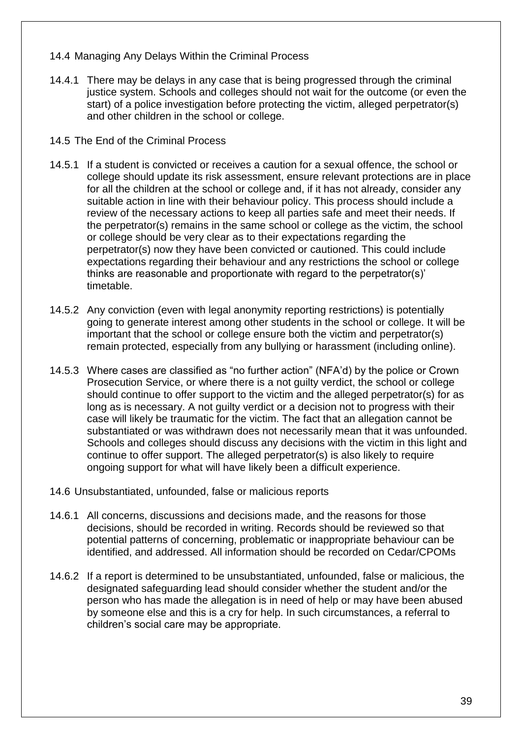## 14.4 Managing Any Delays Within the Criminal Process

14.4.1 There may be delays in any case that is being progressed through the criminal justice system. Schools and colleges should not wait for the outcome (or even the start) of a police investigation before protecting the victim, alleged perpetrator(s) and other children in the school or college.

## 14.5 The End of the Criminal Process

14.5.1 If a student is convicted or receives a caution for a sexual offence, the school or college should update its risk assessment, ensure relevant protections are in place for all the children at the school or college and, if it has not already, consider any suitable action in line with their behaviour policy. This process should include a review of the necessary actions to keep all parties safe and meet their needs. If the perpetrator(s) remains in the same school or college as the victim, the school or college should be very clear as to their expectations regarding the perpetrator(s) now they have been convicted or cautioned. This could include expectations regarding their behaviour and any restrictions the school or college thinks are reasonable and proportionate with regard to the perpetrator(s)' timetable.

14.5.2 Any conviction (even with legal anonymity reporting restrictions) is potentially going to generate interest among other students in the school or college. It will be important that the school or college ensure both the victim and perpetrator(s) remain protected, especially from any bullying or harassment (including online).

14.5.3 Where cases are classified as "no further action" (NFA'd) by the police or Crown Prosecution Service, or where there is a not guilty verdict, the school or college should continue to offer support to the victim and the alleged perpetrator(s) for as long as is necessary. A not guilty verdict or a decision not to progress with their case will likely be traumatic for the victim. The fact that an allegation cannot be substantiated or was withdrawn does not necessarily mean that it was unfounded. Schools and colleges should discuss any decisions with the victim in this light and continue to offer support. The alleged perpetrator(s) is also likely to require ongoing support for what will have likely been a difficult experience.

## 14.6 Unsubstantiated, unfounded, false or malicious reports

14.6.1 All concerns, discussions and decisions made, and the reasons for those decisions, should be recorded in writing. Records should be reviewed so that potential patterns of concerning, problematic or inappropriate behaviour can be identified, and addressed. All information should be recorded on Cedar/CPOMs

14.6.2 If a report is determined to be unsubstantiated, unfounded, false or malicious, the designated safeguarding lead should consider whether the student and/or the person who has made the allegation is in need of help or may have been abused by someone else and this is a cry for help. In such circumstances, a referral to children's social care may be appropriate.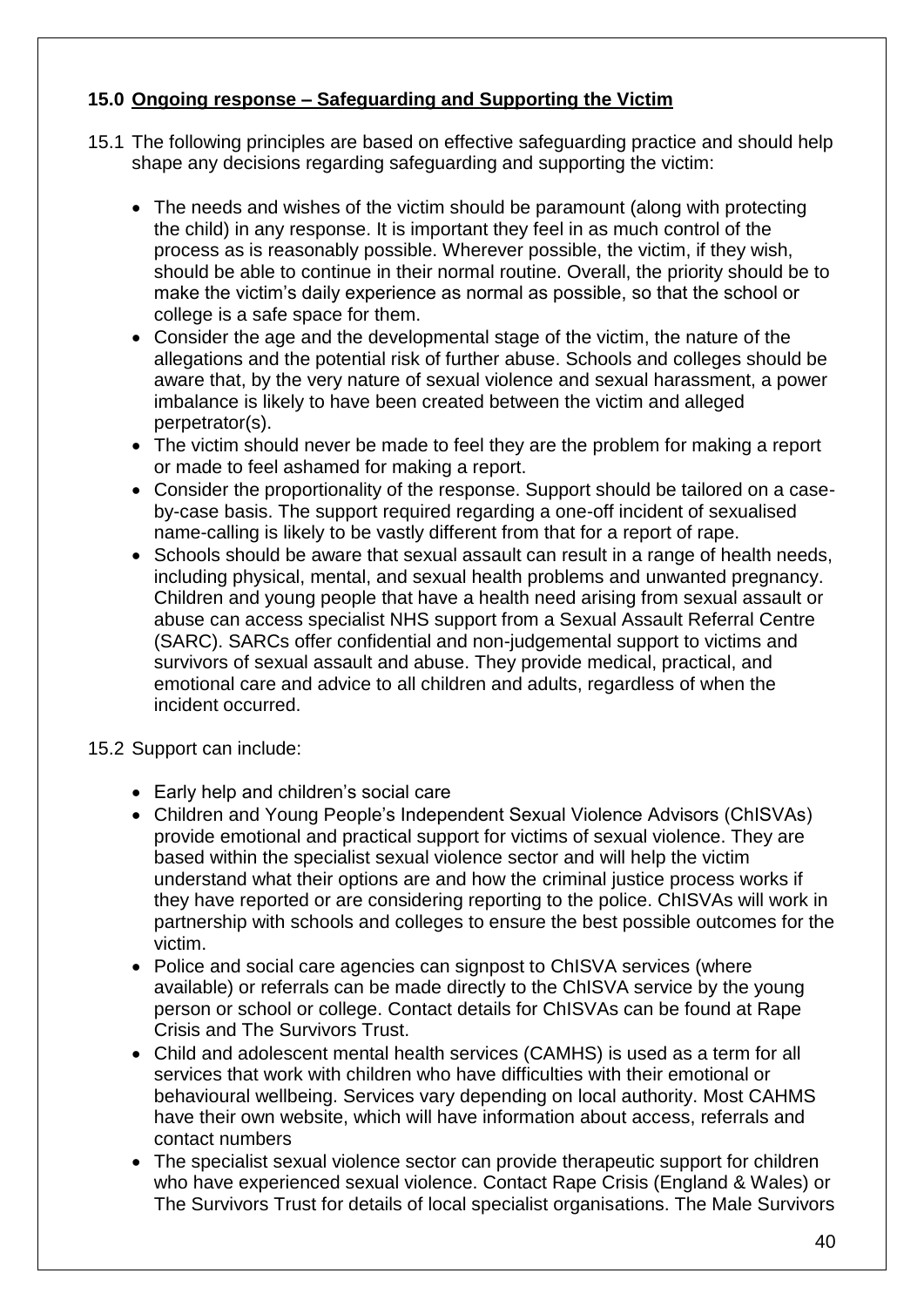## 15.0 Ongoing response – Safeguarding and Supporting the Victim

15.1 The following principles are based on effective safeguarding practice and should help shape any decisions regarding safeguarding and supporting the victim:

- The needs and wishes of the victim should be paramount (along with protecting the child) in any response. It is important they feel in as much control of the process as is reasonably possible. Wherever possible, the victim, if they wish, should be able to continue in their normal routine. Overall, the priority should be to make the victim's daily experience as normal as possible, so that the school or college is a safe space for them.
- Consider the age and the developmental stage of the victim, the nature of the allegations and the potential risk of further abuse. Schools and colleges should be aware that, by the very nature of sexual violence and sexual harassment, a power imbalance is likely to have been created between the victim and alleged perpetrator(s).
- The victim should never be made to feel they are the problem for making a report or made to feel ashamed for making a report.
- Consider the proportionality of the response. Support should be tailored on a case-by-case basis. The support required regarding a one-off incident of sexualised name-calling is likely to be vastly different from that for a report of rape.
- Schools should be aware that sexual assault can result in a range of health needs, including physical, mental, and sexual health problems and unwanted pregnancy. Children and young people that have a health need arising from sexual assault or abuse can access specialist NHS support from a Sexual Assault Referral Centre (SARC). SARCs offer confidential and non-judgemental support to victims and survivors of sexual assault and abuse. They provide medical, practical, and emotional care and advice to all children and adults, regardless of when the incident occurred.

15.2 Support can include:

- Early help and children's social care
- Children and Young People's Independent Sexual Violence Advisors (ChISVAs) provide emotional and practical support for victims of sexual violence. They are based within the specialist sexual violence sector and will help the victim understand what their options are and how the criminal justice process works if they have reported or are considering reporting to the police. ChISVAs will work in partnership with schools and colleges to ensure the best possible outcomes for the victim.
- Police and social care agencies can signpost to ChISVA services (where available) or referrals can be made directly to the ChISVA service by the young person or school or college. Contact details for ChISVAs can be found at Rape Crisis and The Survivors Trust.
- Child and adolescent mental health services (CAMHS) is used as a term for all services that work with children who have difficulties with their emotional or behavioural wellbeing. Services vary depending on local authority. Most CAHMS have their own website, which will have information about access, referrals and contact numbers
- The specialist sexual violence sector can provide therapeutic support for children who have experienced sexual violence. Contact Rape Crisis (England & Wales) or The Survivors Trust for details of local specialist organisations. The Male Survivors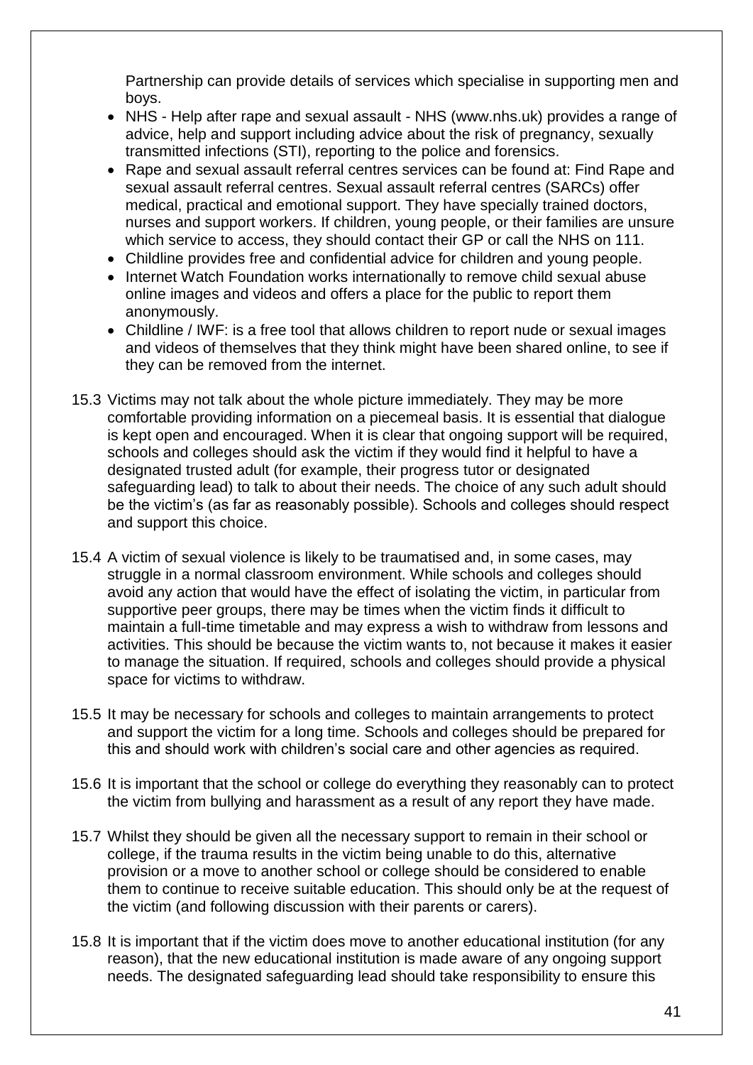Partnership can provide details of services which specialise in supporting men and boys.

- NHS - Help after rape and sexual assault - NHS (www.nhs.uk) provides a range of advice, help and support including advice about the risk of pregnancy, sexually transmitted infections (STI), reporting to the police and forensics.
- Rape and sexual assault referral centres services can be found at: Find Rape and sexual assault referral centres. Sexual assault referral centres (SARCs) offer medical, practical and emotional support. They have specially trained doctors, nurses and support workers. If children, young people, or their families are unsure which service to access, they should contact their GP or call the NHS on 111.
- Childline provides free and confidential advice for children and young people.
- Internet Watch Foundation works internationally to remove child sexual abuse online images and videos and offers a place for the public to report them anonymously.
- Childline / IWF: is a free tool that allows children to report nude or sexual images and videos of themselves that they think might have been shared online, to see if they can be removed from the internet.

15.3 Victims may not talk about the whole picture immediately. They may be more comfortable providing information on a piecemeal basis. It is essential that dialogue is kept open and encouraged. When it is clear that ongoing support will be required, schools and colleges should ask the victim if they would find it helpful to have a designated trusted adult (for example, their progress tutor or designated safeguarding lead) to talk to about their needs. The choice of any such adult should be the victim's (as far as reasonably possible). Schools and colleges should respect and support this choice.

15.4 A victim of sexual violence is likely to be traumatised and, in some cases, may struggle in a normal classroom environment. While schools and colleges should avoid any action that would have the effect of isolating the victim, in particular from supportive peer groups, there may be times when the victim finds it difficult to maintain a full-time timetable and may express a wish to withdraw from lessons and activities. This should be because the victim wants to, not because it makes it easier to manage the situation. If required, schools and colleges should provide a physical space for victims to withdraw.

15.5 It may be necessary for schools and colleges to maintain arrangements to protect and support the victim for a long time. Schools and colleges should be prepared for this and should work with children's social care and other agencies as required.

15.6 It is important that the school or college do everything they reasonably can to protect the victim from bullying and harassment as a result of any report they have made.

15.7 Whilst they should be given all the necessary support to remain in their school or college, if the trauma results in the victim being unable to do this, alternative provision or a move to another school or college should be considered to enable them to continue to receive suitable education. This should only be at the request of the victim (and following discussion with their parents or carers).

15.8 It is important that if the victim does move to another educational institution (for any reason), that the new educational institution is made aware of any ongoing support needs. The designated safeguarding lead should take responsibility to ensure this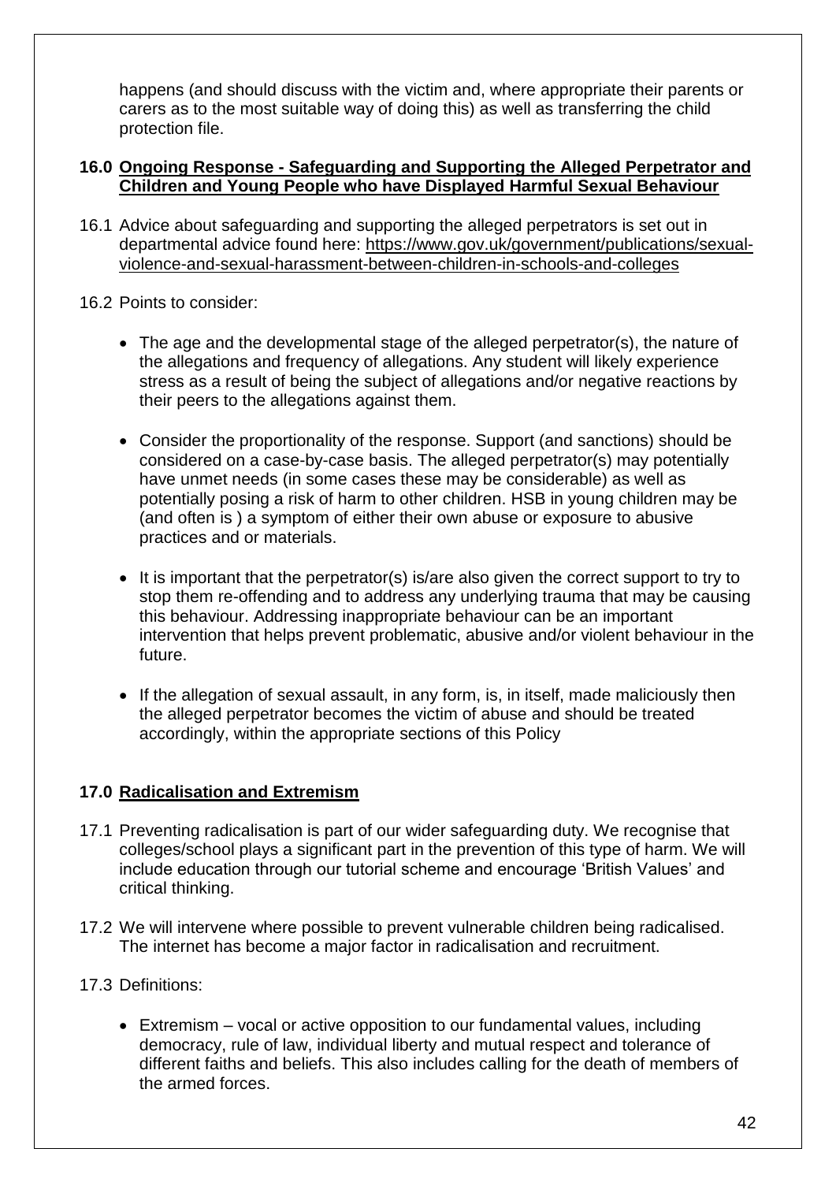happens (and should discuss with the victim and, where appropriate their parents or carers as to the most suitable way of doing this) as well as transferring the child protection file.

## 16.0 Ongoing Response - Safeguarding and Supporting the Alleged Perpetrator and Children and Young People who have Displayed Harmful Sexual Behaviour

16.1 Advice about safeguarding and supporting the alleged perpetrators is set out in departmental advice found here: https://www.gov.uk/government/publications/sexual-violence-and-sexual-harassment-between-children-in-schools-and-colleges

16.2 Points to consider:

- The age and the developmental stage of the alleged perpetrator(s), the nature of the allegations and frequency of allegations. Any student will likely experience stress as a result of being the subject of allegations and/or negative reactions by their peers to the allegations against them.

- Consider the proportionality of the response. Support (and sanctions) should be considered on a case-by-case basis. The alleged perpetrator(s) may potentially have unmet needs (in some cases these may be considerable) as well as potentially posing a risk of harm to other children. HSB in young children may be (and often is ) a symptom of either their own abuse or exposure to abusive practices and or materials.

- It is important that the perpetrator(s) is/are also given the correct support to try to stop them re-offending and to address any underlying trauma that may be causing this behaviour. Addressing inappropriate behaviour can be an important intervention that helps prevent problematic, abusive and/or violent behaviour in the future.

- If the allegation of sexual assault, in any form, is, in itself, made maliciously then the alleged perpetrator becomes the victim of abuse and should be treated accordingly, within the appropriate sections of this Policy

## 17.0 Radicalisation and Extremism

17.1 Preventing radicalisation is part of our wider safeguarding duty. We recognise that colleges/school plays a significant part in the prevention of this type of harm. We will include education through our tutorial scheme and encourage 'British Values' and critical thinking.

17.2 We will intervene where possible to prevent vulnerable children being radicalised. The internet has become a major factor in radicalisation and recruitment.

17.3 Definitions:

- Extremism – vocal or active opposition to our fundamental values, including democracy, rule of law, individual liberty and mutual respect and tolerance of different faiths and beliefs. This also includes calling for the death of members of the armed forces.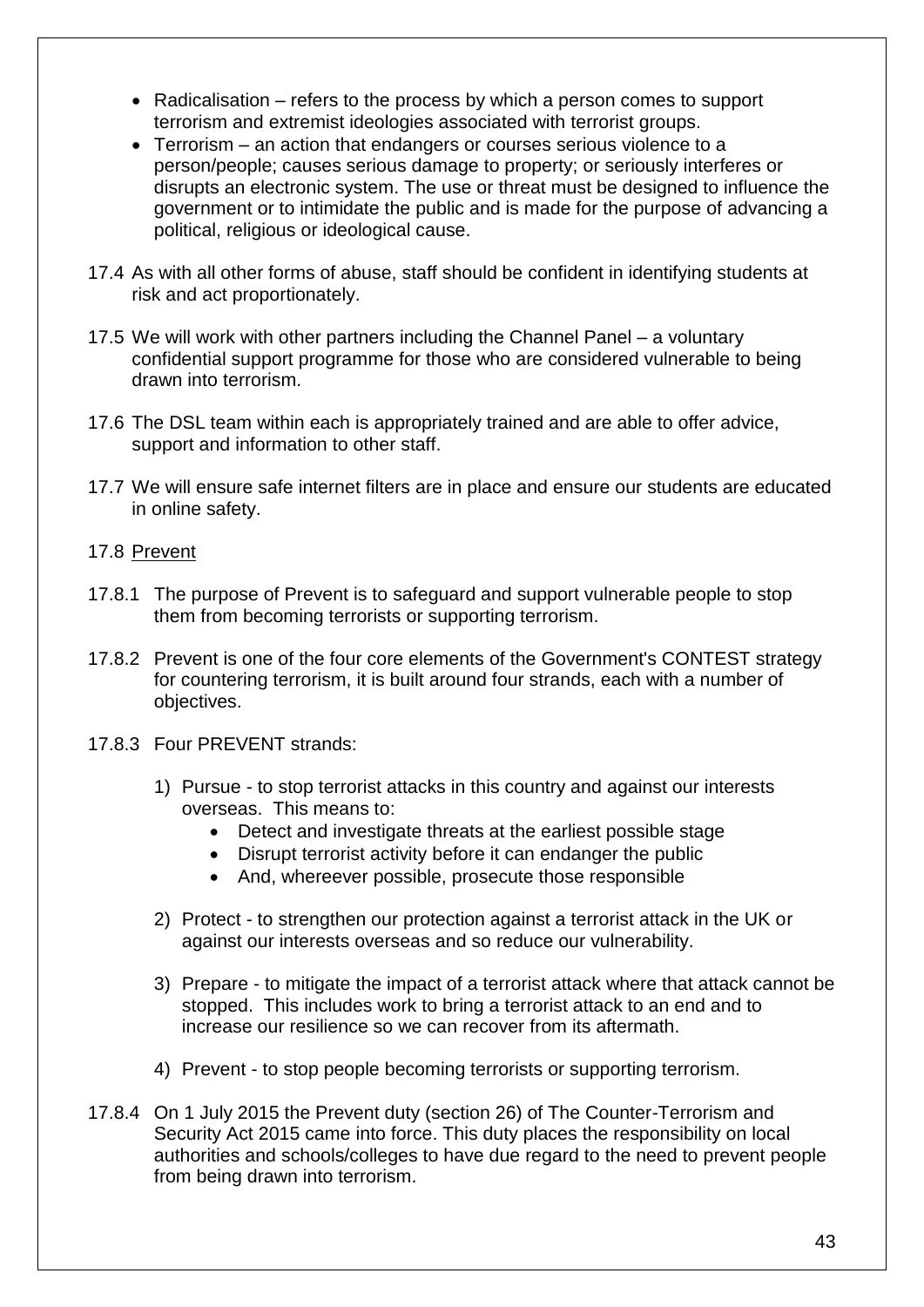- Radicalisation – refers to the process by which a person comes to support terrorism and extremist ideologies associated with terrorist groups.
- Terrorism – an action that endangers or courses serious violence to a person/people; causes serious damage to property; or seriously interferes or disrupts an electronic system. The use or threat must be designed to influence the government or to intimidate the public and is made for the purpose of advancing a political, religious or ideological cause.

17.4 As with all other forms of abuse, staff should be confident in identifying students at risk and act proportionately.

17.5 We will work with other partners including the Channel Panel – a voluntary confidential support programme for those who are considered vulnerable to being drawn into terrorism.

17.6 The DSL team within each is appropriately trained and are able to offer advice, support and information to other staff.

17.7 We will ensure safe internet filters are in place and ensure our students are educated in online safety.

17.8 Prevent

17.8.1 The purpose of Prevent is to safeguard and support vulnerable people to stop them from becoming terrorists or supporting terrorism.

17.8.2 Prevent is one of the four core elements of the Government's CONTEST strategy for countering terrorism, it is built around four strands, each with a number of objectives.

17.8.3 Four PREVENT strands:

1) Pursue - to stop terrorist attacks in this country and against our interests overseas. This means to:
   - Detect and investigate threats at the earliest possible stage
   - Disrupt terrorist activity before it can endanger the public
   - And, whereever possible, prosecute those responsible

2) Protect - to strengthen our protection against a terrorist attack in the UK or against our interests overseas and so reduce our vulnerability.

3) Prepare - to mitigate the impact of a terrorist attack where that attack cannot be stopped. This includes work to bring a terrorist attack to an end and to increase our resilience so we can recover from its aftermath.

4) Prevent - to stop people becoming terrorists or supporting terrorism.

17.8.4 On 1 July 2015 the Prevent duty (section 26) of The Counter-Terrorism and Security Act 2015 came into force. This duty places the responsibility on local authorities and schools/colleges to have due regard to the need to prevent people from being drawn into terrorism.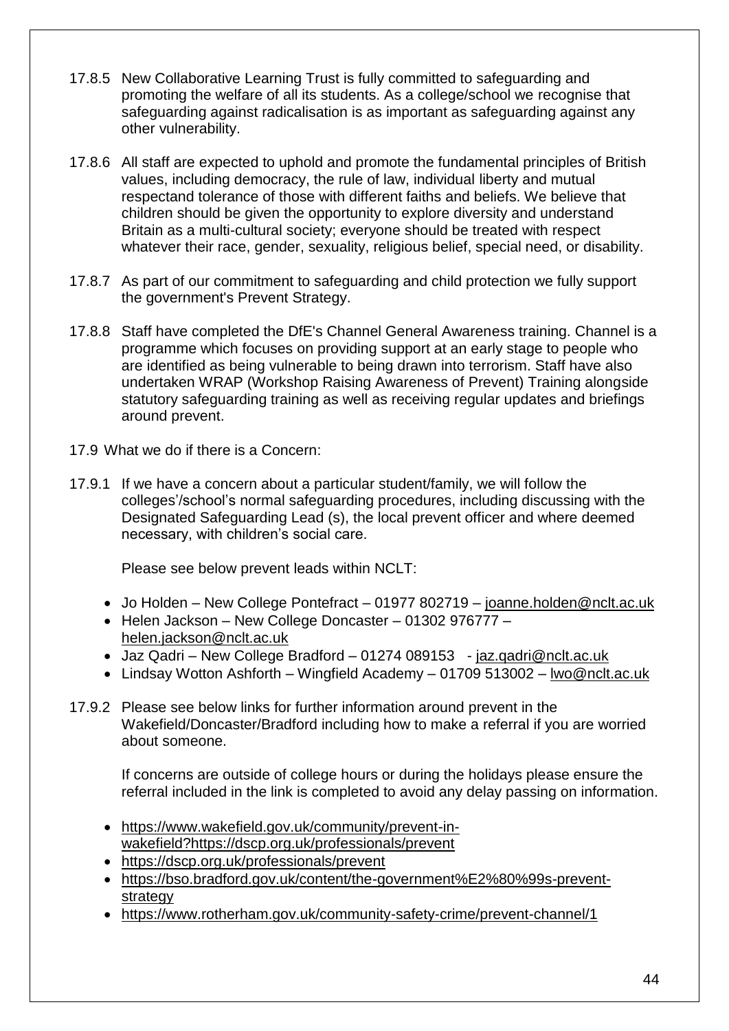17.8.5 New Collaborative Learning Trust is fully committed to safeguarding and promoting the welfare of all its students. As a college/school we recognise that safeguarding against radicalisation is as important as safeguarding against any other vulnerability.

17.8.6 All staff are expected to uphold and promote the fundamental principles of British values, including democracy, the rule of law, individual liberty and mutual respectand tolerance of those with different faiths and beliefs. We believe that children should be given the opportunity to explore diversity and understand Britain as a multi-cultural society; everyone should be treated with respect whatever their race, gender, sexuality, religious belief, special need, or disability.

17.8.7 As part of our commitment to safeguarding and child protection we fully support the government's Prevent Strategy.

17.8.8 Staff have completed the DfE's Channel General Awareness training. Channel is a programme which focuses on providing support at an early stage to people who are identified as being vulnerable to being drawn into terrorism. Staff have also undertaken WRAP (Workshop Raising Awareness of Prevent) Training alongside statutory safeguarding training as well as receiving regular updates and briefings around prevent.

17.9 What we do if there is a Concern:

17.9.1 If we have a concern about a particular student/family, we will follow the colleges'/school's normal safeguarding procedures, including discussing with the Designated Safeguarding Lead (s), the local prevent officer and where deemed necessary, with children's social care.

Please see below prevent leads within NCLT:

- Jo Holden – New College Pontefract – 01977 802719 – joanne.holden@nclt.ac.uk
- Helen Jackson – New College Doncaster – 01302 976777 – helen.jackson@nclt.ac.uk
- Jaz Qadri – New College Bradford – 01274 089153 - jaz.qadri@nclt.ac.uk
- Lindsay Wotton Ashforth – Wingfield Academy – 01709 513002 – lwo@nclt.ac.uk

17.9.2 Please see below links for further information around prevent in the Wakefield/Doncaster/Bradford including how to make a referral if you are worried about someone.

If concerns are outside of college hours or during the holidays please ensure the referral included in the link is completed to avoid any delay passing on information.

- https://www.wakefield.gov.uk/community/prevent-in-wakefield?https://dscp.org.uk/professionals/prevent
- https://dscp.org.uk/professionals/prevent
- https://bso.bradford.gov.uk/content/the-government%E2%80%99s-prevent-strategy
- https://www.rotherham.gov.uk/community-safety-crime/prevent-channel/1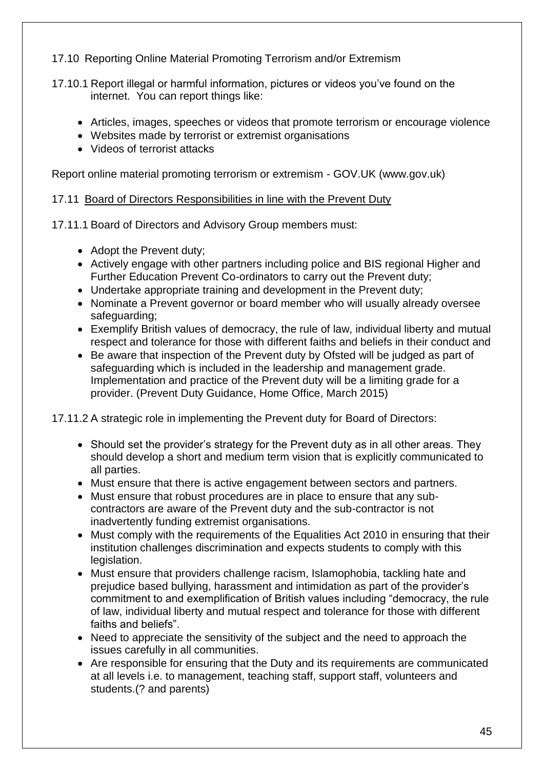17.10 Reporting Online Material Promoting Terrorism and/or Extremism

17.10.1 Report illegal or harmful information, pictures or videos you've found on the internet. You can report things like:

- Articles, images, speeches or videos that promote terrorism or encourage violence
- Websites made by terrorist or extremist organisations
- Videos of terrorist attacks

Report online material promoting terrorism or extremism - GOV.UK (www.gov.uk)

17.11 <u>Board of Directors Responsibilities in line with the Prevent Duty</u>

17.11.1 Board of Directors and Advisory Group members must:

- Adopt the Prevent duty;
- Actively engage with other partners including police and BIS regional Higher and Further Education Prevent Co-ordinators to carry out the Prevent duty;
- Undertake appropriate training and development in the Prevent duty;
- Nominate a Prevent governor or board member who will usually already oversee safeguarding;
- Exemplify British values of democracy, the rule of law, individual liberty and mutual respect and tolerance for those with different faiths and beliefs in their conduct and
- Be aware that inspection of the Prevent duty by Ofsted will be judged as part of safeguarding which is included in the leadership and management grade. Implementation and practice of the Prevent duty will be a limiting grade for a provider. (Prevent Duty Guidance, Home Office, March 2015)

17.11.2 A strategic role in implementing the Prevent duty for Board of Directors:

- Should set the provider's strategy for the Prevent duty as in all other areas. They should develop a short and medium term vision that is explicitly communicated to all parties.
- Must ensure that there is active engagement between sectors and partners.
- Must ensure that robust procedures are in place to ensure that any sub-contractors are aware of the Prevent duty and the sub-contractor is not inadvertently funding extremist organisations.
- Must comply with the requirements of the Equalities Act 2010 in ensuring that their institution challenges discrimination and expects students to comply with this legislation.
- Must ensure that providers challenge racism, Islamophobia, tackling hate and prejudice based bullying, harassment and intimidation as part of the provider's commitment to and exemplification of British values including "democracy, the rule of law, individual liberty and mutual respect and tolerance for those with different faiths and beliefs".
- Need to appreciate the sensitivity of the subject and the need to approach the issues carefully in all communities.
- Are responsible for ensuring that the Duty and its requirements are communicated at all levels i.e. to management, teaching staff, support staff, volunteers and students.(? and parents)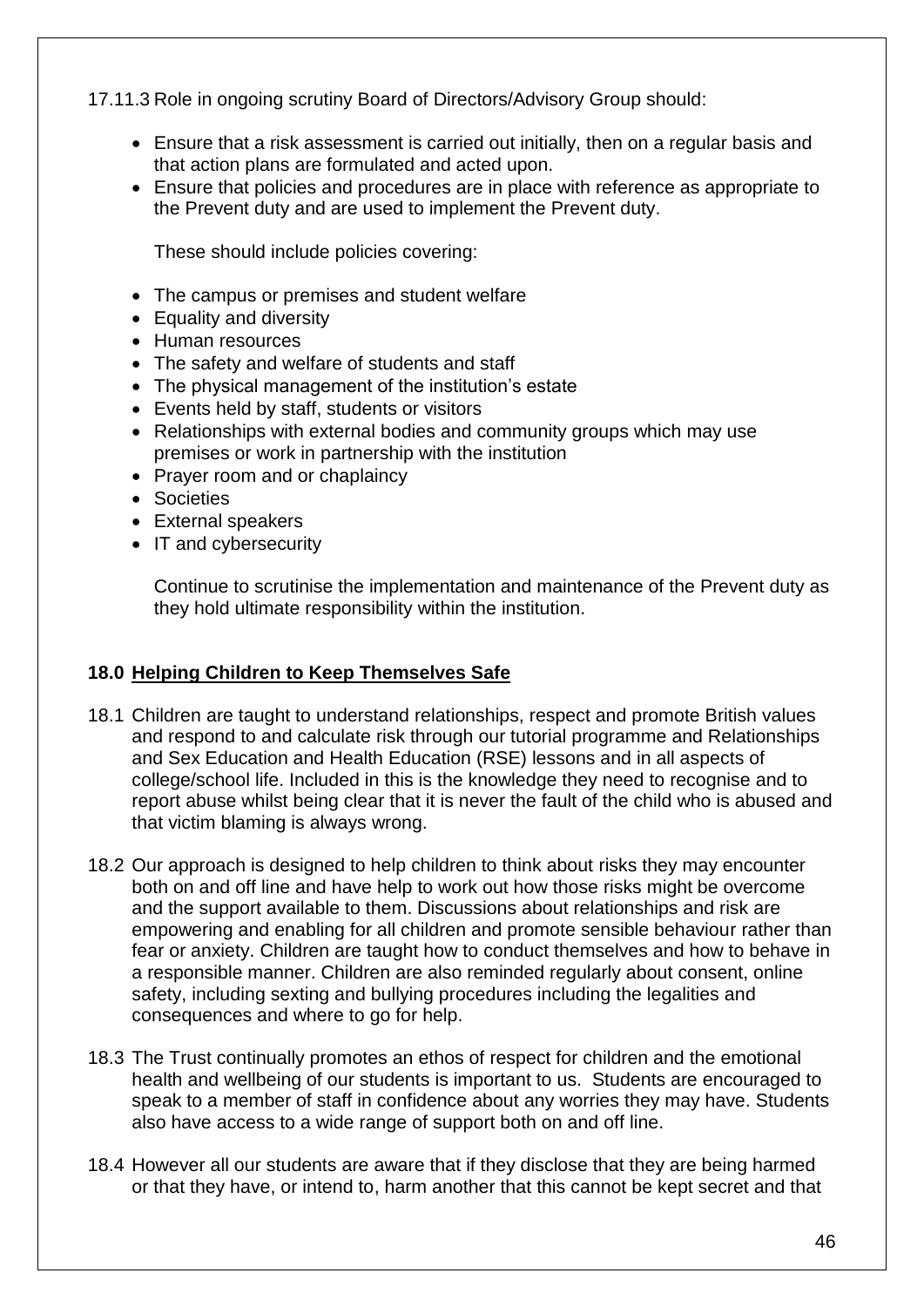17.11.3 Role in ongoing scrutiny Board of Directors/Advisory Group should:

- Ensure that a risk assessment is carried out initially, then on a regular basis and that action plans are formulated and acted upon.
- Ensure that policies and procedures are in place with reference as appropriate to the Prevent duty and are used to implement the Prevent duty.

  These should include policies covering:

- The campus or premises and student welfare
- Equality and diversity
- Human resources
- The safety and welfare of students and staff
- The physical management of the institution's estate
- Events held by staff, students or visitors
- Relationships with external bodies and community groups which may use premises or work in partnership with the institution
- Prayer room and or chaplaincy
- Societies
- External speakers
- IT and cybersecurity

  Continue to scrutinise the implementation and maintenance of the Prevent duty as they hold ultimate responsibility within the institution.

## 18.0 Helping Children to Keep Themselves Safe

18.1 Children are taught to understand relationships, respect and promote British values and respond to and calculate risk through our tutorial programme and Relationships and Sex Education and Health Education (RSE) lessons and in all aspects of college/school life. Included in this is the knowledge they need to recognise and to report abuse whilst being clear that it is never the fault of the child who is abused and that victim blaming is always wrong.

18.2 Our approach is designed to help children to think about risks they may encounter both on and off line and have help to work out how those risks might be overcome and the support available to them. Discussions about relationships and risk are empowering and enabling for all children and promote sensible behaviour rather than fear or anxiety. Children are taught how to conduct themselves and how to behave in a responsible manner. Children are also reminded regularly about consent, online safety, including sexting and bullying procedures including the legalities and consequences and where to go for help.

18.3 The Trust continually promotes an ethos of respect for children and the emotional health and wellbeing of our students is important to us. Students are encouraged to speak to a member of staff in confidence about any worries they may have. Students also have access to a wide range of support both on and off line.

18.4 However all our students are aware that if they disclose that they are being harmed or that they have, or intend to, harm another that this cannot be kept secret and that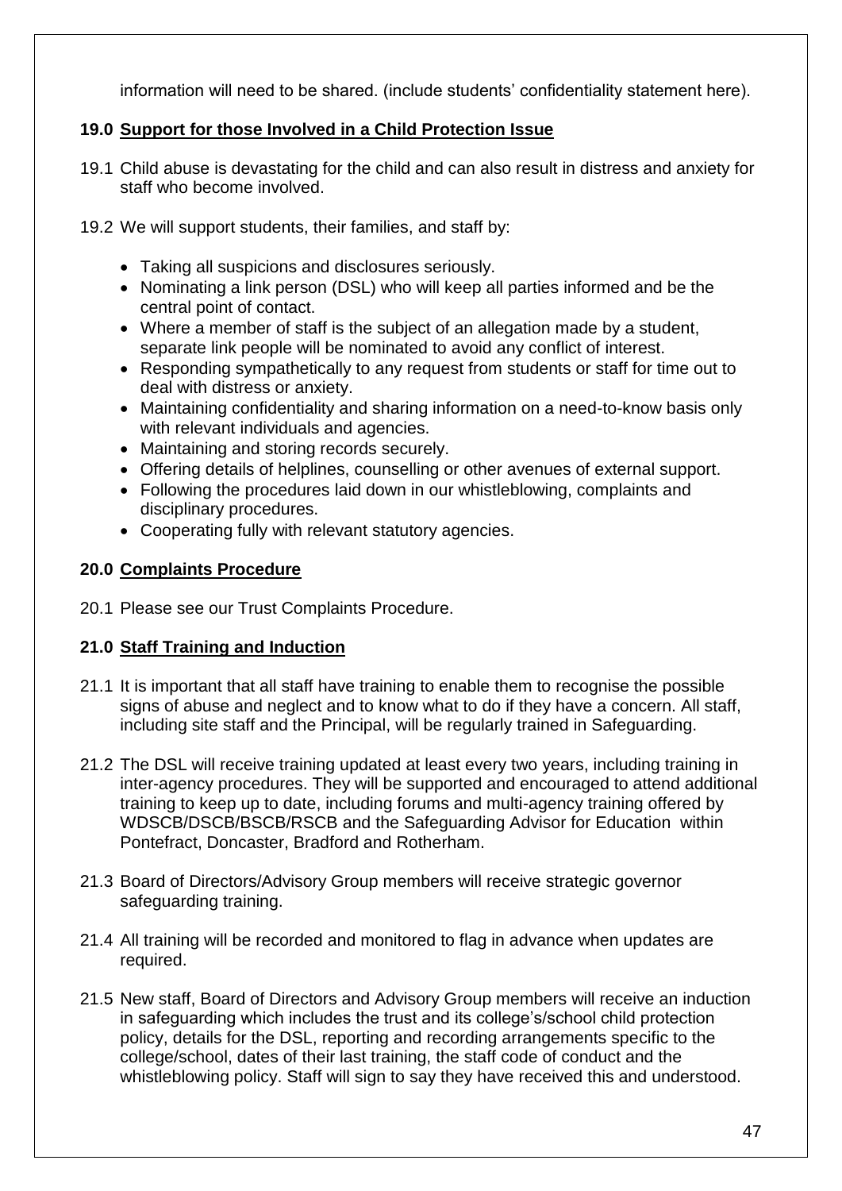information will need to be shared. (include students' confidentiality statement here).

## 19.0 Support for those Involved in a Child Protection Issue

19.1 Child abuse is devastating for the child and can also result in distress and anxiety for staff who become involved.

19.2 We will support students, their families, and staff by:

- Taking all suspicions and disclosures seriously.
- Nominating a link person (DSL) who will keep all parties informed and be the central point of contact.
- Where a member of staff is the subject of an allegation made by a student, separate link people will be nominated to avoid any conflict of interest.
- Responding sympathetically to any request from students or staff for time out to deal with distress or anxiety.
- Maintaining confidentiality and sharing information on a need-to-know basis only with relevant individuals and agencies.
- Maintaining and storing records securely.
- Offering details of helplines, counselling or other avenues of external support.
- Following the procedures laid down in our whistleblowing, complaints and disciplinary procedures.
- Cooperating fully with relevant statutory agencies.

## 20.0 Complaints Procedure

20.1 Please see our Trust Complaints Procedure.

## 21.0 Staff Training and Induction

21.1 It is important that all staff have training to enable them to recognise the possible signs of abuse and neglect and to know what to do if they have a concern. All staff, including site staff and the Principal, will be regularly trained in Safeguarding.

21.2 The DSL will receive training updated at least every two years, including training in inter-agency procedures. They will be supported and encouraged to attend additional training to keep up to date, including forums and multi-agency training offered by WDSCB/DSCB/BSCB/RSCB and the Safeguarding Advisor for Education within Pontefract, Doncaster, Bradford and Rotherham.

21.3 Board of Directors/Advisory Group members will receive strategic governor safeguarding training.

21.4 All training will be recorded and monitored to flag in advance when updates are required.

21.5 New staff, Board of Directors and Advisory Group members will receive an induction in safeguarding which includes the trust and its college's/school child protection policy, details for the DSL, reporting and recording arrangements specific to the college/school, dates of their last training, the staff code of conduct and the whistleblowing policy. Staff will sign to say they have received this and understood.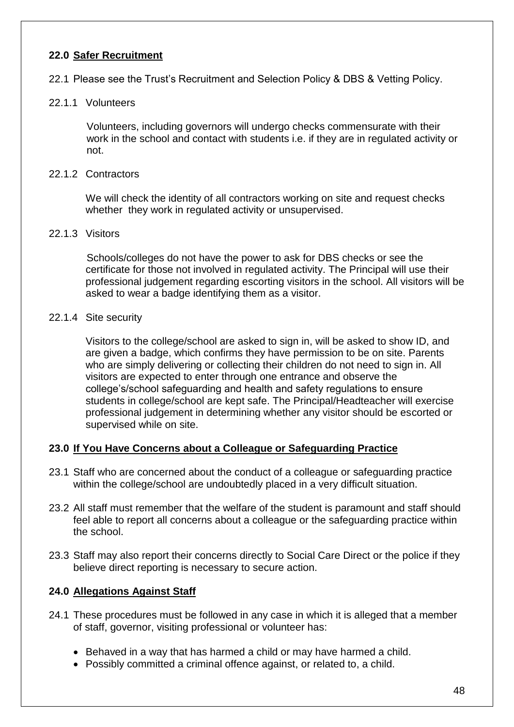## 22.0 Safer Recruitment

22.1 Please see the Trust's Recruitment and Selection Policy & DBS & Vetting Policy.

22.1.1 Volunteers

Volunteers, including governors will undergo checks commensurate with their work in the school and contact with students i.e. if they are in regulated activity or not.

22.1.2 Contractors

We will check the identity of all contractors working on site and request checks whether they work in regulated activity or unsupervised.

22.1.3 Visitors

Schools/colleges do not have the power to ask for DBS checks or see the certificate for those not involved in regulated activity. The Principal will use their professional judgement regarding escorting visitors in the school. All visitors will be asked to wear a badge identifying them as a visitor.

22.1.4 Site security

Visitors to the college/school are asked to sign in, will be asked to show ID, and are given a badge, which confirms they have permission to be on site. Parents who are simply delivering or collecting their children do not need to sign in. All visitors are expected to enter through one entrance and observe the college's/school safeguarding and health and safety regulations to ensure students in college/school are kept safe. The Principal/Headteacher will exercise professional judgement in determining whether any visitor should be escorted or supervised while on site.

## 23.0 If You Have Concerns about a Colleague or Safeguarding Practice

23.1 Staff who are concerned about the conduct of a colleague or safeguarding practice within the college/school are undoubtedly placed in a very difficult situation.

23.2 All staff must remember that the welfare of the student is paramount and staff should feel able to report all concerns about a colleague or the safeguarding practice within the school.

23.3 Staff may also report their concerns directly to Social Care Direct or the police if they believe direct reporting is necessary to secure action.

## 24.0 Allegations Against Staff

24.1 These procedures must be followed in any case in which it is alleged that a member of staff, governor, visiting professional or volunteer has:

- Behaved in a way that has harmed a child or may have harmed a child.
- Possibly committed a criminal offence against, or related to, a child.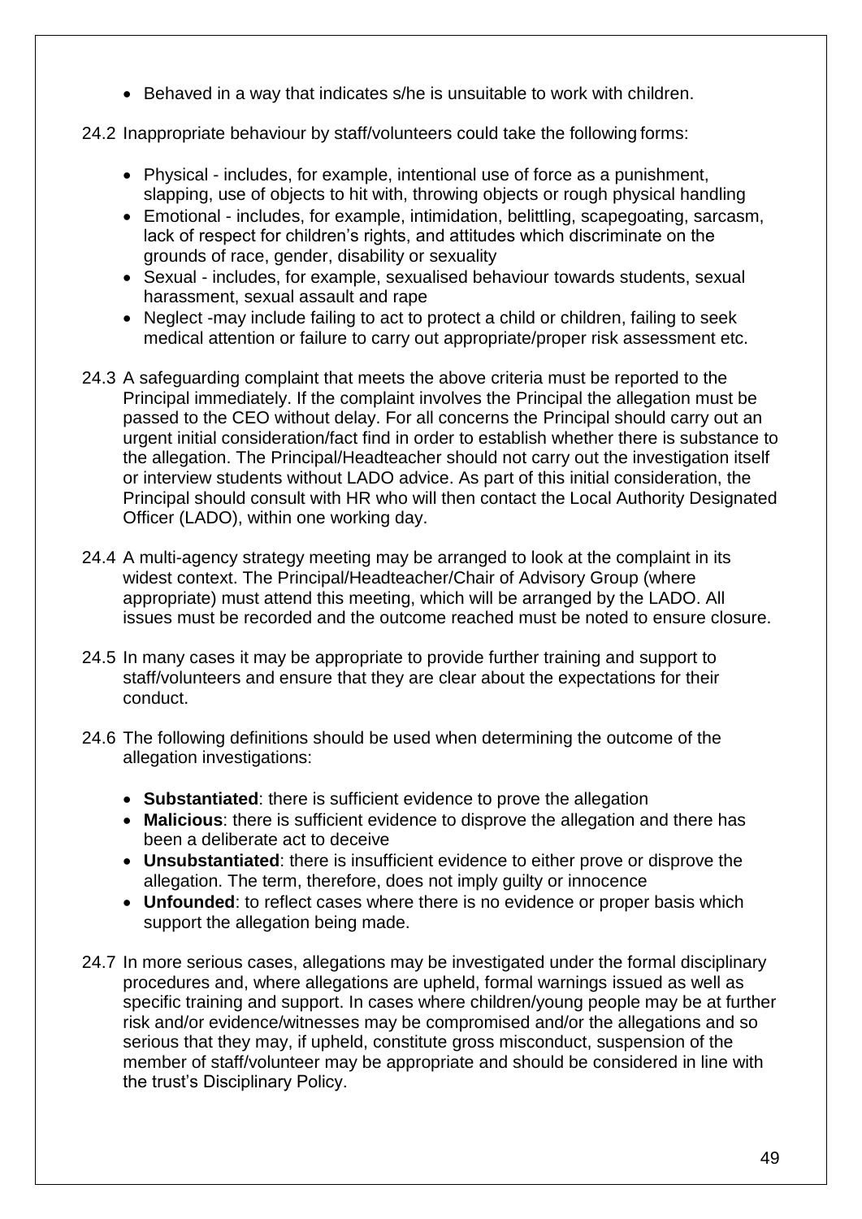- Behaved in a way that indicates s/he is unsuitable to work with children.

24.2 Inappropriate behaviour by staff/volunteers could take the following forms:

- Physical - includes, for example, intentional use of force as a punishment, slapping, use of objects to hit with, throwing objects or rough physical handling
- Emotional - includes, for example, intimidation, belittling, scapegoating, sarcasm, lack of respect for children's rights, and attitudes which discriminate on the grounds of race, gender, disability or sexuality
- Sexual - includes, for example, sexualised behaviour towards students, sexual harassment, sexual assault and rape
- Neglect -may include failing to act to protect a child or children, failing to seek medical attention or failure to carry out appropriate/proper risk assessment etc.

24.3 A safeguarding complaint that meets the above criteria must be reported to the Principal immediately. If the complaint involves the Principal the allegation must be passed to the CEO without delay. For all concerns the Principal should carry out an urgent initial consideration/fact find in order to establish whether there is substance to the allegation. The Principal/Headteacher should not carry out the investigation itself or interview students without LADO advice. As part of this initial consideration, the Principal should consult with HR who will then contact the Local Authority Designated Officer (LADO), within one working day.

24.4 A multi-agency strategy meeting may be arranged to look at the complaint in its widest context. The Principal/Headteacher/Chair of Advisory Group (where appropriate) must attend this meeting, which will be arranged by the LADO. All issues must be recorded and the outcome reached must be noted to ensure closure.

24.5 In many cases it may be appropriate to provide further training and support to staff/volunteers and ensure that they are clear about the expectations for their conduct.

24.6 The following definitions should be used when determining the outcome of the allegation investigations:

- **Substantiated**: there is sufficient evidence to prove the allegation
- **Malicious**: there is sufficient evidence to disprove the allegation and there has been a deliberate act to deceive
- **Unsubstantiated**: there is insufficient evidence to either prove or disprove the allegation. The term, therefore, does not imply guilty or innocence
- **Unfounded**: to reflect cases where there is no evidence or proper basis which support the allegation being made.

24.7 In more serious cases, allegations may be investigated under the formal disciplinary procedures and, where allegations are upheld, formal warnings issued as well as specific training and support. In cases where children/young people may be at further risk and/or evidence/witnesses may be compromised and/or the allegations and so serious that they may, if upheld, constitute gross misconduct, suspension of the member of staff/volunteer may be appropriate and should be considered in line with the trust's Disciplinary Policy.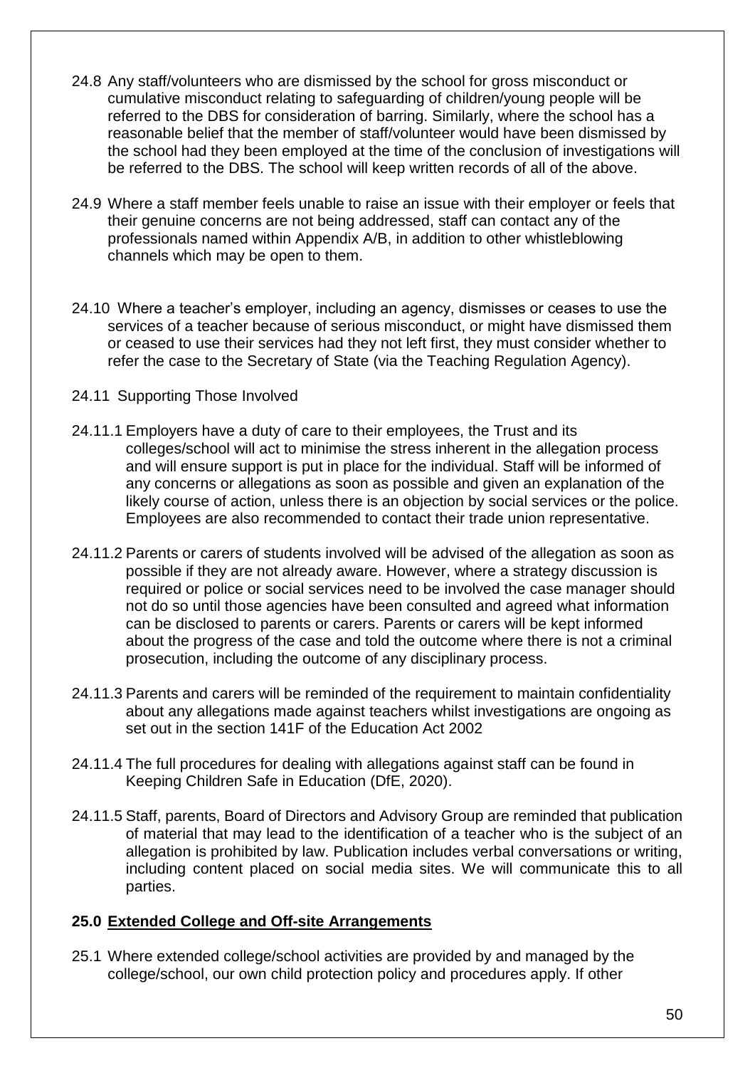24.8 Any staff/volunteers who are dismissed by the school for gross misconduct or cumulative misconduct relating to safeguarding of children/young people will be referred to the DBS for consideration of barring. Similarly, where the school has a reasonable belief that the member of staff/volunteer would have been dismissed by the school had they been employed at the time of the conclusion of investigations will be referred to the DBS. The school will keep written records of all of the above.

24.9 Where a staff member feels unable to raise an issue with their employer or feels that their genuine concerns are not being addressed, staff can contact any of the professionals named within Appendix A/B, in addition to other whistleblowing channels which may be open to them.

24.10 Where a teacher's employer, including an agency, dismisses or ceases to use the services of a teacher because of serious misconduct, or might have dismissed them or ceased to use their services had they not left first, they must consider whether to refer the case to the Secretary of State (via the Teaching Regulation Agency).

24.11 Supporting Those Involved

24.11.1 Employers have a duty of care to their employees, the Trust and its colleges/school will act to minimise the stress inherent in the allegation process and will ensure support is put in place for the individual. Staff will be informed of any concerns or allegations as soon as possible and given an explanation of the likely course of action, unless there is an objection by social services or the police. Employees are also recommended to contact their trade union representative.

24.11.2 Parents or carers of students involved will be advised of the allegation as soon as possible if they are not already aware. However, where a strategy discussion is required or police or social services need to be involved the case manager should not do so until those agencies have been consulted and agreed what information can be disclosed to parents or carers. Parents or carers will be kept informed about the progress of the case and told the outcome where there is not a criminal prosecution, including the outcome of any disciplinary process.

24.11.3 Parents and carers will be reminded of the requirement to maintain confidentiality about any allegations made against teachers whilst investigations are ongoing as set out in the section 141F of the Education Act 2002

24.11.4 The full procedures for dealing with allegations against staff can be found in Keeping Children Safe in Education (DfE, 2020).

24.11.5 Staff, parents, Board of Directors and Advisory Group are reminded that publication of material that may lead to the identification of a teacher who is the subject of an allegation is prohibited by law. Publication includes verbal conversations or writing, including content placed on social media sites. We will communicate this to all parties.

## 25.0 <u>Extended College and Off-site Arrangements</u>

25.1 Where extended college/school activities are provided by and managed by the college/school, our own child protection policy and procedures apply. If other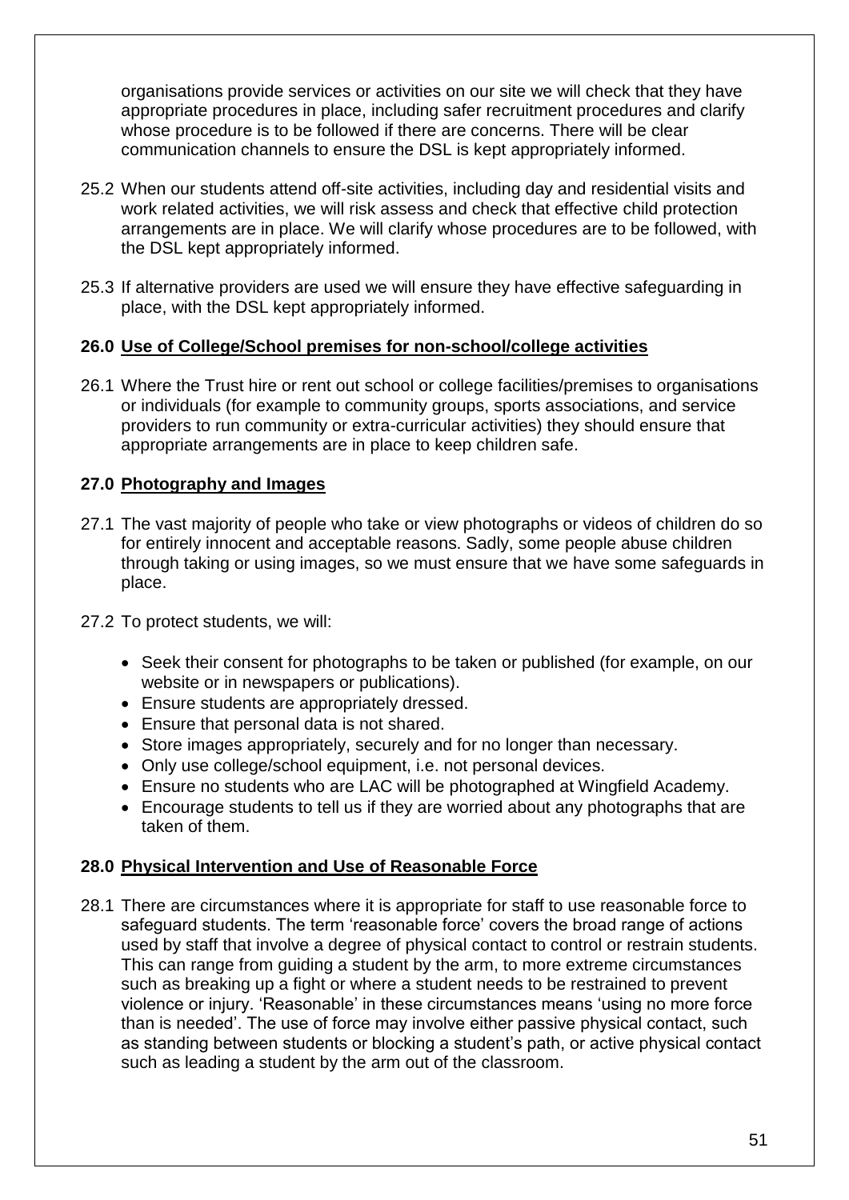organisations provide services or activities on our site we will check that they have appropriate procedures in place, including safer recruitment procedures and clarify whose procedure is to be followed if there are concerns. There will be clear communication channels to ensure the DSL is kept appropriately informed.

25.2 When our students attend off-site activities, including day and residential visits and work related activities, we will risk assess and check that effective child protection arrangements are in place. We will clarify whose procedures are to be followed, with the DSL kept appropriately informed.

25.3 If alternative providers are used we will ensure they have effective safeguarding in place, with the DSL kept appropriately informed.

### 26.0 Use of College/School premises for non-school/college activities

26.1 Where the Trust hire or rent out school or college facilities/premises to organisations or individuals (for example to community groups, sports associations, and service providers to run community or extra-curricular activities) they should ensure that appropriate arrangements are in place to keep children safe.

### 27.0 Photography and Images

27.1 The vast majority of people who take or view photographs or videos of children do so for entirely innocent and acceptable reasons. Sadly, some people abuse children through taking or using images, so we must ensure that we have some safeguards in place.

27.2 To protect students, we will:

- Seek their consent for photographs to be taken or published (for example, on our website or in newspapers or publications).
- Ensure students are appropriately dressed.
- Ensure that personal data is not shared.
- Store images appropriately, securely and for no longer than necessary.
- Only use college/school equipment, i.e. not personal devices.
- Ensure no students who are LAC will be photographed at Wingfield Academy.
- Encourage students to tell us if they are worried about any photographs that are taken of them.

### 28.0 Physical Intervention and Use of Reasonable Force

28.1 There are circumstances where it is appropriate for staff to use reasonable force to safeguard students. The term 'reasonable force' covers the broad range of actions used by staff that involve a degree of physical contact to control or restrain students. This can range from guiding a student by the arm, to more extreme circumstances such as breaking up a fight or where a student needs to be restrained to prevent violence or injury. 'Reasonable' in these circumstances means 'using no more force than is needed'. The use of force may involve either passive physical contact, such as standing between students or blocking a student's path, or active physical contact such as leading a student by the arm out of the classroom.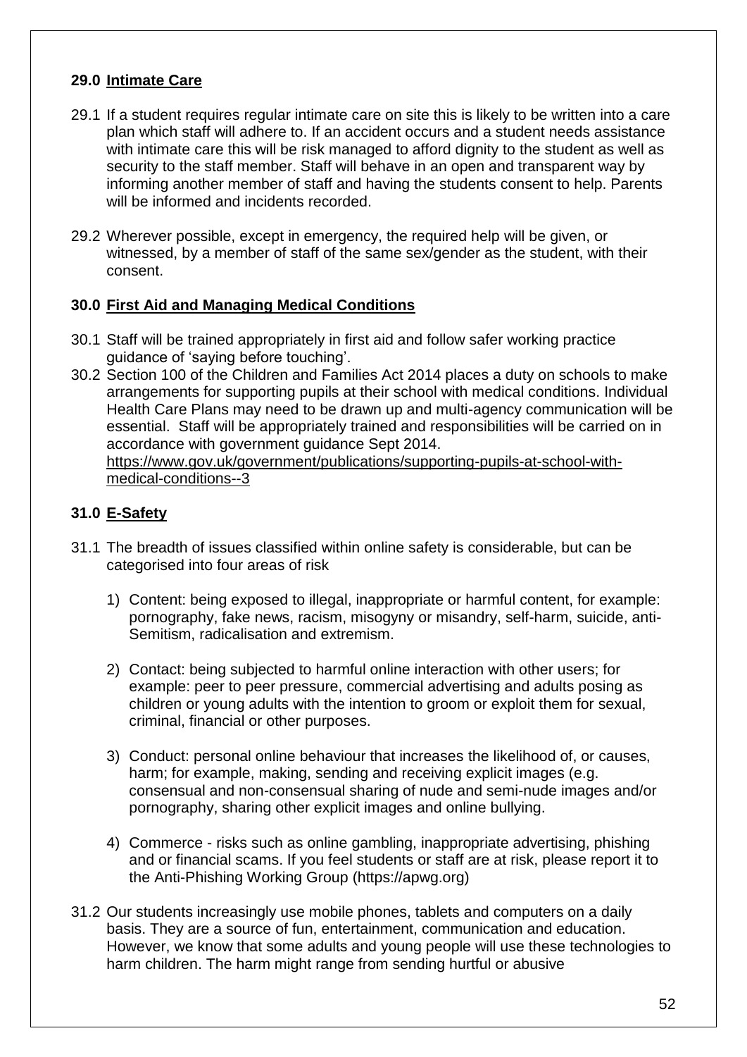## 29.0 Intimate Care

29.1 If a student requires regular intimate care on site this is likely to be written into a care plan which staff will adhere to. If an accident occurs and a student needs assistance with intimate care this will be risk managed to afford dignity to the student as well as security to the staff member. Staff will behave in an open and transparent way by informing another member of staff and having the students consent to help. Parents will be informed and incidents recorded.

29.2 Wherever possible, except in emergency, the required help will be given, or witnessed, by a member of staff of the same sex/gender as the student, with their consent.

## 30.0 First Aid and Managing Medical Conditions

30.1 Staff will be trained appropriately in first aid and follow safer working practice guidance of 'saying before touching'.

30.2 Section 100 of the Children and Families Act 2014 places a duty on schools to make arrangements for supporting pupils at their school with medical conditions. Individual Health Care Plans may need to be drawn up and multi-agency communication will be essential. Staff will be appropriately trained and responsibilities will be carried on in accordance with government guidance Sept 2014. https://www.gov.uk/government/publications/supporting-pupils-at-school-with-medical-conditions--3

## 31.0 E-Safety

31.1 The breadth of issues classified within online safety is considerable, but can be categorised into four areas of risk

1) Content: being exposed to illegal, inappropriate or harmful content, for example: pornography, fake news, racism, misogyny or misandry, self-harm, suicide, anti-Semitism, radicalisation and extremism.

2) Contact: being subjected to harmful online interaction with other users; for example: peer to peer pressure, commercial advertising and adults posing as children or young adults with the intention to groom or exploit them for sexual, criminal, financial or other purposes.

3) Conduct: personal online behaviour that increases the likelihood of, or causes, harm; for example, making, sending and receiving explicit images (e.g. consensual and non-consensual sharing of nude and semi-nude images and/or pornography, sharing other explicit images and online bullying.

4) Commerce - risks such as online gambling, inappropriate advertising, phishing and or financial scams. If you feel students or staff are at risk, please report it to the Anti-Phishing Working Group (https://apwg.org)

31.2 Our students increasingly use mobile phones, tablets and computers on a daily basis. They are a source of fun, entertainment, communication and education. However, we know that some adults and young people will use these technologies to harm children. The harm might range from sending hurtful or abusive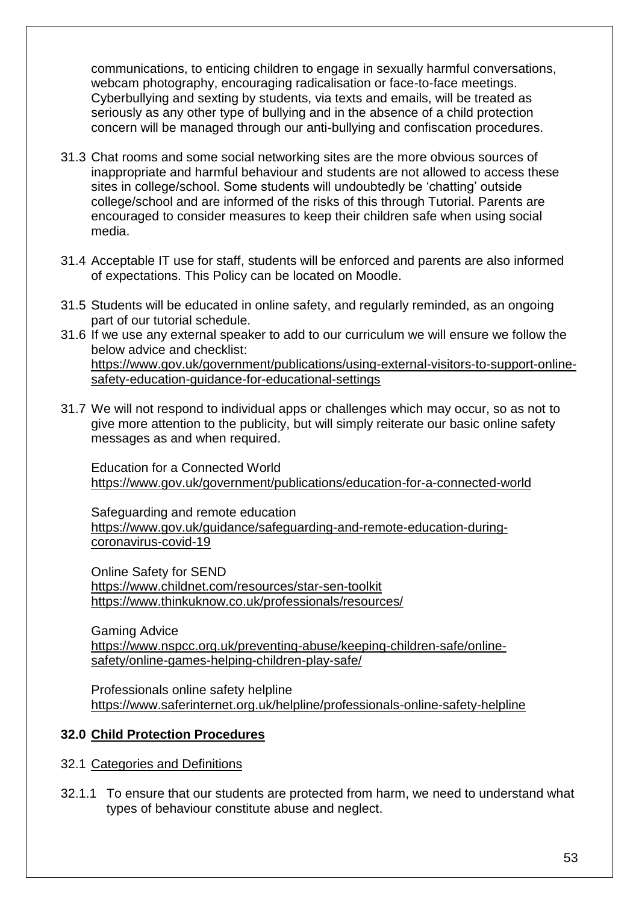communications, to enticing children to engage in sexually harmful conversations, webcam photography, encouraging radicalisation or face-to-face meetings. Cyberbullying and sexting by students, via texts and emails, will be treated as seriously as any other type of bullying and in the absence of a child protection concern will be managed through our anti-bullying and confiscation procedures.

31.3 Chat rooms and some social networking sites are the more obvious sources of inappropriate and harmful behaviour and students are not allowed to access these sites in college/school. Some students will undoubtedly be 'chatting' outside college/school and are informed of the risks of this through Tutorial. Parents are encouraged to consider measures to keep their children safe when using social media.

31.4 Acceptable IT use for staff, students will be enforced and parents are also informed of expectations. This Policy can be located on Moodle.

31.5 Students will be educated in online safety, and regularly reminded, as an ongoing part of our tutorial schedule.

31.6 If we use any external speaker to add to our curriculum we will ensure we follow the below advice and checklist: https://www.gov.uk/government/publications/using-external-visitors-to-support-online-safety-education-guidance-for-educational-settings

31.7 We will not respond to individual apps or challenges which may occur, so as not to give more attention to the publicity, but will simply reiterate our basic online safety messages as and when required.

Education for a Connected World
https://www.gov.uk/government/publications/education-for-a-connected-world

Safeguarding and remote education
https://www.gov.uk/guidance/safeguarding-and-remote-education-during-coronavirus-covid-19

Online Safety for SEND
https://www.childnet.com/resources/star-sen-toolkit
https://www.thinkuknow.co.uk/professionals/resources/

Gaming Advice
https://www.nspcc.org.uk/preventing-abuse/keeping-children-safe/online-safety/online-games-helping-children-play-safe/

Professionals online safety helpline
https://www.saferinternet.org.uk/helpline/professionals-online-safety-helpline

## 32.0 Child Protection Procedures

32.1 Categories and Definitions

32.1.1 To ensure that our students are protected from harm, we need to understand what types of behaviour constitute abuse and neglect.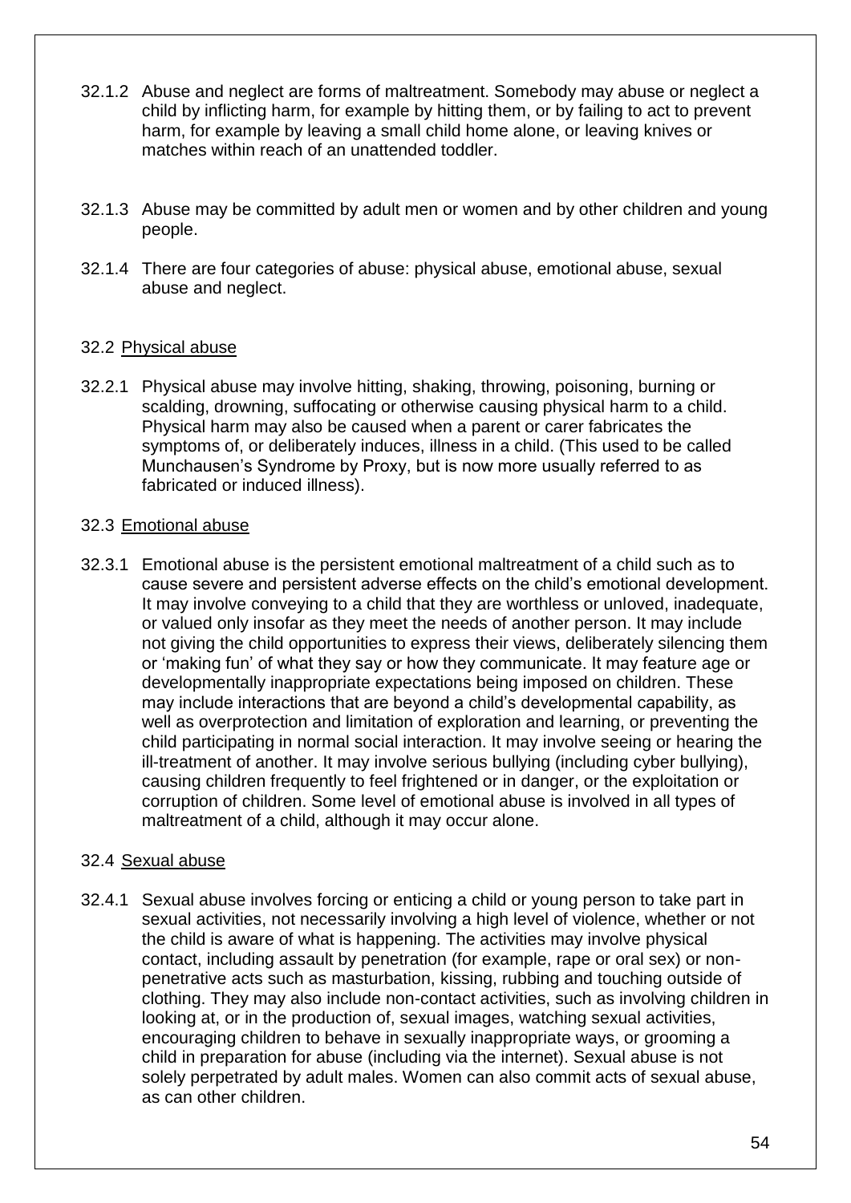32.1.2 Abuse and neglect are forms of maltreatment. Somebody may abuse or neglect a child by inflicting harm, for example by hitting them, or by failing to act to prevent harm, for example by leaving a small child home alone, or leaving knives or matches within reach of an unattended toddler.

32.1.3 Abuse may be committed by adult men or women and by other children and young people.

32.1.4 There are four categories of abuse: physical abuse, emotional abuse, sexual abuse and neglect.

## 32.2 Physical abuse

32.2.1 Physical abuse may involve hitting, shaking, throwing, poisoning, burning or scalding, drowning, suffocating or otherwise causing physical harm to a child. Physical harm may also be caused when a parent or carer fabricates the symptoms of, or deliberately induces, illness in a child. (This used to be called Munchausen's Syndrome by Proxy, but is now more usually referred to as fabricated or induced illness).

## 32.3 Emotional abuse

32.3.1 Emotional abuse is the persistent emotional maltreatment of a child such as to cause severe and persistent adverse effects on the child's emotional development. It may involve conveying to a child that they are worthless or unloved, inadequate, or valued only insofar as they meet the needs of another person. It may include not giving the child opportunities to express their views, deliberately silencing them or 'making fun' of what they say or how they communicate. It may feature age or developmentally inappropriate expectations being imposed on children. These may include interactions that are beyond a child's developmental capability, as well as overprotection and limitation of exploration and learning, or preventing the child participating in normal social interaction. It may involve seeing or hearing the ill-treatment of another. It may involve serious bullying (including cyber bullying), causing children frequently to feel frightened or in danger, or the exploitation or corruption of children. Some level of emotional abuse is involved in all types of maltreatment of a child, although it may occur alone.

## 32.4 Sexual abuse

32.4.1 Sexual abuse involves forcing or enticing a child or young person to take part in sexual activities, not necessarily involving a high level of violence, whether or not the child is aware of what is happening. The activities may involve physical contact, including assault by penetration (for example, rape or oral sex) or non-penetrative acts such as masturbation, kissing, rubbing and touching outside of clothing. They may also include non-contact activities, such as involving children in looking at, or in the production of, sexual images, watching sexual activities, encouraging children to behave in sexually inappropriate ways, or grooming a child in preparation for abuse (including via the internet). Sexual abuse is not solely perpetrated by adult males. Women can also commit acts of sexual abuse, as can other children.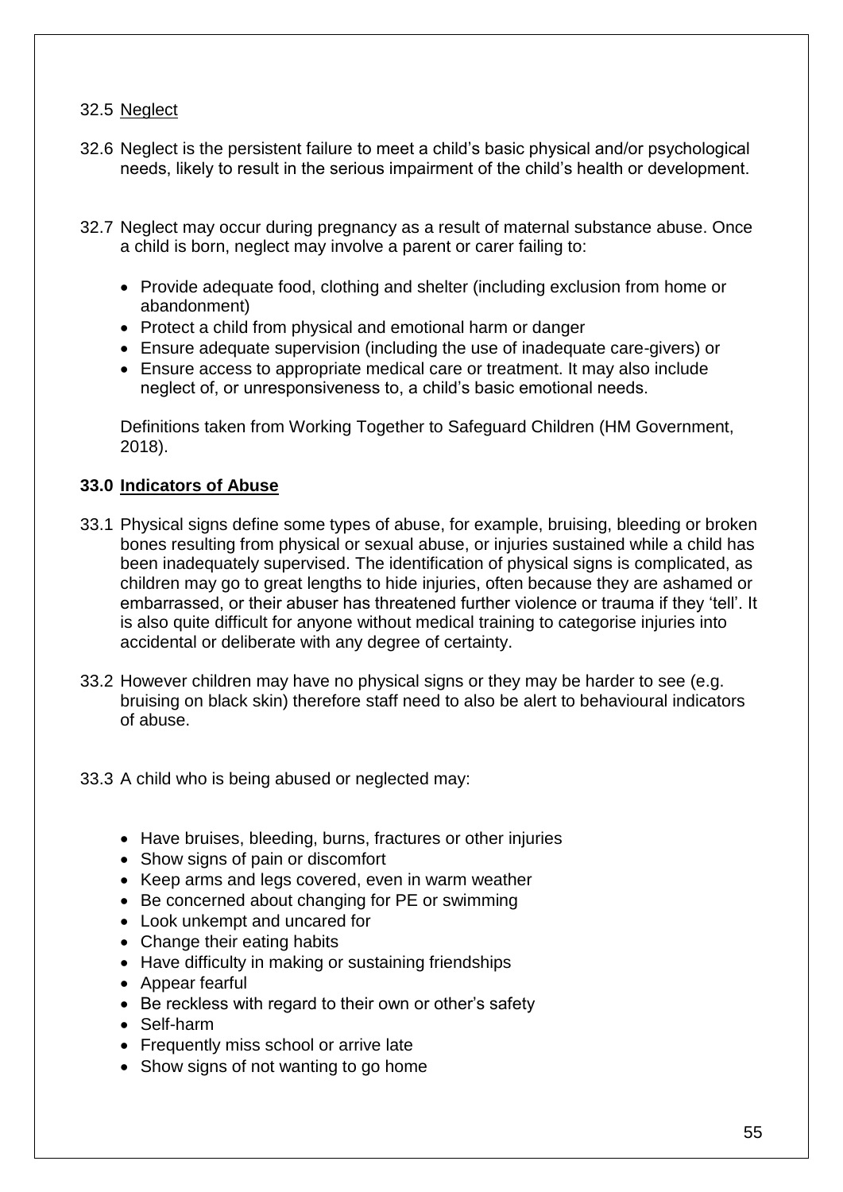32.5 <u>Neglect</u>

32.6 Neglect is the persistent failure to meet a child's basic physical and/or psychological needs, likely to result in the serious impairment of the child's health or development.

32.7 Neglect may occur during pregnancy as a result of maternal substance abuse. Once a child is born, neglect may involve a parent or carer failing to:

- Provide adequate food, clothing and shelter (including exclusion from home or abandonment)
- Protect a child from physical and emotional harm or danger
- Ensure adequate supervision (including the use of inadequate care-givers) or
- Ensure access to appropriate medical care or treatment. It may also include neglect of, or unresponsiveness to, a child's basic emotional needs.

Definitions taken from Working Together to Safeguard Children (HM Government, 2018).

## 33.0 Indicators of Abuse

33.1 Physical signs define some types of abuse, for example, bruising, bleeding or broken bones resulting from physical or sexual abuse, or injuries sustained while a child has been inadequately supervised. The identification of physical signs is complicated, as children may go to great lengths to hide injuries, often because they are ashamed or embarrassed, or their abuser has threatened further violence or trauma if they 'tell'. It is also quite difficult for anyone without medical training to categorise injuries into accidental or deliberate with any degree of certainty.

33.2 However children may have no physical signs or they may be harder to see (e.g. bruising on black skin) therefore staff need to also be alert to behavioural indicators of abuse.

33.3 A child who is being abused or neglected may:

- Have bruises, bleeding, burns, fractures or other injuries
- Show signs of pain or discomfort
- Keep arms and legs covered, even in warm weather
- Be concerned about changing for PE or swimming
- Look unkempt and uncared for
- Change their eating habits
- Have difficulty in making or sustaining friendships
- Appear fearful
- Be reckless with regard to their own or other's safety
- Self-harm
- Frequently miss school or arrive late
- Show signs of not wanting to go home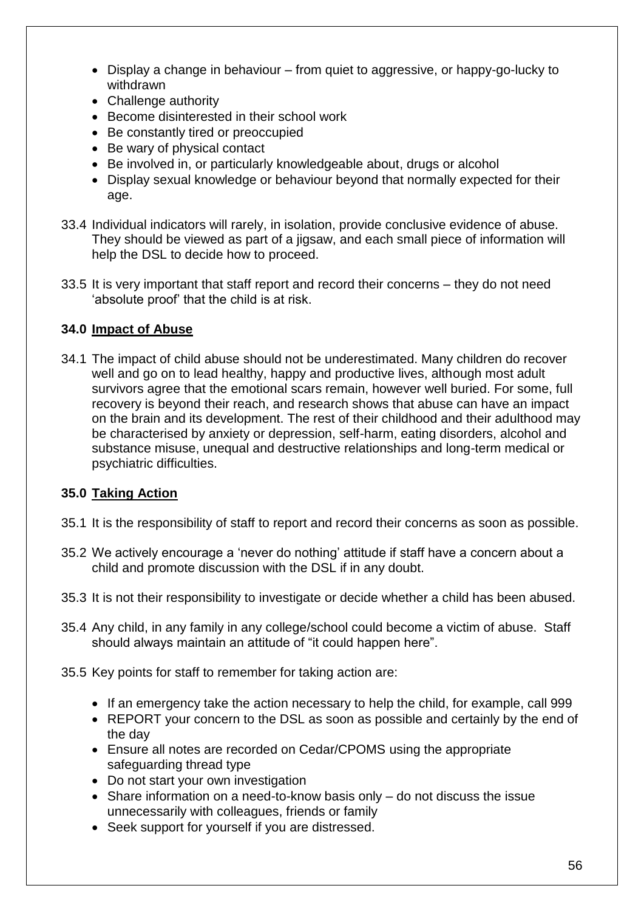- Display a change in behaviour – from quiet to aggressive, or happy-go-lucky to withdrawn
- Challenge authority
- Become disinterested in their school work
- Be constantly tired or preoccupied
- Be wary of physical contact
- Be involved in, or particularly knowledgeable about, drugs or alcohol
- Display sexual knowledge or behaviour beyond that normally expected for their age.

33.4 Individual indicators will rarely, in isolation, provide conclusive evidence of abuse. They should be viewed as part of a jigsaw, and each small piece of information will help the DSL to decide how to proceed.

33.5 It is very important that staff report and record their concerns – they do not need 'absolute proof' that the child is at risk.

### 34.0 Impact of Abuse

34.1 The impact of child abuse should not be underestimated. Many children do recover well and go on to lead healthy, happy and productive lives, although most adult survivors agree that the emotional scars remain, however well buried. For some, full recovery is beyond their reach, and research shows that abuse can have an impact on the brain and its development. The rest of their childhood and their adulthood may be characterised by anxiety or depression, self-harm, eating disorders, alcohol and substance misuse, unequal and destructive relationships and long-term medical or psychiatric difficulties.

### 35.0 Taking Action

35.1 It is the responsibility of staff to report and record their concerns as soon as possible.

35.2 We actively encourage a 'never do nothing' attitude if staff have a concern about a child and promote discussion with the DSL if in any doubt.

35.3 It is not their responsibility to investigate or decide whether a child has been abused.

35.4 Any child, in any family in any college/school could become a victim of abuse. Staff should always maintain an attitude of "it could happen here".

35.5 Key points for staff to remember for taking action are:

- If an emergency take the action necessary to help the child, for example, call 999
- REPORT your concern to the DSL as soon as possible and certainly by the end of the day
- Ensure all notes are recorded on Cedar/CPOMS using the appropriate safeguarding thread type
- Do not start your own investigation
- Share information on a need-to-know basis only – do not discuss the issue unnecessarily with colleagues, friends or family
- Seek support for yourself if you are distressed.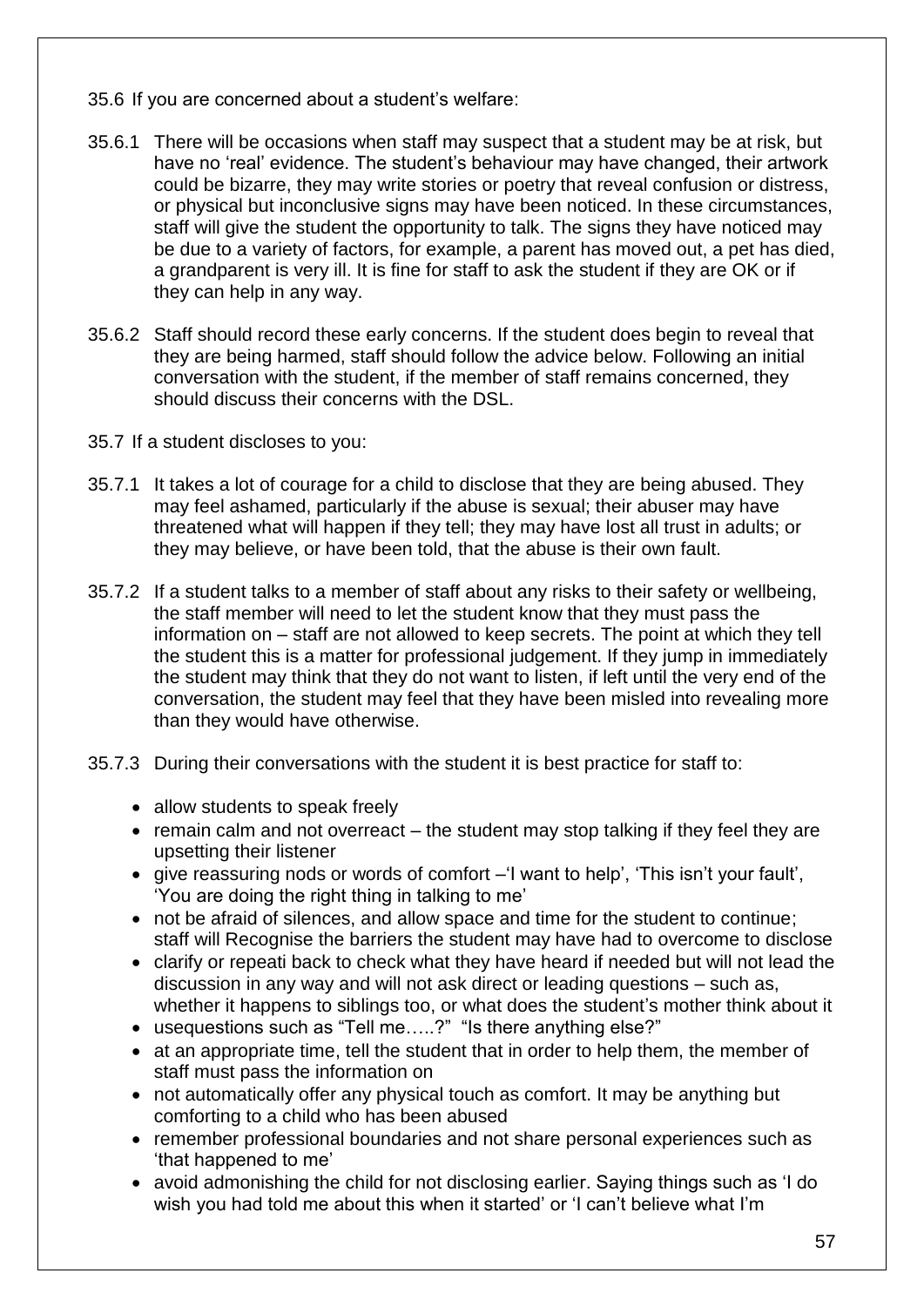35.6 If you are concerned about a student's welfare:

35.6.1 There will be occasions when staff may suspect that a student may be at risk, but have no 'real' evidence. The student's behaviour may have changed, their artwork could be bizarre, they may write stories or poetry that reveal confusion or distress, or physical but inconclusive signs may have been noticed. In these circumstances, staff will give the student the opportunity to talk. The signs they have noticed may be due to a variety of factors, for example, a parent has moved out, a pet has died, a grandparent is very ill. It is fine for staff to ask the student if they are OK or if they can help in any way.

35.6.2 Staff should record these early concerns. If the student does begin to reveal that they are being harmed, staff should follow the advice below. Following an initial conversation with the student, if the member of staff remains concerned, they should discuss their concerns with the DSL.

35.7 If a student discloses to you:

35.7.1 It takes a lot of courage for a child to disclose that they are being abused. They may feel ashamed, particularly if the abuse is sexual; their abuser may have threatened what will happen if they tell; they may have lost all trust in adults; or they may believe, or have been told, that the abuse is their own fault.

35.7.2 If a student talks to a member of staff about any risks to their safety or wellbeing, the staff member will need to let the student know that they must pass the information on – staff are not allowed to keep secrets. The point at which they tell the student this is a matter for professional judgement. If they jump in immediately the student may think that they do not want to listen, if left until the very end of the conversation, the student may feel that they have been misled into revealing more than they would have otherwise.

35.7.3 During their conversations with the student it is best practice for staff to:

- allow students to speak freely
- remain calm and not overreact – the student may stop talking if they feel they are upsetting their listener
- give reassuring nods or words of comfort –'I want to help', 'This isn't your fault', 'You are doing the right thing in talking to me'
- not be afraid of silences, and allow space and time for the student to continue; staff will Recognise the barriers the student may have had to overcome to disclose
- clarify or repeati back to check what they have heard if needed but will not lead the discussion in any way and will not ask direct or leading questions – such as, whether it happens to siblings too, or what does the student's mother think about it
- usequestions such as "Tell me…..?" "Is there anything else?"
- at an appropriate time, tell the student that in order to help them, the member of staff must pass the information on
- not automatically offer any physical touch as comfort. It may be anything but comforting to a child who has been abused
- remember professional boundaries and not share personal experiences such as 'that happened to me'
- avoid admonishing the child for not disclosing earlier. Saying things such as 'I do wish you had told me about this when it started' or 'I can't believe what I'm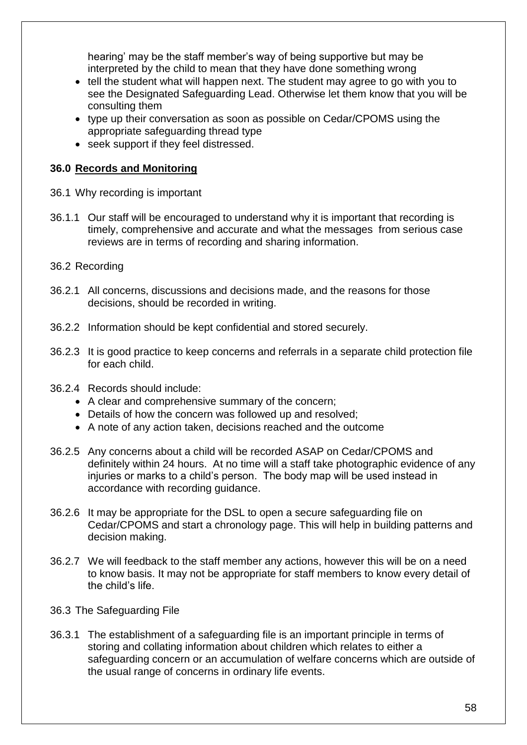hearing' may be the staff member's way of being supportive but may be interpreted by the child to mean that they have done something wrong

- tell the student what will happen next. The student may agree to go with you to see the Designated Safeguarding Lead. Otherwise let them know that you will be consulting them
- type up their conversation as soon as possible on Cedar/CPOMS using the appropriate safeguarding thread type
- seek support if they feel distressed.

## 36.0 Records and Monitoring

36.1 Why recording is important

36.1.1 Our staff will be encouraged to understand why it is important that recording is timely, comprehensive and accurate and what the messages from serious case reviews are in terms of recording and sharing information.

36.2 Recording

36.2.1 All concerns, discussions and decisions made, and the reasons for those decisions, should be recorded in writing.

36.2.2 Information should be kept confidential and stored securely.

36.2.3 It is good practice to keep concerns and referrals in a separate child protection file for each child.

36.2.4 Records should include:

- A clear and comprehensive summary of the concern;
- Details of how the concern was followed up and resolved;
- A note of any action taken, decisions reached and the outcome

36.2.5 Any concerns about a child will be recorded ASAP on Cedar/CPOMS and definitely within 24 hours. At no time will a staff take photographic evidence of any injuries or marks to a child's person. The body map will be used instead in accordance with recording guidance.

36.2.6 It may be appropriate for the DSL to open a secure safeguarding file on Cedar/CPOMS and start a chronology page. This will help in building patterns and decision making.

36.2.7 We will feedback to the staff member any actions, however this will be on a need to know basis. It may not be appropriate for staff members to know every detail of the child's life.

36.3 The Safeguarding File

36.3.1 The establishment of a safeguarding file is an important principle in terms of storing and collating information about children which relates to either a safeguarding concern or an accumulation of welfare concerns which are outside of the usual range of concerns in ordinary life events.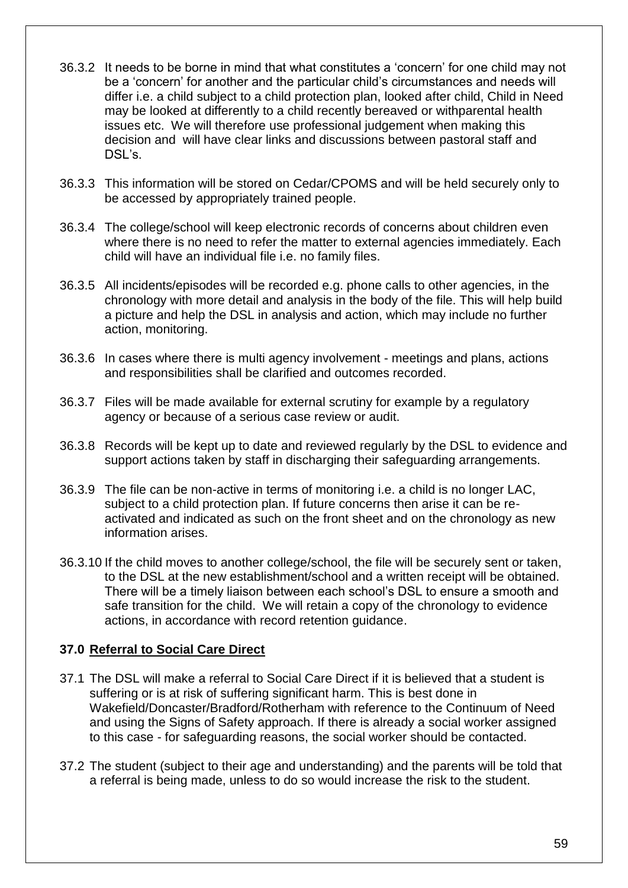36.3.2 It needs to be borne in mind that what constitutes a 'concern' for one child may not be a 'concern' for another and the particular child's circumstances and needs will differ i.e. a child subject to a child protection plan, looked after child, Child in Need may be looked at differently to a child recently bereaved or withparental health issues etc. We will therefore use professional judgement when making this decision and will have clear links and discussions between pastoral staff and DSL's.

36.3.3 This information will be stored on Cedar/CPOMS and will be held securely only to be accessed by appropriately trained people.

36.3.4 The college/school will keep electronic records of concerns about children even where there is no need to refer the matter to external agencies immediately. Each child will have an individual file i.e. no family files.

36.3.5 All incidents/episodes will be recorded e.g. phone calls to other agencies, in the chronology with more detail and analysis in the body of the file. This will help build a picture and help the DSL in analysis and action, which may include no further action, monitoring.

36.3.6 In cases where there is multi agency involvement - meetings and plans, actions and responsibilities shall be clarified and outcomes recorded.

36.3.7 Files will be made available for external scrutiny for example by a regulatory agency or because of a serious case review or audit.

36.3.8 Records will be kept up to date and reviewed regularly by the DSL to evidence and support actions taken by staff in discharging their safeguarding arrangements.

36.3.9 The file can be non-active in terms of monitoring i.e. a child is no longer LAC, subject to a child protection plan. If future concerns then arise it can be re-activated and indicated as such on the front sheet and on the chronology as new information arises.

36.3.10 If the child moves to another college/school, the file will be securely sent or taken, to the DSL at the new establishment/school and a written receipt will be obtained. There will be a timely liaison between each school's DSL to ensure a smooth and safe transition for the child. We will retain a copy of the chronology to evidence actions, in accordance with record retention guidance.

## 37.0 Referral to Social Care Direct

37.1 The DSL will make a referral to Social Care Direct if it is believed that a student is suffering or is at risk of suffering significant harm. This is best done in Wakefield/Doncaster/Bradford/Rotherham with reference to the Continuum of Need and using the Signs of Safety approach. If there is already a social worker assigned to this case - for safeguarding reasons, the social worker should be contacted.

37.2 The student (subject to their age and understanding) and the parents will be told that a referral is being made, unless to do so would increase the risk to the student.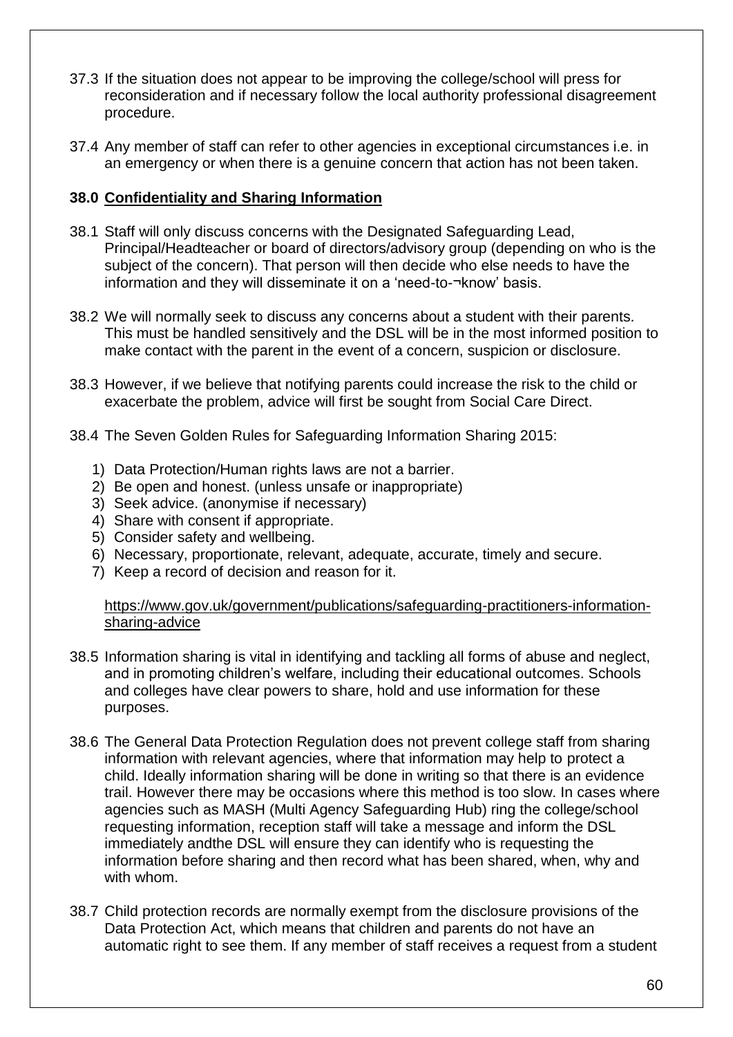37.3 If the situation does not appear to be improving the college/school will press for reconsideration and if necessary follow the local authority professional disagreement procedure.

37.4 Any member of staff can refer to other agencies in exceptional circumstances i.e. in an emergency or when there is a genuine concern that action has not been taken.

## 38.0 Confidentiality and Sharing Information

38.1 Staff will only discuss concerns with the Designated Safeguarding Lead, Principal/Headteacher or board of directors/advisory group (depending on who is the subject of the concern). That person will then decide who else needs to have the information and they will disseminate it on a 'need-to-¬know' basis.

38.2 We will normally seek to discuss any concerns about a student with their parents. This must be handled sensitively and the DSL will be in the most informed position to make contact with the parent in the event of a concern, suspicion or disclosure.

38.3 However, if we believe that notifying parents could increase the risk to the child or exacerbate the problem, advice will first be sought from Social Care Direct.

38.4 The Seven Golden Rules for Safeguarding Information Sharing 2015:

1) Data Protection/Human rights laws are not a barrier.
2) Be open and honest. (unless unsafe or inappropriate)
3) Seek advice. (anonymise if necessary)
4) Share with consent if appropriate.
5) Consider safety and wellbeing.
6) Necessary, proportionate, relevant, adequate, accurate, timely and secure.
7) Keep a record of decision and reason for it.

https://www.gov.uk/government/publications/safeguarding-practitioners-information-sharing-advice

38.5 Information sharing is vital in identifying and tackling all forms of abuse and neglect, and in promoting children's welfare, including their educational outcomes. Schools and colleges have clear powers to share, hold and use information for these purposes.

38.6 The General Data Protection Regulation does not prevent college staff from sharing information with relevant agencies, where that information may help to protect a child. Ideally information sharing will be done in writing so that there is an evidence trail. However there may be occasions where this method is too slow. In cases where agencies such as MASH (Multi Agency Safeguarding Hub) ring the college/school requesting information, reception staff will take a message and inform the DSL immediately andthe DSL will ensure they can identify who is requesting the information before sharing and then record what has been shared, when, why and with whom.

38.7 Child protection records are normally exempt from the disclosure provisions of the Data Protection Act, which means that children and parents do not have an automatic right to see them. If any member of staff receives a request from a student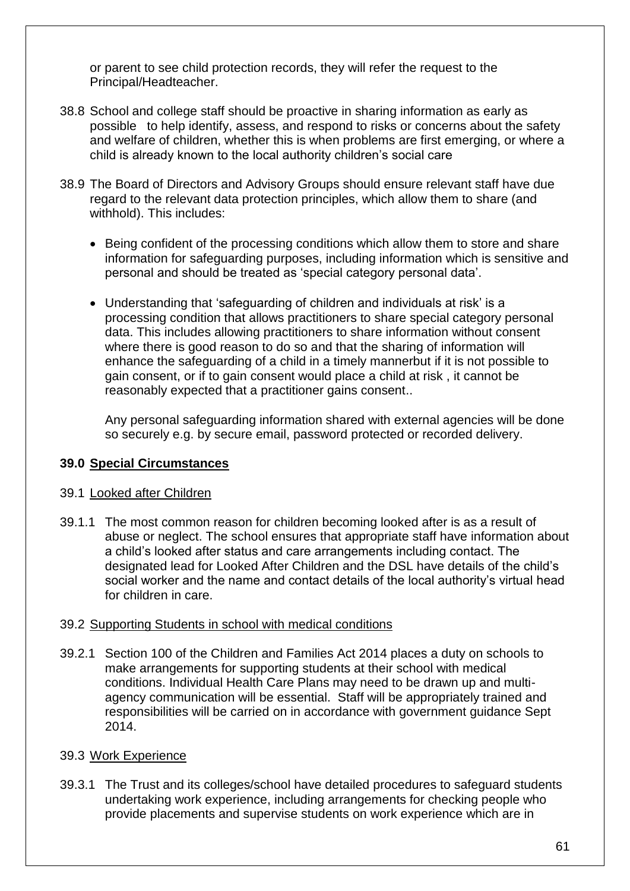or parent to see child protection records, they will refer the request to the Principal/Headteacher.

38.8 School and college staff should be proactive in sharing information as early as possible to help identify, assess, and respond to risks or concerns about the safety and welfare of children, whether this is when problems are first emerging, or where a child is already known to the local authority children's social care

38.9 The Board of Directors and Advisory Groups should ensure relevant staff have due regard to the relevant data protection principles, which allow them to share (and withhold). This includes:

- Being confident of the processing conditions which allow them to store and share information for safeguarding purposes, including information which is sensitive and personal and should be treated as 'special category personal data'.

- Understanding that 'safeguarding of children and individuals at risk' is a processing condition that allows practitioners to share special category personal data. This includes allowing practitioners to share information without consent where there is good reason to do so and that the sharing of information will enhance the safeguarding of a child in a timely mannerbut if it is not possible to gain consent, or if to gain consent would place a child at risk , it cannot be reasonably expected that a practitioner gains consent..

  Any personal safeguarding information shared with external agencies will be done so securely e.g. by secure email, password protected or recorded delivery.

## 39.0 Special Circumstances

### 39.1 Looked after Children

39.1.1 The most common reason for children becoming looked after is as a result of abuse or neglect. The school ensures that appropriate staff have information about a child's looked after status and care arrangements including contact. The designated lead for Looked After Children and the DSL have details of the child's social worker and the name and contact details of the local authority's virtual head for children in care.

### 39.2 Supporting Students in school with medical conditions

39.2.1 Section 100 of the Children and Families Act 2014 places a duty on schools to make arrangements for supporting students at their school with medical conditions. Individual Health Care Plans may need to be drawn up and multi-agency communication will be essential. Staff will be appropriately trained and responsibilities will be carried on in accordance with government guidance Sept 2014.

### 39.3 Work Experience

39.3.1 The Trust and its colleges/school have detailed procedures to safeguard students undertaking work experience, including arrangements for checking people who provide placements and supervise students on work experience which are in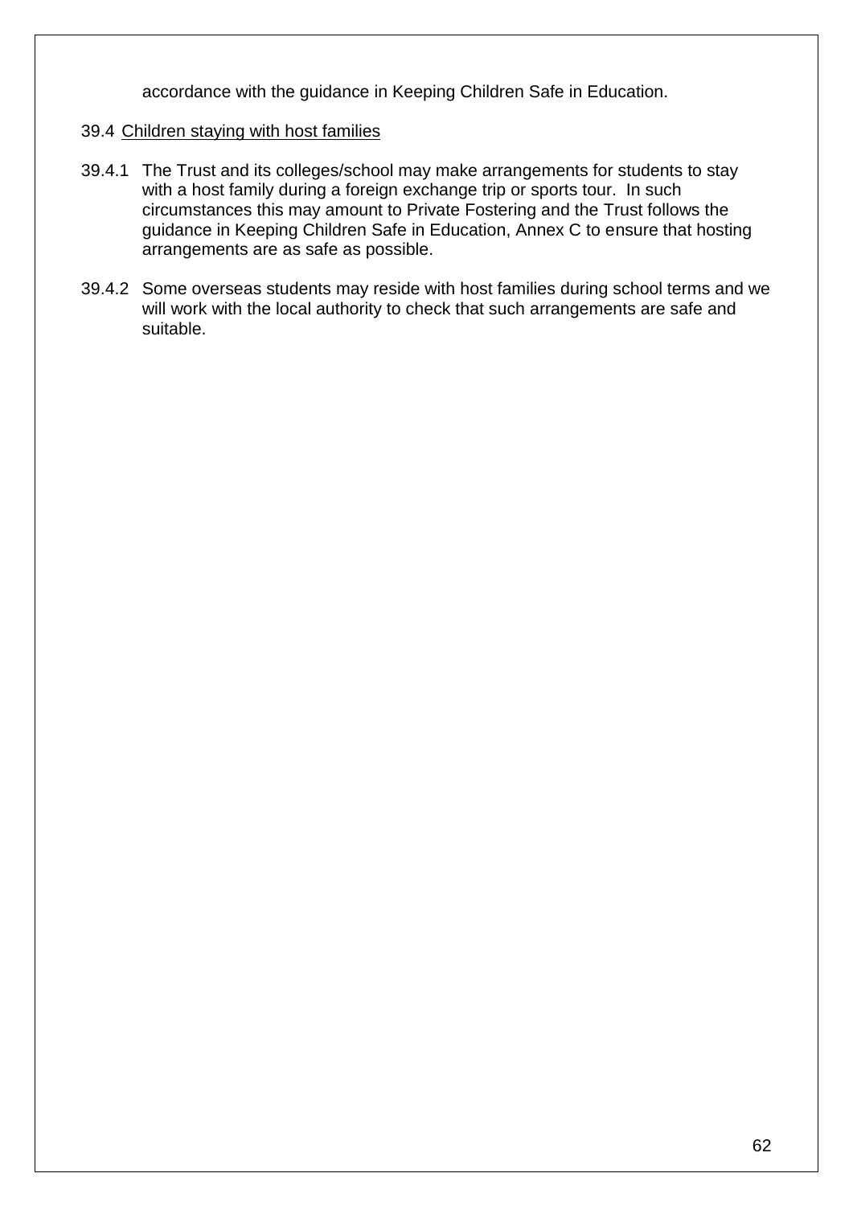accordance with the guidance in Keeping Children Safe in Education.

39.4 Children staying with host families

39.4.1 The Trust and its colleges/school may make arrangements for students to stay with a host family during a foreign exchange trip or sports tour. In such circumstances this may amount to Private Fostering and the Trust follows the guidance in Keeping Children Safe in Education, Annex C to ensure that hosting arrangements are as safe as possible.

39.4.2 Some overseas students may reside with host families during school terms and we will work with the local authority to check that such arrangements are safe and suitable.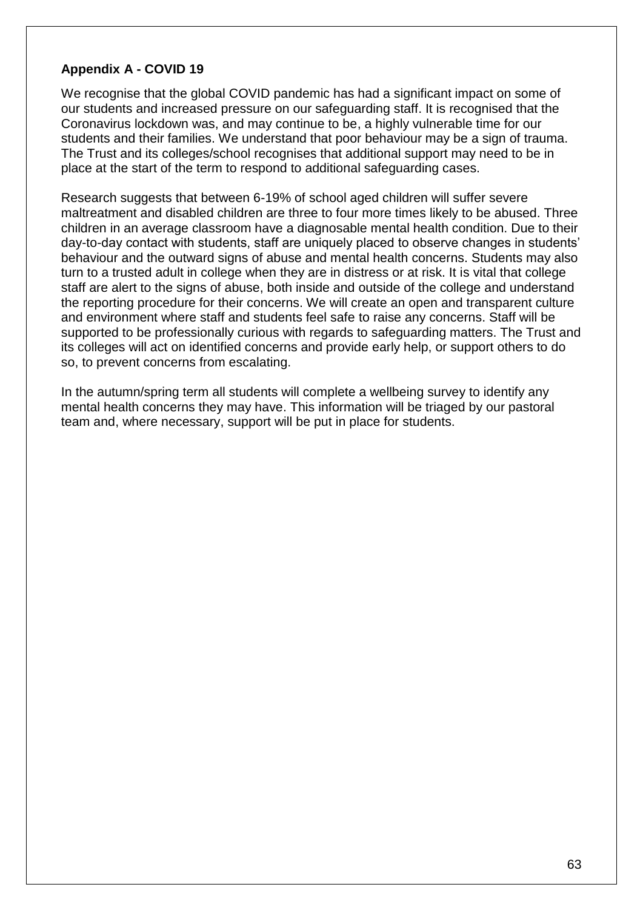**Appendix A - COVID 19**

We recognise that the global COVID pandemic has had a significant impact on some of our students and increased pressure on our safeguarding staff. It is recognised that the Coronavirus lockdown was, and may continue to be, a highly vulnerable time for our students and their families. We understand that poor behaviour may be a sign of trauma. The Trust and its colleges/school recognises that additional support may need to be in place at the start of the term to respond to additional safeguarding cases.

Research suggests that between 6-19% of school aged children will suffer severe maltreatment and disabled children are three to four more times likely to be abused. Three children in an average classroom have a diagnosable mental health condition. Due to their day-to-day contact with students, staff are uniquely placed to observe changes in students' behaviour and the outward signs of abuse and mental health concerns. Students may also turn to a trusted adult in college when they are in distress or at risk. It is vital that college staff are alert to the signs of abuse, both inside and outside of the college and understand the reporting procedure for their concerns. We will create an open and transparent culture and environment where staff and students feel safe to raise any concerns. Staff will be supported to be professionally curious with regards to safeguarding matters. The Trust and its colleges will act on identified concerns and provide early help, or support others to do so, to prevent concerns from escalating.

In the autumn/spring term all students will complete a wellbeing survey to identify any mental health concerns they may have. This information will be triaged by our pastoral team and, where necessary, support will be put in place for students.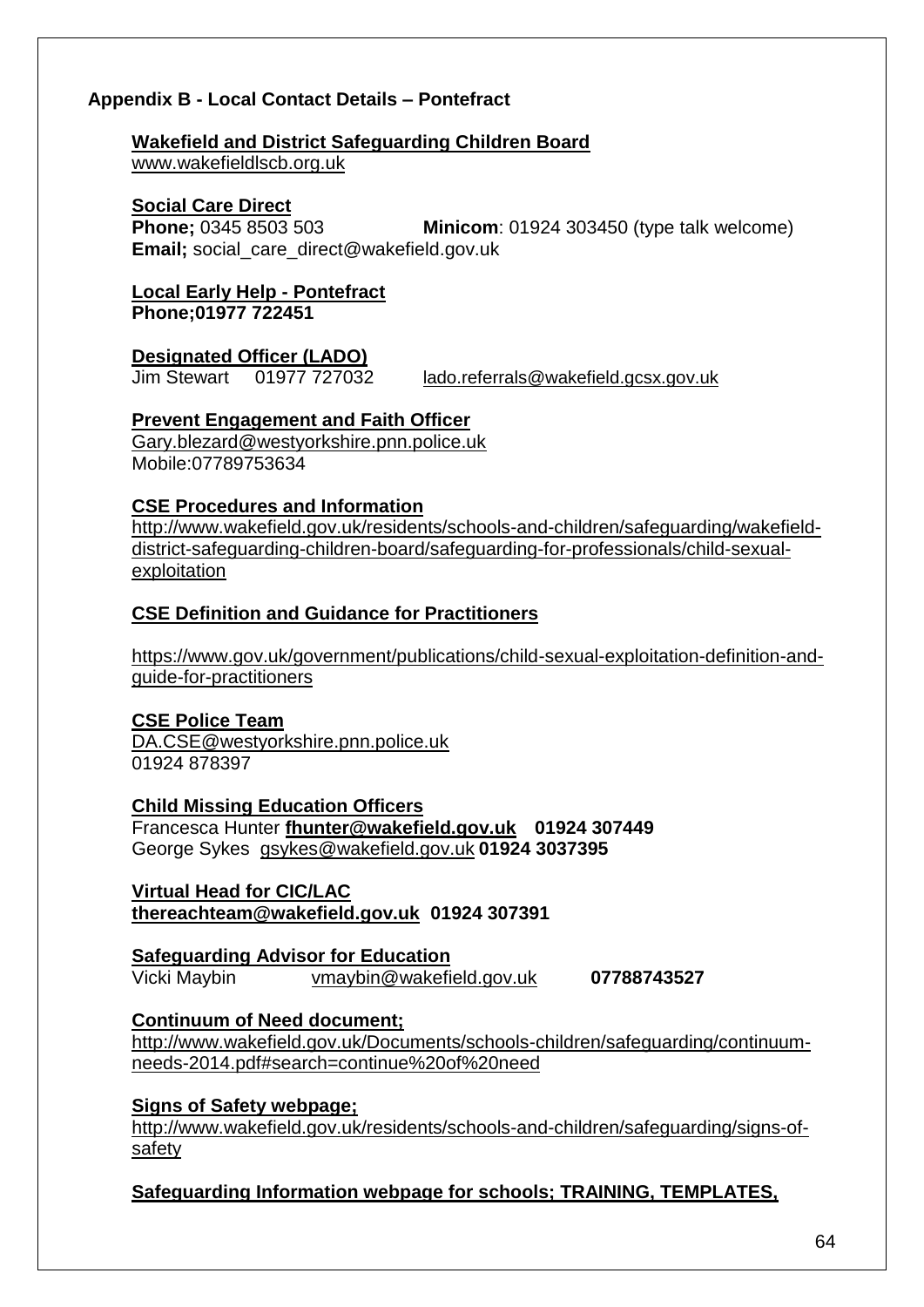## Appendix B - Local Contact Details – Pontefract

**Wakefield and District Safeguarding Children Board**
www.wakefieldlscb.org.uk

**Social Care Direct**
**Phone;** 0345 8503 503 **Minicom**: 01924 303450 (type talk welcome)
**Email;** social_care_direct@wakefield.gov.uk

**Local Early Help - Pontefract**
**Phone;01977 722451**

**Designated Officer (LADO)**
Jim Stewart 01977 727032 lado.referrals@wakefield.gcsx.gov.uk

**Prevent Engagement and Faith Officer**
Gary.blezard@westyorkshire.pnn.police.uk
Mobile:07789753634

**CSE Procedures and Information**
http://www.wakefield.gov.uk/residents/schools-and-children/safeguarding/wakefield-district-safeguarding-children-board/safeguarding-for-professionals/child-sexual-exploitation

**CSE Definition and Guidance for Practitioners**

https://www.gov.uk/government/publications/child-sexual-exploitation-definition-and-guide-for-practitioners

**CSE Police Team**
DA.CSE@westyorkshire.pnn.police.uk
01924 878397

**Child Missing Education Officers**
Francesca Hunter **fhunter@wakefield.gov.uk 01924 307449**
George Sykes gsykes@wakefield.gov.uk **01924 3037395**

**Virtual Head for CIC/LAC**
**thereachteam@wakefield.gov.uk 01924 307391**

**Safeguarding Advisor for Education**
Vicki Maybin vmaybin@wakefield.gov.uk **07788743527**

**Continuum of Need document;**
http://www.wakefield.gov.uk/Documents/schools-children/safeguarding/continuum-needs-2014.pdf#search=continue%20of%20need

**Signs of Safety webpage;**
http://www.wakefield.gov.uk/residents/schools-and-children/safeguarding/signs-of-safety

**Safeguarding Information webpage for schools; TRAINING, TEMPLATES,**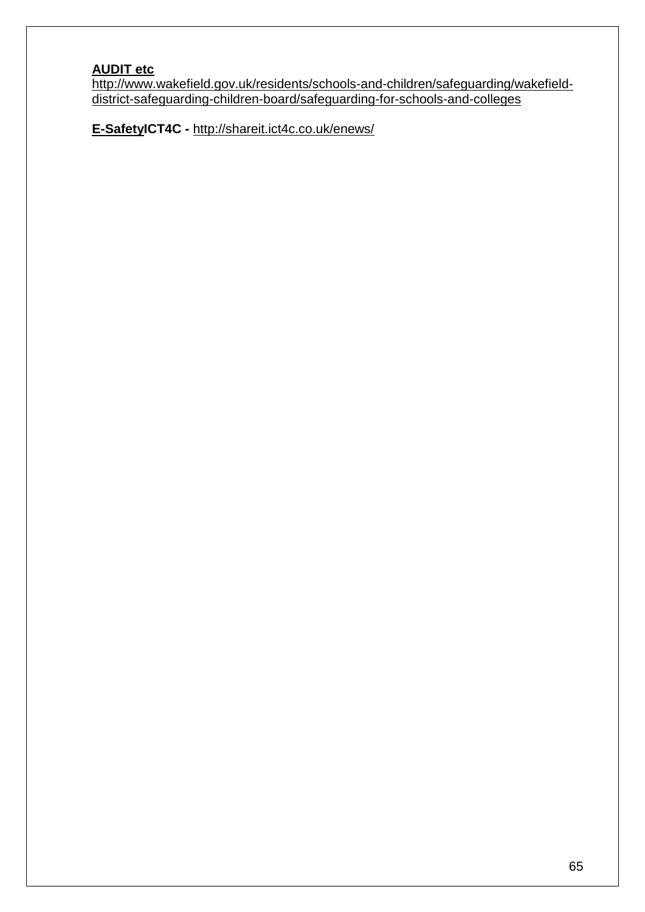**AUDIT etc**
http://www.wakefield.gov.uk/residents/schools-and-children/safeguarding/wakefield-district-safeguarding-children-board/safeguarding-for-schools-and-colleges

**E-SafetyICT4C -** http://shareit.ict4c.co.uk/enews/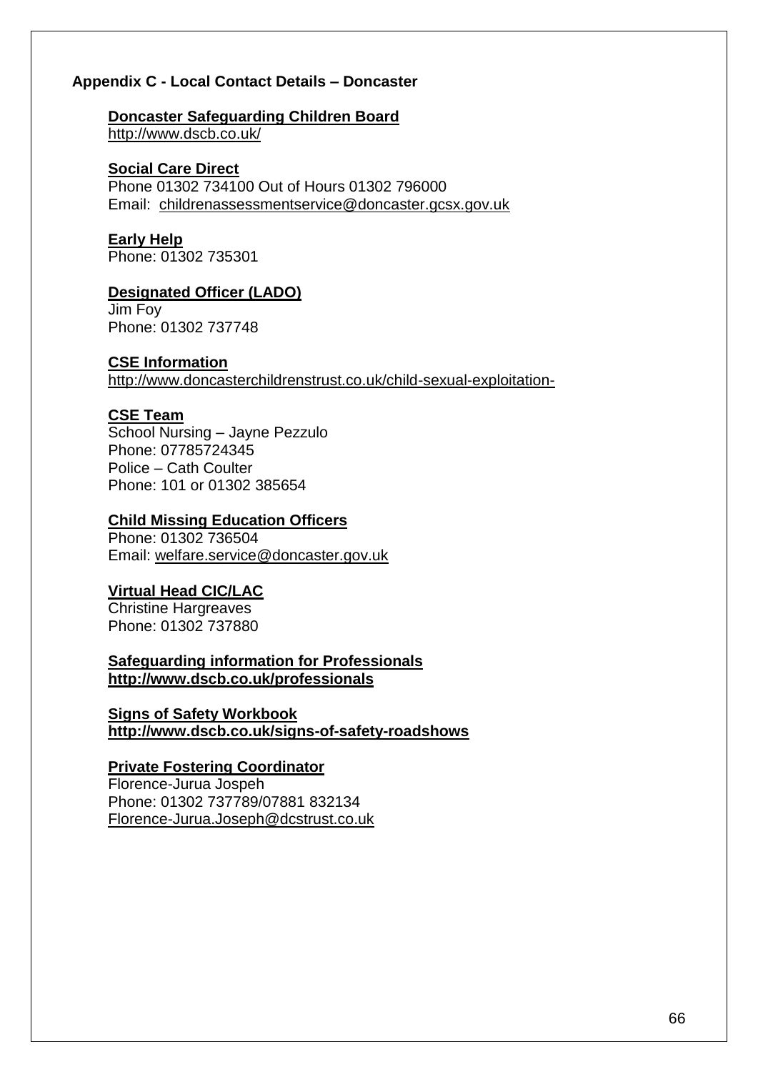## Appendix C - Local Contact Details – Doncaster

**Doncaster Safeguarding Children Board**
http://www.dscb.co.uk/

**Social Care Direct**
Phone 01302 734100 Out of Hours 01302 796000
Email: childrenassessmentservice@doncaster.gcsx.gov.uk

**Early Help**
Phone: 01302 735301

**Designated Officer (LADO)**
Jim Foy
Phone: 01302 737748

**CSE Information**
http://www.doncasterchildrenstrust.co.uk/child-sexual-exploitation-

**CSE Team**
School Nursing – Jayne Pezzulo
Phone: 07785724345
Police – Cath Coulter
Phone: 101 or 01302 385654

**Child Missing Education Officers**
Phone: 01302 736504
Email: welfare.service@doncaster.gov.uk

**Virtual Head CIC/LAC**
Christine Hargreaves
Phone: 01302 737880

**Safeguarding information for Professionals**
**http://www.dscb.co.uk/professionals**

**Signs of Safety Workbook**
**http://www.dscb.co.uk/signs-of-safety-roadshows**

**Private Fostering Coordinator**
Florence-Jurua Jospeh
Phone: 01302 737789/07881 832134
Florence-Jurua.Joseph@dcstrust.co.uk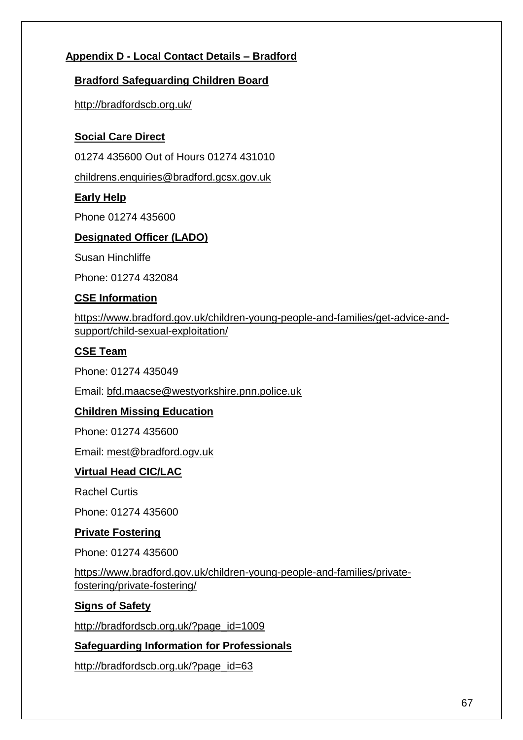## Appendix D - Local Contact Details – Bradford

### Bradford Safeguarding Children Board

http://bradfordscb.org.uk/

### Social Care Direct

01274 435600 Out of Hours 01274 431010

childrens.enquiries@bradford.gcsx.gov.uk

### Early Help

Phone 01274 435600

### Designated Officer (LADO)

Susan Hinchliffe

Phone: 01274 432084

### CSE Information

https://www.bradford.gov.uk/children-young-people-and-families/get-advice-and-support/child-sexual-exploitation/

### CSE Team

Phone: 01274 435049

Email: bfd.maacse@westyorkshire.pnn.police.uk

### Children Missing Education

Phone: 01274 435600

Email: mest@bradford.ogv.uk

### Virtual Head CIC/LAC

Rachel Curtis

Phone: 01274 435600

### Private Fostering

Phone: 01274 435600

https://www.bradford.gov.uk/children-young-people-and-families/private-fostering/private-fostering/

### Signs of Safety

http://bradfordscb.org.uk/?page_id=1009

### Safeguarding Information for Professionals

http://bradfordscb.org.uk/?page_id=63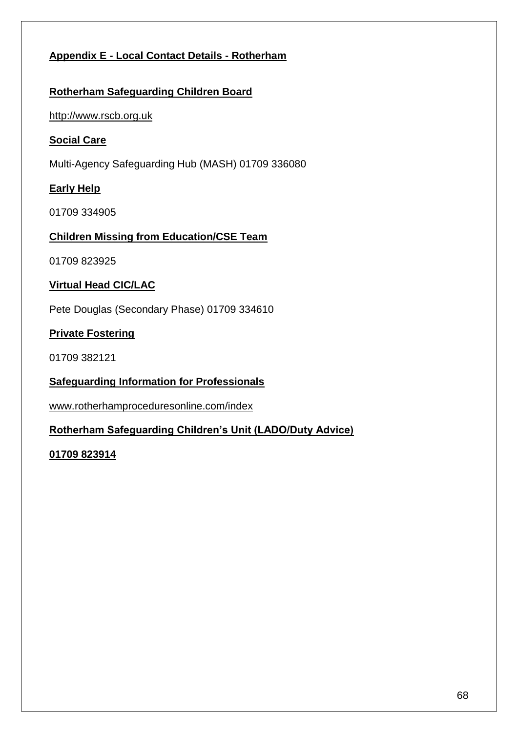## Appendix E - Local Contact Details - Rotherham

### Rotherham Safeguarding Children Board

http://www.rscb.org.uk

### Social Care

Multi-Agency Safeguarding Hub (MASH) 01709 336080

### Early Help

01709 334905

### Children Missing from Education/CSE Team

01709 823925

### Virtual Head CIC/LAC

Pete Douglas (Secondary Phase) 01709 334610

### Private Fostering

01709 382121

### Safeguarding Information for Professionals

www.rotherhamproceduresonline.com/index

### Rotherham Safeguarding Children's Unit (LADO/Duty Advice)

**01709 823914**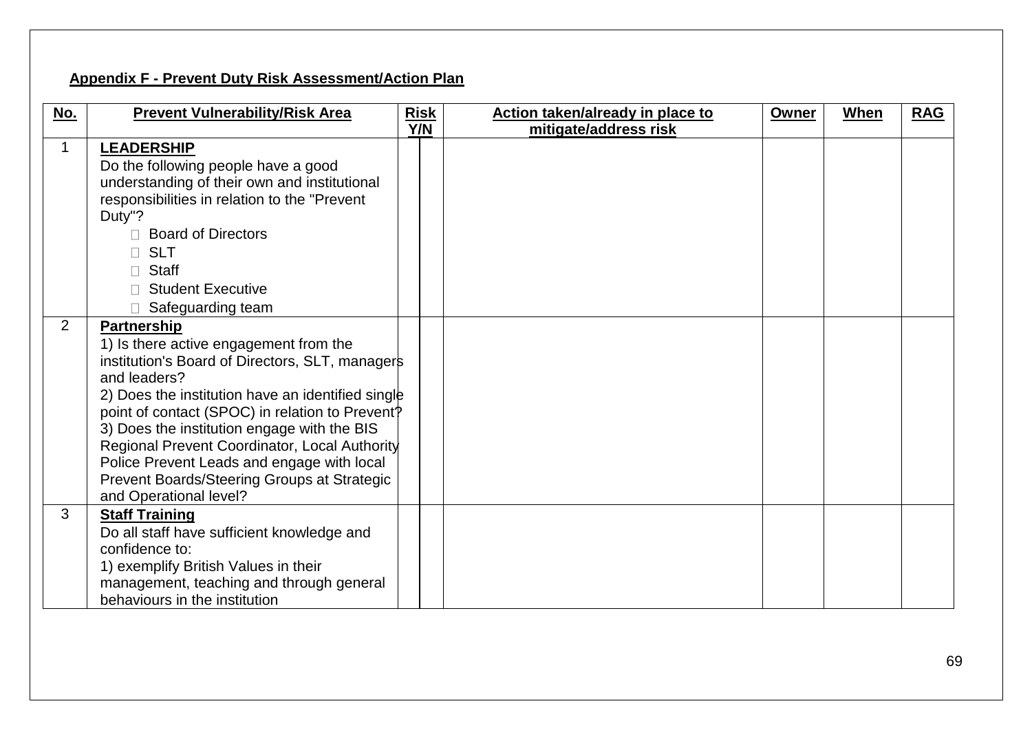**Appendix F - Prevent Duty Risk Assessment/Action Plan**

| No. | Prevent Vulnerability/Risk Area | Risk Y/N | | Action taken/already in place to mitigate/address risk | Owner | When | RAG |
|---|---|---|---|---|---|---|---|
| 1 | **LEADERSHIP**<br>Do the following people have a good understanding of their own and institutional responsibilities in relation to the "Prevent Duty"?<br>- Board of Directors<br>- SLT<br>- Staff<br>- Student Executive<br>- Safeguarding team | | | | | | |
| 2 | **Partnership**<br>1) Is there active engagement from the institution's Board of Directors, SLT, managers and leaders?<br>2) Does the institution have an identified single point of contact (SPOC) in relation to Prevent?<br>3) Does the institution engage with the BIS Regional Prevent Coordinator, Local Authority Police Prevent Leads and engage with local Prevent Boards/Steering Groups at Strategic and Operational level? | | | | | | |
| 3 | **Staff Training**<br>Do all staff have sufficient knowledge and confidence to:<br>1) exemplify British Values in their management, teaching and through general behaviours in the institution | | | | | | |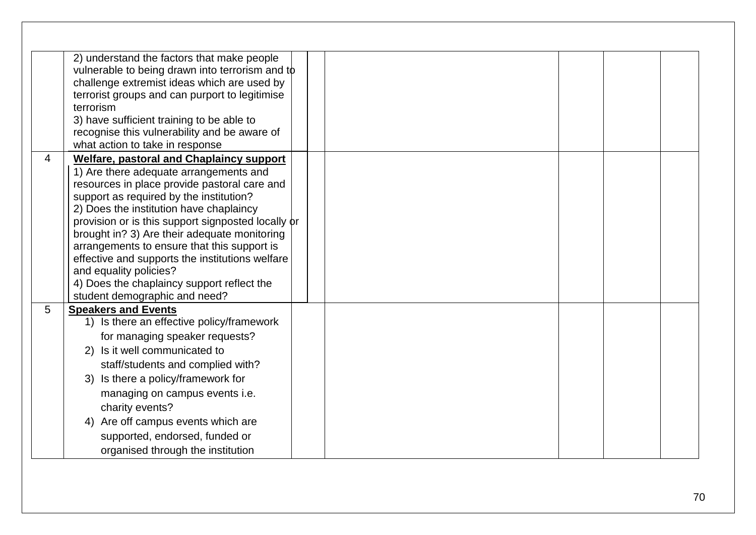| | | | | | | |
|---|---|---|---|---|---|---|
| | 2) understand the factors that make people vulnerable to being drawn into terrorism and to challenge extremist ideas which are used by terrorist groups and can purport to legitimise terrorism<br>3) have sufficient training to be able to recognise this vulnerability and be aware of what action to take in response | | | | | |
| 4 | **Welfare, pastoral and Chaplaincy support**<br>1) Are there adequate arrangements and resources in place provide pastoral care and support as required by the institution?<br>2) Does the institution have chaplaincy provision or is this support signposted locally or brought in? 3) Are their adequate monitoring arrangements to ensure that this support is effective and supports the institutions welfare and equality policies?<br>4) Does the chaplaincy support reflect the student demographic and need? | | | | | |
| 5 | **Speakers and Events**<br>1) Is there an effective policy/framework for managing speaker requests?<br>2) Is it well communicated to staff/students and complied with?<br>3) Is there a policy/framework for managing on campus events i.e. charity events?<br>4) Are off campus events which are supported, endorsed, funded or organised through the institution | | | | | |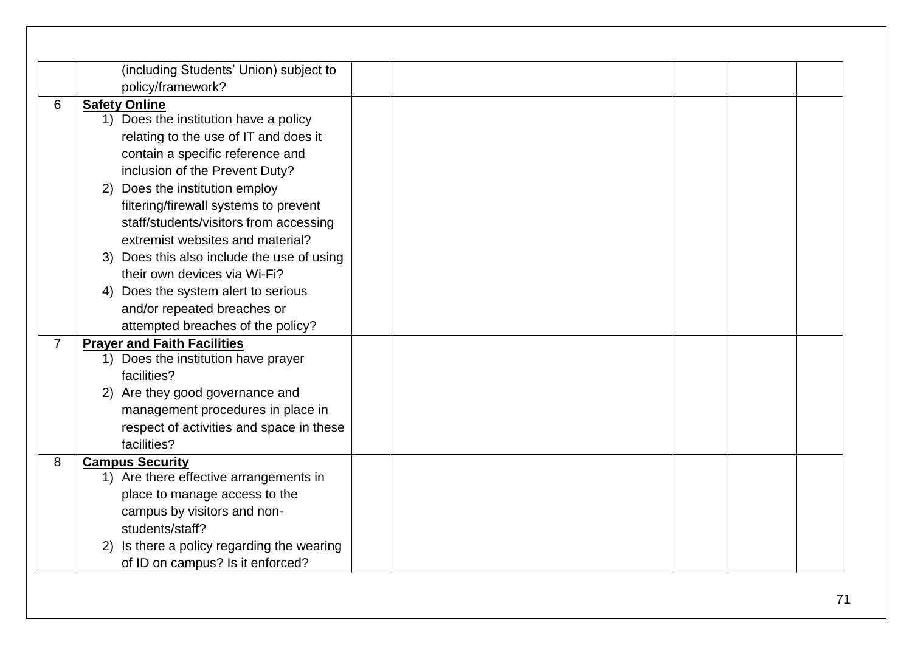| | | | | | | |
|---|---|---|---|---|---|---|
| | (including Students' Union) subject to policy/framework? | | | | | |
| 6 | **Safety Online**<br>1) Does the institution have a policy relating to the use of IT and does it contain a specific reference and inclusion of the Prevent Duty?<br>2) Does the institution employ filtering/firewall systems to prevent staff/students/visitors from accessing extremist websites and material?<br>3) Does this also include the use of using their own devices via Wi-Fi?<br>4) Does the system alert to serious and/or repeated breaches or attempted breaches of the policy? | | | | | |
| 7 | **Prayer and Faith Facilities**<br>1) Does the institution have prayer facilities?<br>2) Are they good governance and management procedures in place in respect of activities and space in these facilities? | | | | | |
| 8 | **Campus Security**<br>1) Are there effective arrangements in place to manage access to the campus by visitors and non-students/staff?<br>2) Is there a policy regarding the wearing of ID on campus? Is it enforced? | | | | | |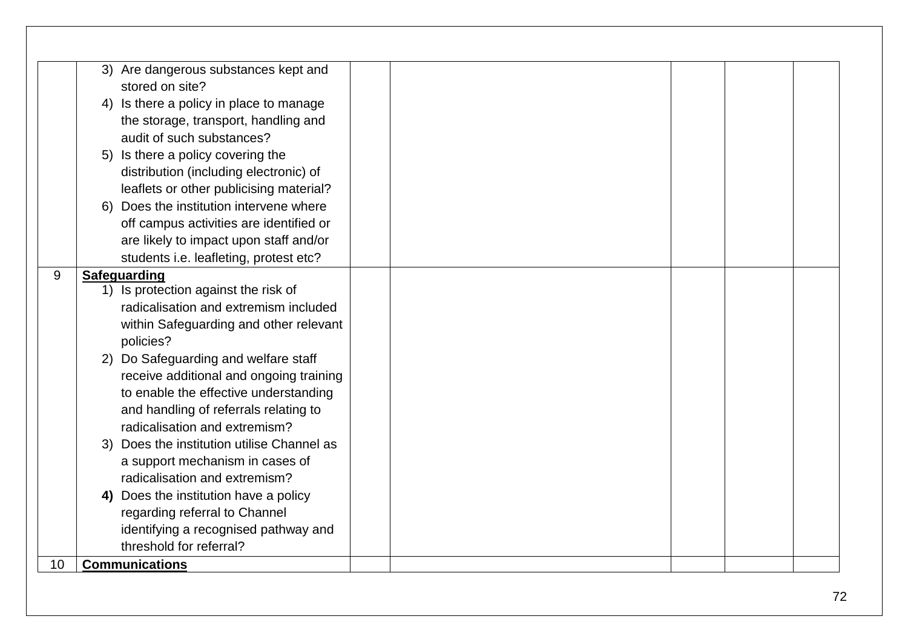| | | | | | | |
|---|---|---|---|---|---|---|
| | 3) Are dangerous substances kept and stored on site?<br>4) Is there a policy in place to manage the storage, transport, handling and audit of such substances?<br>5) Is there a policy covering the distribution (including electronic) of leaflets or other publicising material?<br>6) Does the institution intervene where off campus activities are identified or are likely to impact upon staff and/or students i.e. leafleting, protest etc? | | | | | |
| 9 | **Safeguarding**<br>1) Is protection against the risk of radicalisation and extremism included within Safeguarding and other relevant policies?<br>2) Do Safeguarding and welfare staff receive additional and ongoing training to enable the effective understanding and handling of referrals relating to radicalisation and extremism?<br>3) Does the institution utilise Channel as a support mechanism in cases of radicalisation and extremism?<br>**4)** Does the institution have a policy regarding referral to Channel identifying a recognised pathway and threshold for referral? | | | | | |
| 10 | **Communications** | | | | | |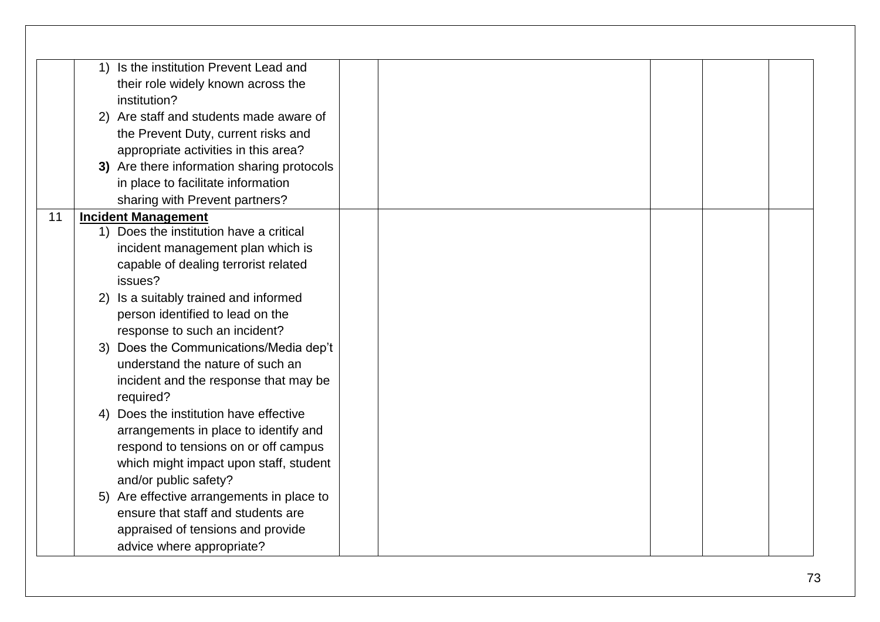| | | | | | | |
|---|---|---|---|---|---|---|
| | 1) Is the institution Prevent Lead and their role widely known across the institution?<br>2) Are staff and students made aware of the Prevent Duty, current risks and appropriate activities in this area?<br>**3)** Are there information sharing protocols in place to facilitate information sharing with Prevent partners? | | | | | |
| 11 | **<u>Incident Management</u>**<br>1) Does the institution have a critical incident management plan which is capable of dealing terrorist related issues?<br>2) Is a suitably trained and informed person identified to lead on the response to such an incident?<br>3) Does the Communications/Media dep't understand the nature of such an incident and the response that may be required?<br>4) Does the institution have effective arrangements in place to identify and respond to tensions on or off campus which might impact upon staff, student and/or public safety?<br>5) Are effective arrangements in place to ensure that staff and students are appraised of tensions and provide advice where appropriate? | | | | | |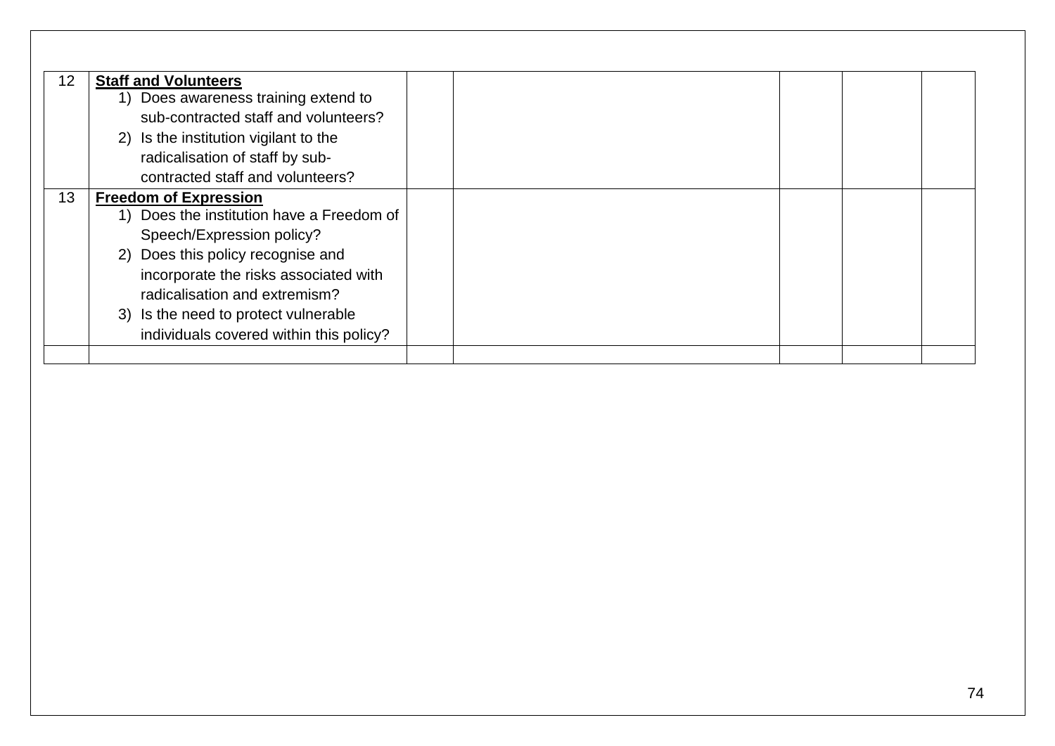| | | | | | | |
|---|---|---|---|---|---|---|
| 12 | **Staff and Volunteers**<br>1) Does awareness training extend to sub-contracted staff and volunteers?<br>2) Is the institution vigilant to the radicalisation of staff by sub-contracted staff and volunteers? | | | | | |
| 13 | **Freedom of Expression**<br>1) Does the institution have a Freedom of Speech/Expression policy?<br>2) Does this policy recognise and incorporate the risks associated with radicalisation and extremism?<br>3) Is the need to protect vulnerable individuals covered within this policy? | | | | | |
| | | | | | | |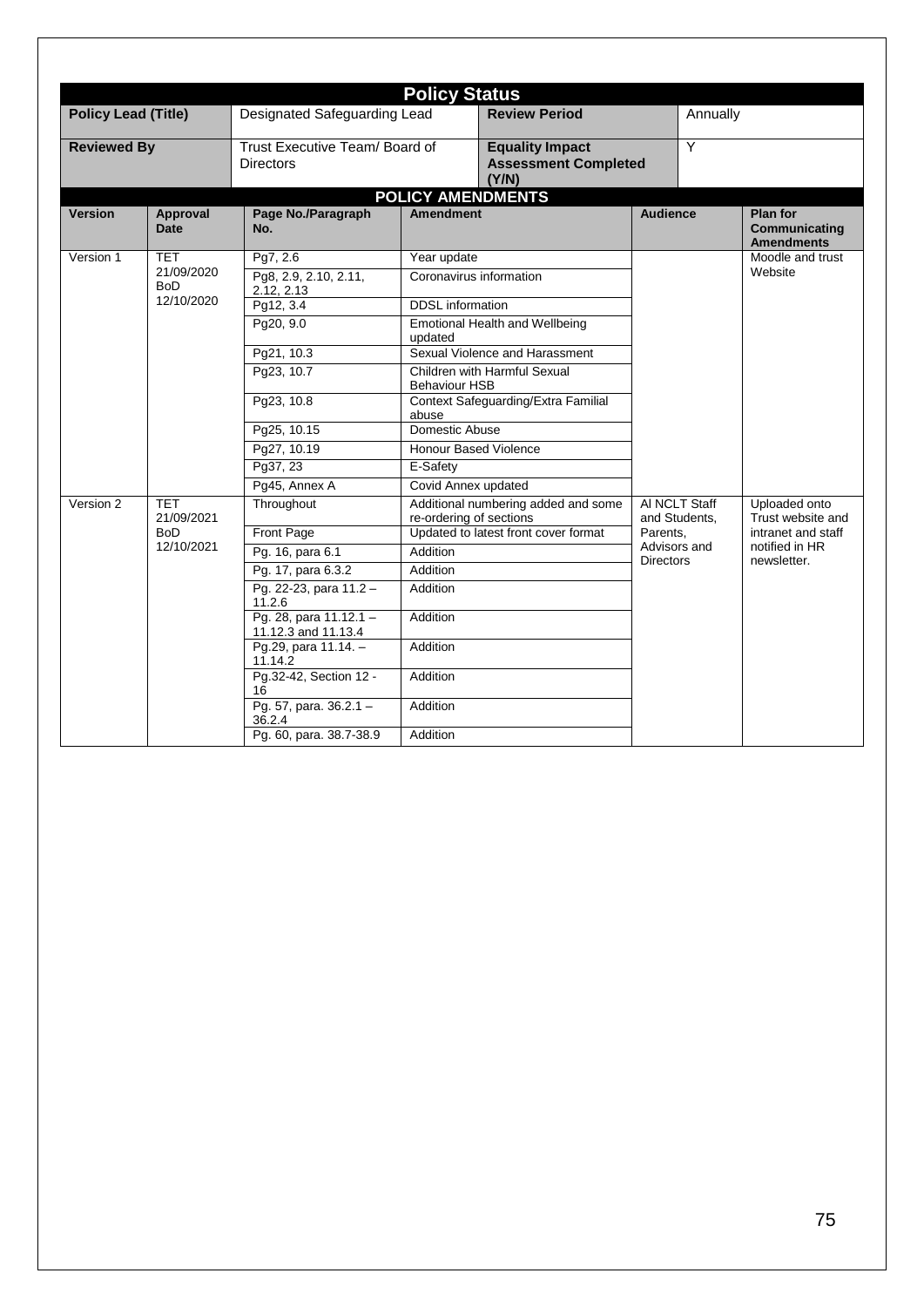## Policy Status

| | | | |
|---|---|---|---|
| **Policy Lead (Title)** | Designated Safeguarding Lead | **Review Period** | Annually |
| **Reviewed By** | Trust Executive Team/ Board of Directors | **Equality Impact Assessment Completed (Y/N)** | Y |

## POLICY AMENDMENTS

| Version | Approval Date | Page No./Paragraph No. | Amendment | Audience | Plan for Communicating Amendments |
|---|---|---|---|---|---|
| Version 1 | TET 21/09/2020 BoD 12/10/2020 | Pg7, 2.6 | Year update | | Moodle and trust Website |
| | | Pg8, 2.9, 2.10, 2.11, 2.12, 2.13 | Coronavirus information | | |
| | | Pg12, 3.4 | DDSL information | | |
| | | Pg20, 9.0 | Emotional Health and Wellbeing updated | | |
| | | Pg21, 10.3 | Sexual Violence and Harassment | | |
| | | Pg23, 10.7 | Children with Harmful Sexual Behaviour HSB | | |
| | | Pg23, 10.8 | Context Safeguarding/Extra Familial abuse | | |
| | | Pg25, 10.15 | Domestic Abuse | | |
| | | Pg27, 10.19 | Honour Based Violence | | |
| | | Pg37, 23 | E-Safety | | |
| | | Pg45, Annex A | Covid Annex updated | | |
| Version 2 | TET 21/09/2021 BoD 12/10/2021 | Throughout | Additional numbering added and some re-ordering of sections | Al NCLT Staff and Students, Parents, Advisors and Directors | Uploaded onto Trust website and intranet and staff notified in HR newsletter. |
| | | Front Page | Updated to latest front cover format | | |
| | | Pg. 16, para 6.1 | Addition | | |
| | | Pg. 17, para 6.3.2 | Addition | | |
| | | Pg. 22-23, para 11.2 – 11.2.6 | Addition | | |
| | | Pg. 28, para 11.12.1 – 11.12.3 and 11.13.4 | Addition | | |
| | | Pg.29, para 11.14. – 11.14.2 | Addition | | |
| | | Pg.32-42, Section 12 - 16 | Addition | | |
| | | Pg. 57, para. 36.2.1 – 36.2.4 | Addition | | |
| | | Pg. 60, para. 38.7-38.9 | Addition | | |